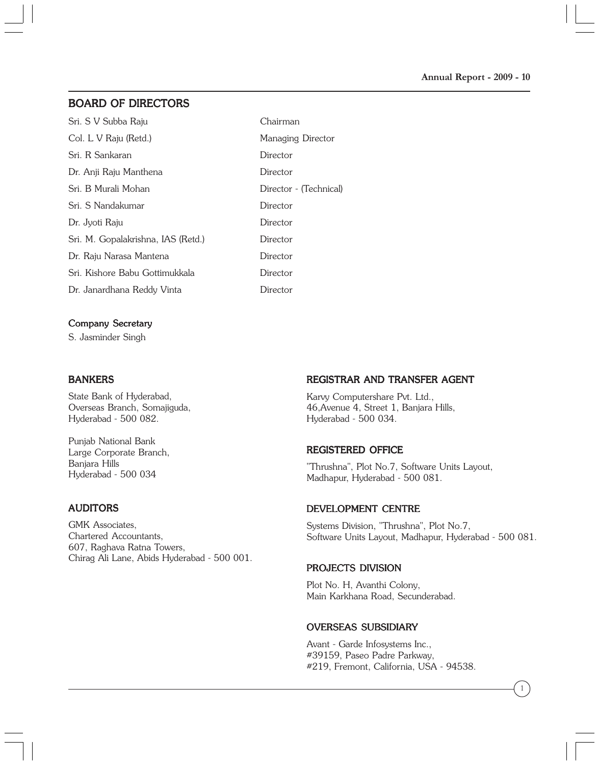## BOARD OF DIRECTORS

| | |
|---|---|
| Sri. S V Subba Raju | Chairman |
| Col. L V Raju (Retd.) | Managing Director |
| Sri. R Sankaran | Director |
| Dr. Anji Raju Manthena | Director |
| Sri. B Murali Mohan | Director - (Technical) |
| Sri. S Nandakumar | Director |
| Dr. Jyoti Raju | Director |
| Sri. M. Gopalakrishna, IAS (Retd.) | Director |
| Dr. Raju Narasa Mantena | Director |
| Sri. Kishore Babu Gottimukkala | Director |
| Dr. Janardhana Reddy Vinta | Director |

### Company Secretary

S. Jasminder Singh

## BANKERS

State Bank of Hyderabad,
Overseas Branch, Somajiguda,
Hyderabad - 500 082.

Punjab National Bank
Large Corporate Branch,
Banjara Hills
Hyderabad - 500 034

## AUDITORS

GMK Associates,
Chartered Accountants,
607, Raghava Ratna Towers,
Chirag Ali Lane, Abids Hyderabad - 500 001.

## REGISTRAR AND TRANSFER AGENT

Karvy Computershare Pvt. Ltd.,
46,Avenue 4, Street 1, Banjara Hills,
Hyderabad - 500 034.

## REGISTERED OFFICE

"Thrushna", Plot No.7, Software Units Layout,
Madhapur, Hyderabad - 500 081.

## DEVELOPMENT CENTRE

Systems Division, "Thrushna", Plot No.7,
Software Units Layout, Madhapur, Hyderabad - 500 081.

## PROJECTS DIVISION

Plot No. H, Avanthi Colony,
Main Karkhana Road, Secunderabad.

## OVERSEAS SUBSIDIARY

Avant - Garde Infosystems Inc.,
#39159, Paseo Padre Parkway,
#219, Fremont, California, USA - 94538.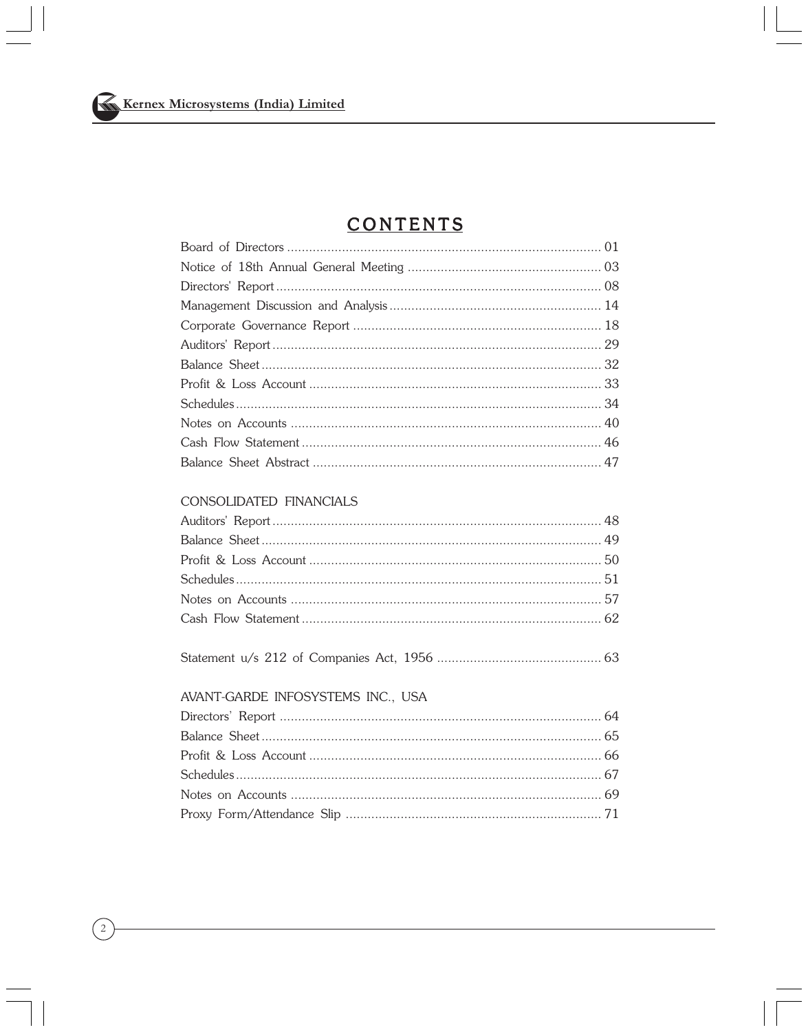# CONTENTS

| | |
|---|---|
| Board of Directors | 01 |
| Notice of 18th Annual General Meeting | 03 |
| Directors' Report | 08 |
| Management Discussion and Analysis | 14 |
| Corporate Governance Report | 18 |
| Auditors' Report | 29 |
| Balance Sheet | 32 |
| Profit & Loss Account | 33 |
| Schedules | 34 |
| Notes on Accounts | 40 |
| Cash Flow Statement | 46 |
| Balance Sheet Abstract | 47 |

## CONSOLIDATED FINANCIALS

| | |
|---|---|
| Auditors' Report | 48 |
| Balance Sheet | 49 |
| Profit & Loss Account | 50 |
| Schedules | 51 |
| Notes on Accounts | 57 |
| Cash Flow Statement | 62 |

| | |
|---|---|
| Statement u/s 212 of Companies Act, 1956 | 63 |

## AVANT-GARDE INFOSYSTEMS INC., USA

| | |
|---|---|
| Directors' Report | 64 |
| Balance Sheet | 65 |
| Profit & Loss Account | 66 |
| Schedules | 67 |
| Notes on Accounts | 69 |
| Proxy Form/Attendance Slip | 71 |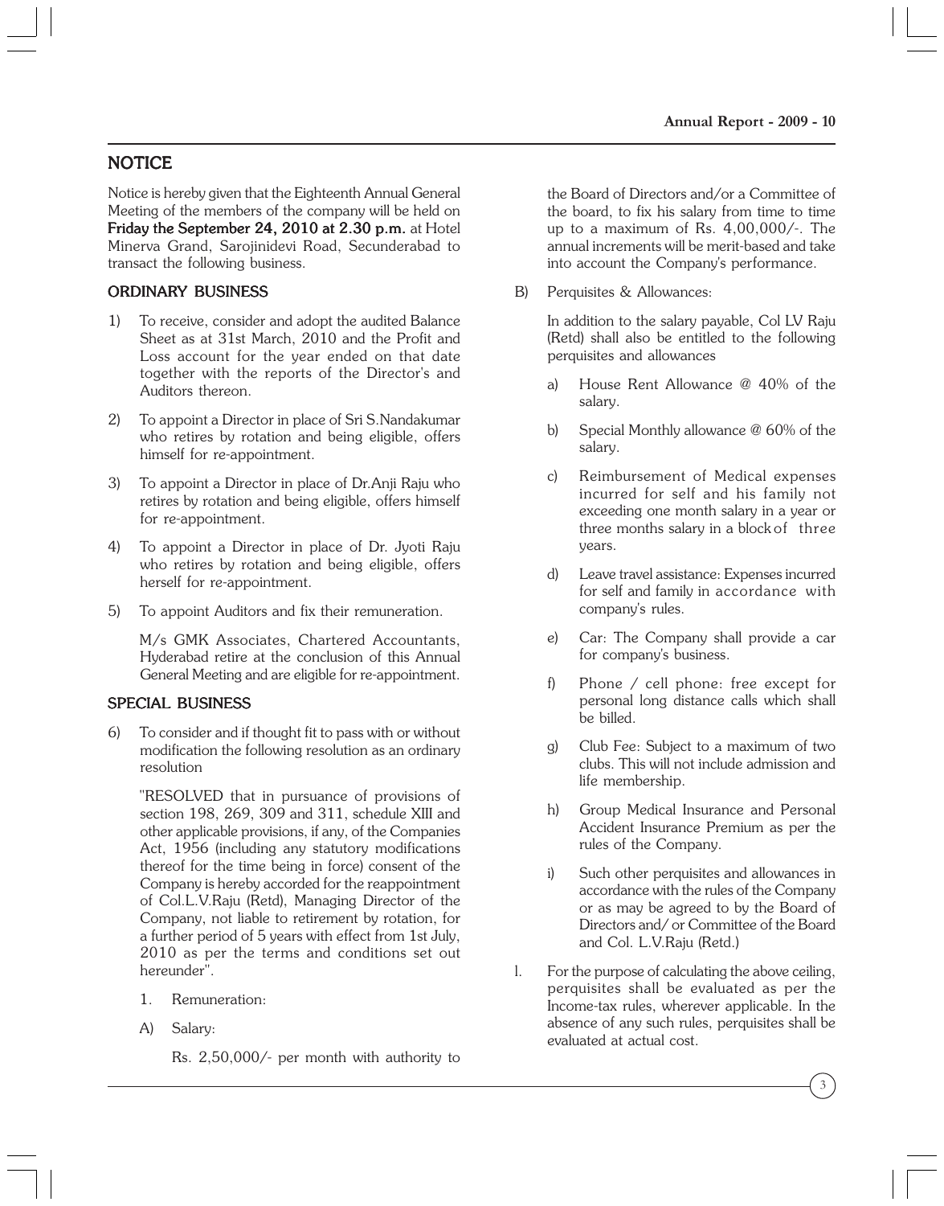## NOTICE

Notice is hereby given that the Eighteenth Annual General Meeting of the members of the company will be held on **Friday the September 24, 2010 at 2.30 p.m.** at Hotel Minerva Grand, Sarojinidevi Road, Secunderabad to transact the following business.

### ORDINARY BUSINESS

1) To receive, consider and adopt the audited Balance Sheet as at 31st March, 2010 and the Profit and Loss account for the year ended on that date together with the reports of the Director's and Auditors thereon.

2) To appoint a Director in place of Sri S.Nandakumar who retires by rotation and being eligible, offers himself for re-appointment.

3) To appoint a Director in place of Dr.Anji Raju who retires by rotation and being eligible, offers himself for re-appointment.

4) To appoint a Director in place of Dr. Jyoti Raju who retires by rotation and being eligible, offers herself for re-appointment.

5) To appoint Auditors and fix their remuneration.

   M/s GMK Associates, Chartered Accountants, Hyderabad retire at the conclusion of this Annual General Meeting and are eligible for re-appointment.

### SPECIAL BUSINESS

6) To consider and if thought fit to pass with or without modification the following resolution as an ordinary resolution

   "RESOLVED that in pursuance of provisions of section 198, 269, 309 and 311, schedule XIII and other applicable provisions, if any, of the Companies Act, 1956 (including any statutory modifications thereof for the time being in force) consent of the Company is hereby accorded for the reappointment of Col.L.V.Raju (Retd), Managing Director of the Company, not liable to retirement by rotation, for a further period of 5 years with effect from 1st July, 2010 as per the terms and conditions set out hereunder".

   1. Remuneration:

   A) Salary:

      Rs. 2,50,000/- per month with authority to the Board of Directors and/or a Committee of the board, to fix his salary from time to time up to a maximum of Rs. 4,00,000/-. The annual increments will be merit-based and take into account the Company's performance.

   B) Perquisites & Allowances:

      In addition to the salary payable, Col LV Raju (Retd) shall also be entitled to the following perquisites and allowances

      a) House Rent Allowance @ 40% of the salary.

      b) Special Monthly allowance @ 60% of the salary.

      c) Reimbursement of Medical expenses incurred for self and his family not exceeding one month salary in a year or three months salary in a block of three years.

      d) Leave travel assistance: Expenses incurred for self and family in accordance with company's rules.

      e) Car: The Company shall provide a car for company's business.

      f) Phone / cell phone: free except for personal long distance calls which shall be billed.

      g) Club Fee: Subject to a maximum of two clubs. This will not include admission and life membership.

      h) Group Medical Insurance and Personal Accident Insurance Premium as per the rules of the Company.

      i) Such other perquisites and allowances in accordance with the rules of the Company or as may be agreed to by the Board of Directors and/ or Committee of the Board and Col. L.V.Raju (Retd.)

   I. For the purpose of calculating the above ceiling, perquisites shall be evaluated as per the Income-tax rules, wherever applicable. In the absence of any such rules, perquisites shall be evaluated at actual cost.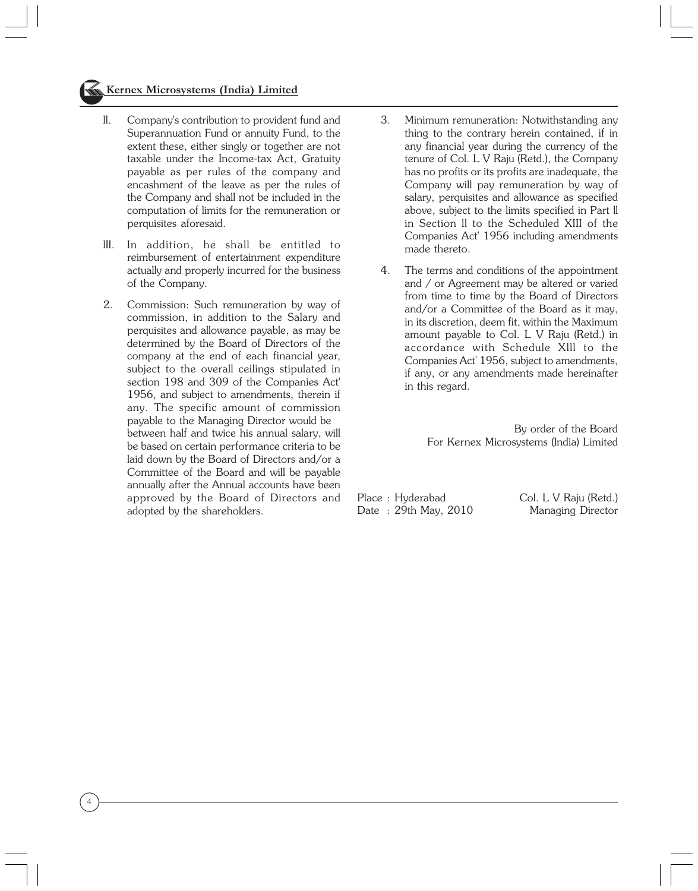ll. Company's contribution to provident fund and Superannuation Fund or annuity Fund, to the extent these, either singly or together are not taxable under the Income-tax Act, Gratuity payable as per rules of the company and encashment of the leave as per the rules of the Company and shall not be included in the computation of limits for the remuneration or perquisites aforesaid.

lll. In addition, he shall be entitled to reimbursement of entertainment expenditure actually and properly incurred for the business of the Company.

2. Commission: Such remuneration by way of commission, in addition to the Salary and perquisites and allowance payable, as may be determined by the Board of Directors of the company at the end of each financial year, subject to the overall ceilings stipulated in section 198 and 309 of the Companies Act' 1956, and subject to amendments, therein if any. The specific amount of commission payable to the Managing Director would be between half and twice his annual salary, will be based on certain performance criteria to be laid down by the Board of Directors and/or a Committee of the Board and will be payable annually after the Annual accounts have been approved by the Board of Directors and adopted by the shareholders.

3. Minimum remuneration: Notwithstanding any thing to the contrary herein contained, if in any financial year during the currency of the tenure of Col. L V Raju (Retd.), the Company has no profits or its profits are inadequate, the Company will pay remuneration by way of salary, perquisites and allowance as specified above, subject to the limits specified in Part ll in Section ll to the Scheduled XIII of the Companies Act' 1956 including amendments made thereto.

4. The terms and conditions of the appointment and / or Agreement may be altered or varied from time to time by the Board of Directors and/or a Committee of the Board as it may, in its discretion, deem fit, within the Maximum amount payable to Col. L V Raju (Retd.) in accordance with Schedule Xlll to the Companies Act' 1956, subject to amendments, if any, or any amendments made hereinafter in this regard.

By order of the Board
For Kernex Microsystems (India) Limited

Place : Hyderabad
Date : 29th May, 2010

Col. L V Raju (Retd.)
Managing Director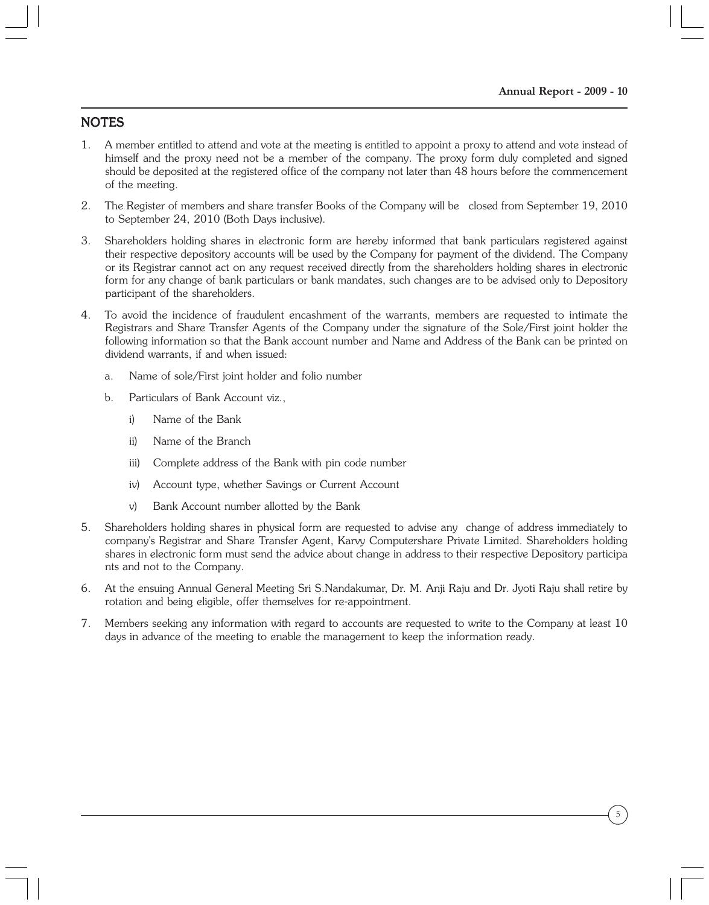## NOTES

1. A member entitled to attend and vote at the meeting is entitled to appoint a proxy to attend and vote instead of himself and the proxy need not be a member of the company. The proxy form duly completed and signed should be deposited at the registered office of the company not later than 48 hours before the commencement of the meeting.

2. The Register of members and share transfer Books of the Company will be closed from September 19, 2010 to September 24, 2010 (Both Days inclusive).

3. Shareholders holding shares in electronic form are hereby informed that bank particulars registered against their respective depository accounts will be used by the Company for payment of the dividend. The Company or its Registrar cannot act on any request received directly from the shareholders holding shares in electronic form for any change of bank particulars or bank mandates, such changes are to be advised only to Depository participant of the shareholders.

4. To avoid the incidence of fraudulent encashment of the warrants, members are requested to intimate the Registrars and Share Transfer Agents of the Company under the signature of the Sole/First joint holder the following information so that the Bank account number and Name and Address of the Bank can be printed on dividend warrants, if and when issued:

   a. Name of sole/First joint holder and folio number

   b. Particulars of Bank Account viz.,

      i) Name of the Bank

      ii) Name of the Branch

      iii) Complete address of the Bank with pin code number

      iv) Account type, whether Savings or Current Account

      v) Bank Account number allotted by the Bank

5. Shareholders holding shares in physical form are requested to advise any change of address immediately to company's Registrar and Share Transfer Agent, Karvy Computershare Private Limited. Shareholders holding shares in electronic form must send the advice about change in address to their respective Depository participa nts and not to the Company.

6. At the ensuing Annual General Meeting Sri S.Nandakumar, Dr. M. Anji Raju and Dr. Jyoti Raju shall retire by rotation and being eligible, offer themselves for re-appointment.

7. Members seeking any information with regard to accounts are requested to write to the Company at least 10 days in advance of the meeting to enable the management to keep the information ready.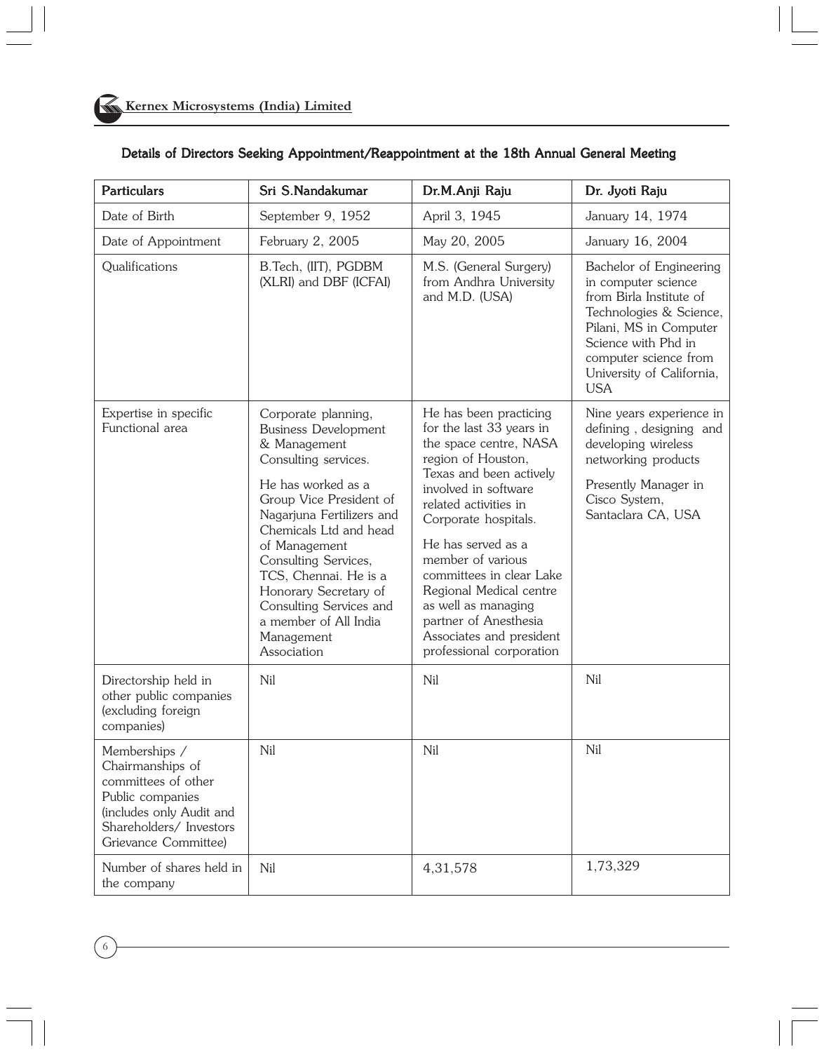## Details of Directors Seeking Appointment/Reappointment at the 18th Annual General Meeting

| Particulars | Sri S.Nandakumar | Dr.M.Anji Raju | Dr. Jyoti Raju |
|---|---|---|---|
| Date of Birth | September 9, 1952 | April 3, 1945 | January 14, 1974 |
| Date of Appointment | February 2, 2005 | May 20, 2005 | January 16, 2004 |
| Qualifications | B.Tech, (IIT), PGDBM (XLRI) and DBF (ICFAI) | M.S. (General Surgery) from Andhra University and M.D. (USA) | Bachelor of Engineering in computer science from Birla Institute of Technologies & Science, Pilani, MS in Computer Science with Phd in computer science from University of California, USA |
| Expertise in specific Functional area | Corporate planning, Business Development & Management Consulting services.<br><br>He has worked as a Group Vice President of Nagarjuna Fertilizers and Chemicals Ltd and head of Management Consulting Services, TCS, Chennai. He is a Honorary Secretary of Consulting Services and a member of All India Management Association | He has been practicing for the last 33 years in the space centre, NASA region of Houston, Texas and been actively involved in software related activities in Corporate hospitals.<br><br>He has served as a member of various committees in clear Lake Regional Medical centre as well as managing partner of Anesthesia Associates and president professional corporation | Nine years experience in defining , designing and developing wireless networking products<br><br>Presently Manager in Cisco System, Santaclara CA, USA |
| Directorship held in other public companies (excluding foreign companies) | Nil | Nil | Nil |
| Memberships / Chairmanships of committees of other Public companies (includes only Audit and Shareholders/ Investors Grievance Committee) | Nil | Nil | Nil |
| Number of shares held in the company | Nil | 4,31,578 | 1,73,329 |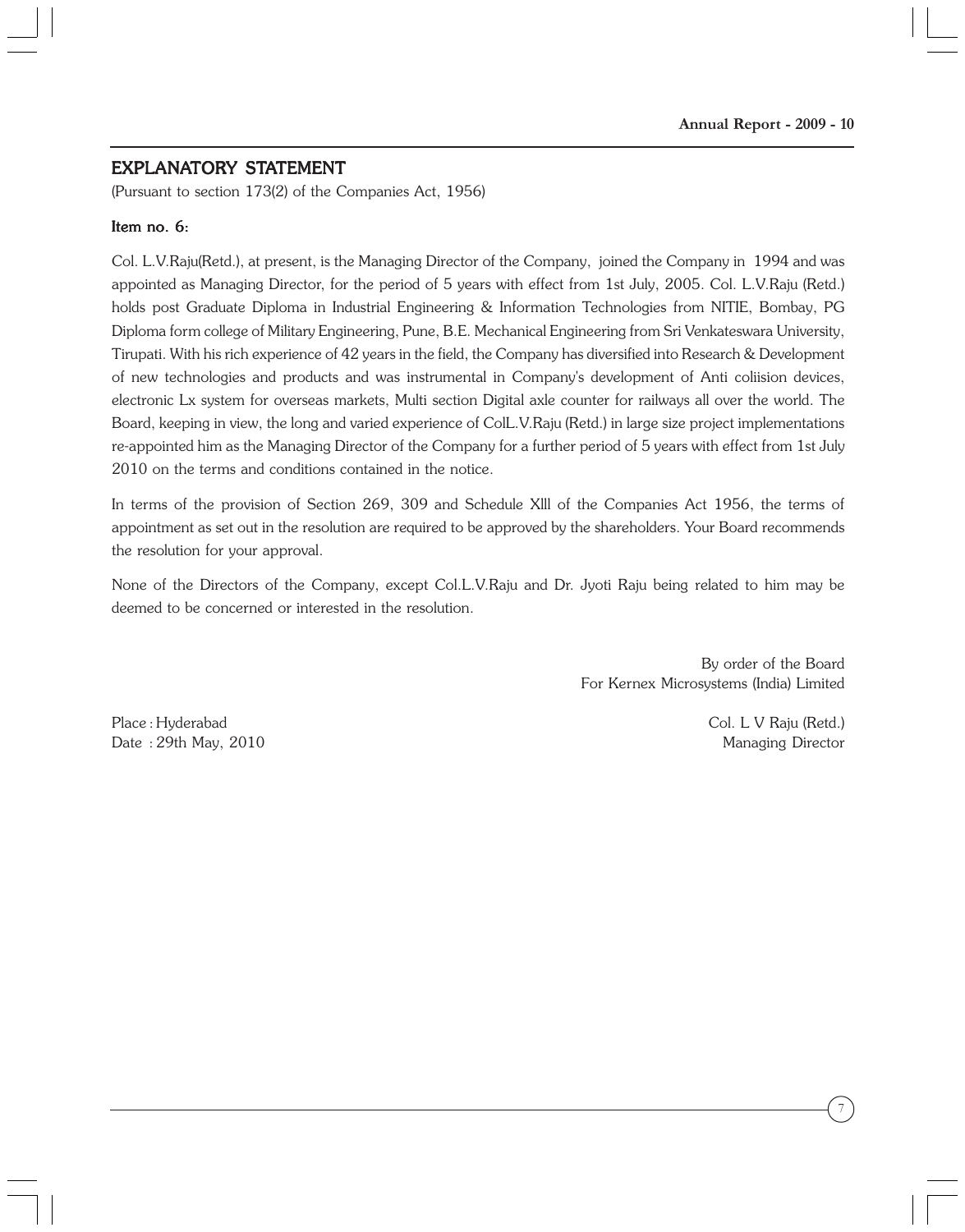## EXPLANATORY STATEMENT

(Pursuant to section 173(2) of the Companies Act, 1956)

### Item no. 6:

Col. L.V.Raju(Retd.), at present, is the Managing Director of the Company, joined the Company in 1994 and was appointed as Managing Director, for the period of 5 years with effect from 1st July, 2005. Col. L.V.Raju (Retd.) holds post Graduate Diploma in Industrial Engineering & Information Technologies from NITIE, Bombay, PG Diploma form college of Military Engineering, Pune, B.E. Mechanical Engineering from Sri Venkateswara University, Tirupati. With his rich experience of 42 years in the field, the Company has diversified into Research & Development of new technologies and products and was instrumental in Company's development of Anti coliision devices, electronic Lx system for overseas markets, Multi section Digital axle counter for railways all over the world. The Board, keeping in view, the long and varied experience of ColL.V.Raju (Retd.) in large size project implementations re-appointed him as the Managing Director of the Company for a further period of 5 years with effect from 1st July 2010 on the terms and conditions contained in the notice.

In terms of the provision of Section 269, 309 and Schedule Xlll of the Companies Act 1956, the terms of appointment as set out in the resolution are required to be approved by the shareholders. Your Board recommends the resolution for your approval.

None of the Directors of the Company, except Col.L.V.Raju and Dr. Jyoti Raju being related to him may be deemed to be concerned or interested in the resolution.

By order of the Board
For Kernex Microsystems (India) Limited

Place : Hyderabad
Date : 29th May, 2010

Col. L V Raju (Retd.)
Managing Director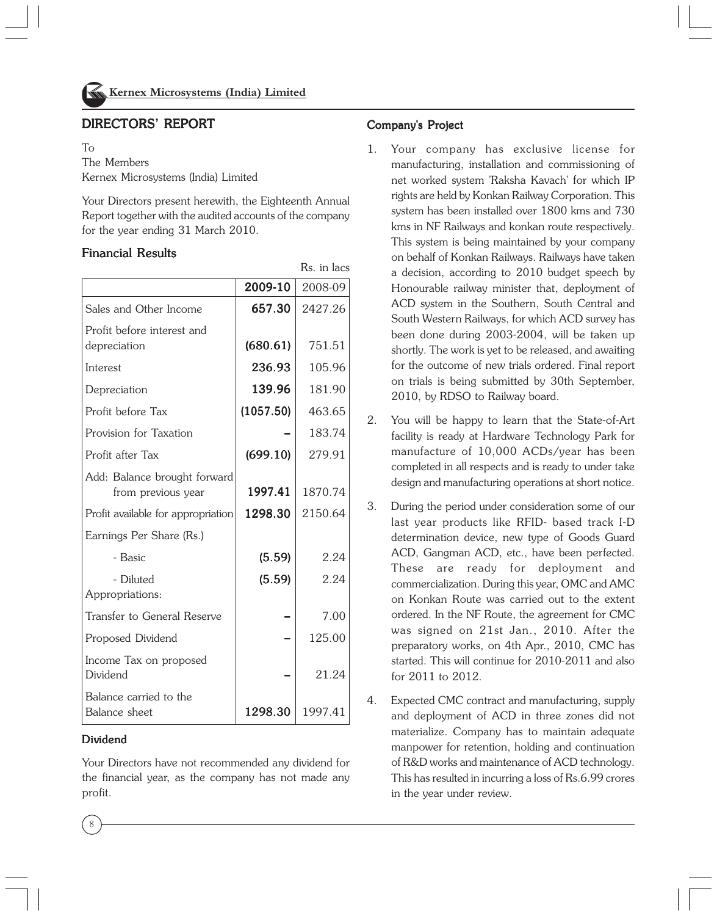## DIRECTORS' REPORT

To
The Members
Kernex Microsystems (India) Limited

Your Directors present herewith, the Eighteenth Annual Report together with the audited accounts of the company for the year ending 31 March 2010.

### Financial Results

Rs. in lacs

| | **2009-10** | 2008-09 |
|---|---|---|
| Sales and Other Income | **657.30** | 2427.26 |
| Profit before interest and depreciation | **(680.61)** | 751.51 |
| Interest | **236.93** | 105.96 |
| Depreciation | **139.96** | 181.90 |
| Profit before Tax | **(1057.50)** | 463.65 |
| Provision for Taxation | **–** | 183.74 |
| Profit after Tax | **(699.10)** | 279.91 |
| Add: Balance brought forward from previous year | **1997.41** | 1870.74 |
| Profit available for appropriation | **1298.30** | 2150.64 |
| Earnings Per Share (Rs.) | | |
| - Basic | **(5.59)** | 2.24 |
| - Diluted | **(5.59)** | 2.24 |
| Appropriations: | | |
| Transfer to General Reserve | **–** | 7.00 |
| Proposed Dividend | – | 125.00 |
| Income Tax on proposed Dividend | **–** | 21.24 |
| Balance carried to the Balance sheet | **1298.30** | 1997.41 |

### Dividend

Your Directors have not recommended any dividend for the financial year, as the company has not made any profit.

### Company's Project

1. Your company has exclusive license for manufacturing, installation and commissioning of net worked system 'Raksha Kavach' for which IP rights are held by Konkan Railway Corporation. This system has been installed over 1800 kms and 730 kms in NF Railways and konkan route respectively. This system is being maintained by your company on behalf of Konkan Railways. Railways have taken a decision, according to 2010 budget speech by Honourable railway minister that, deployment of ACD system in the Southern, South Central and South Western Railways, for which ACD survey has been done during 2003-2004, will be taken up shortly. The work is yet to be released, and awaiting for the outcome of new trials ordered. Final report on trials is being submitted by 30th September, 2010, by RDSO to Railway board.
2. You will be happy to learn that the State-of-Art facility is ready at Hardware Technology Park for manufacture of 10,000 ACDs/year has been completed in all respects and is ready to under take design and manufacturing operations at short notice.
3. During the period under consideration some of our last year products like RFID- based track I-D determination device, new type of Goods Guard ACD, Gangman ACD, etc., have been perfected. These are ready for deployment and commercialization. During this year, OMC and AMC on Konkan Route was carried out to the extent ordered. In the NF Route, the agreement for CMC was signed on 21st Jan., 2010. After the preparatory works, on 4th Apr., 2010, CMC has started. This will continue for 2010-2011 and also for 2011 to 2012.
4. Expected CMC contract and manufacturing, supply and deployment of ACD in three zones did not materialize. Company has to maintain adequate manpower for retention, holding and continuation of R&D works and maintenance of ACD technology. This has resulted in incurring a loss of Rs.6.99 crores in the year under review.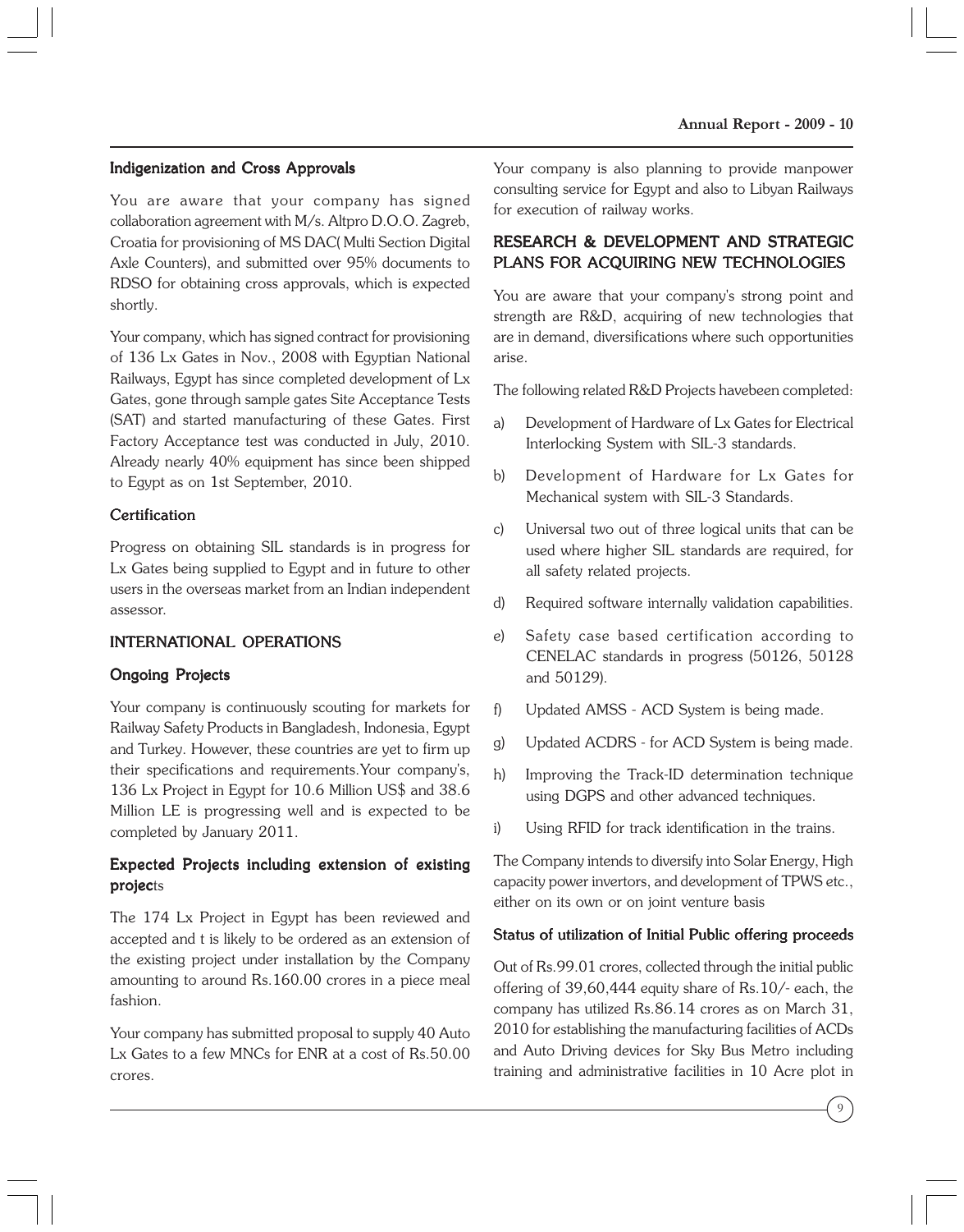### Indigenization and Cross Approvals

You are aware that your company has signed collaboration agreement with M/s. Altpro D.O.O. Zagreb, Croatia for provisioning of MS DAC( Multi Section Digital Axle Counters), and submitted over 95% documents to RDSO for obtaining cross approvals, which is expected shortly.

Your company, which has signed contract for provisioning of 136 Lx Gates in Nov., 2008 with Egyptian National Railways, Egypt has since completed development of Lx Gates, gone through sample gates Site Acceptance Tests (SAT) and started manufacturing of these Gates. First Factory Acceptance test was conducted in July, 2010. Already nearly 40% equipment has since been shipped to Egypt as on 1st September, 2010.

### Certification

Progress on obtaining SIL standards is in progress for Lx Gates being supplied to Egypt and in future to other users in the overseas market from an Indian independent assessor.

## INTERNATIONAL OPERATIONS

### Ongoing Projects

Your company is continuously scouting for markets for Railway Safety Products in Bangladesh, Indonesia, Egypt and Turkey. However, these countries are yet to firm up their specifications and requirements.Your company's, 136 Lx Project in Egypt for 10.6 Million US$ and 38.6 Million LE is progressing well and is expected to be completed by January 2011.

### Expected Projects including extension of existing projects

The 174 Lx Project in Egypt has been reviewed and accepted and t is likely to be ordered as an extension of the existing project under installation by the Company amounting to around Rs.160.00 crores in a piece meal fashion.

Your company has submitted proposal to supply 40 Auto Lx Gates to a few MNCs for ENR at a cost of Rs.50.00 crores.

Your company is also planning to provide manpower consulting service for Egypt and also to Libyan Railways for execution of railway works.

## RESEARCH & DEVELOPMENT AND STRATEGIC PLANS FOR ACQUIRING NEW TECHNOLOGIES

You are aware that your company's strong point and strength are R&D, acquiring of new technologies that are in demand, diversifications where such opportunities arise.

The following related R&D Projects havebeen completed:

a) Development of Hardware of Lx Gates for Electrical Interlocking System with SIL-3 standards.

b) Development of Hardware for Lx Gates for Mechanical system with SIL-3 Standards.

c) Universal two out of three logical units that can be used where higher SIL standards are required, for all safety related projects.

d) Required software internally validation capabilities.

e) Safety case based certification according to CENELAC standards in progress (50126, 50128 and 50129).

f) Updated AMSS - ACD System is being made.

g) Updated ACDRS - for ACD System is being made.

h) Improving the Track-ID determination technique using DGPS and other advanced techniques.

i) Using RFID for track identification in the trains.

The Company intends to diversify into Solar Energy, High capacity power invertors, and development of TPWS etc., either on its own or on joint venture basis

### Status of utilization of Initial Public offering proceeds

Out of Rs.99.01 crores, collected through the initial public offering of 39,60,444 equity share of Rs.10/- each, the company has utilized Rs.86.14 crores as on March 31, 2010 for establishing the manufacturing facilities of ACDs and Auto Driving devices for Sky Bus Metro including training and administrative facilities in 10 Acre plot in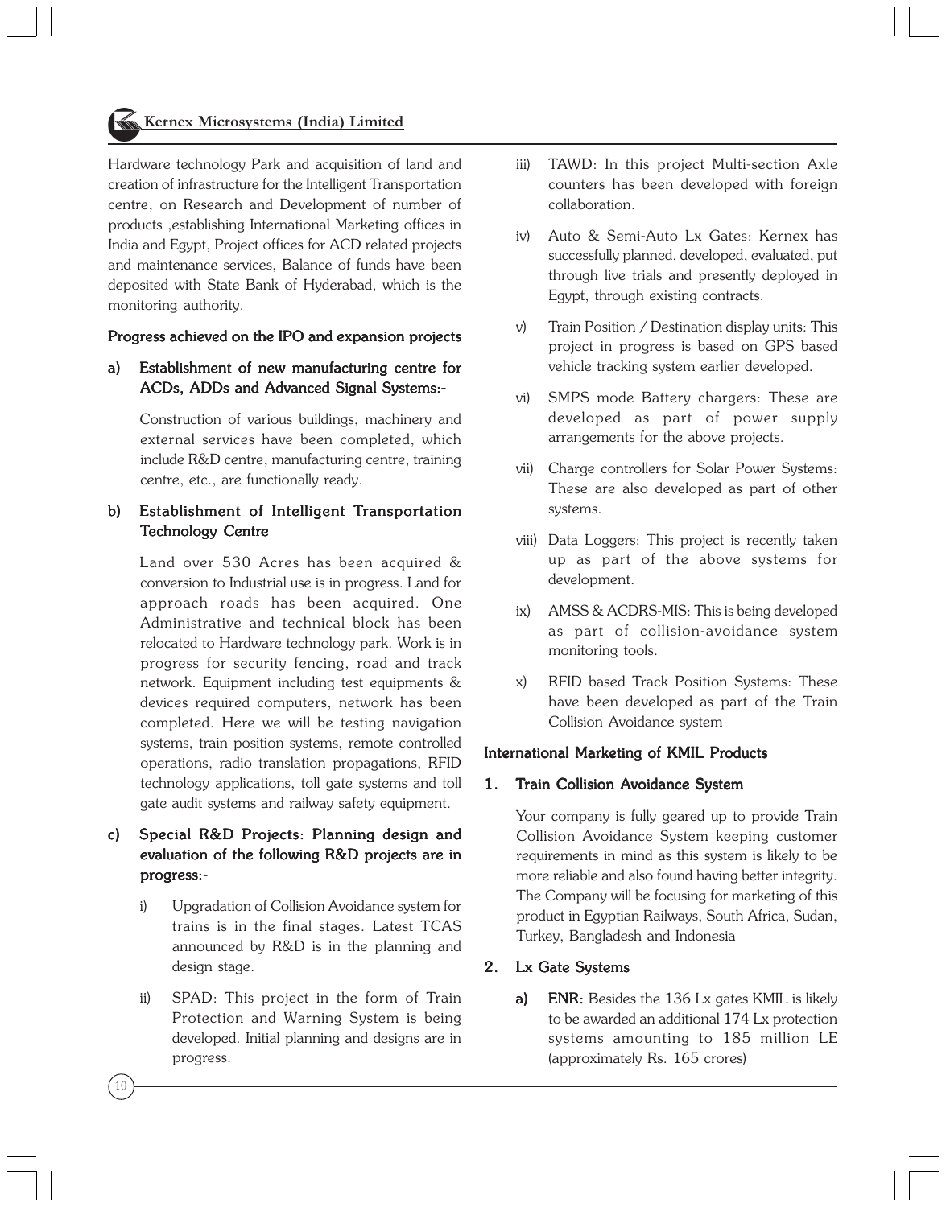Hardware technology Park and acquisition of land and creation of infrastructure for the Intelligent Transportation centre, on Research and Development of number of products ,establishing International Marketing offices in India and Egypt, Project offices for ACD related projects and maintenance services, Balance of funds have been deposited with State Bank of Hyderabad, which is the monitoring authority.

**Progress achieved on the IPO and expansion projects**

**a) Establishment of new manufacturing centre for ACDs, ADDs and Advanced Signal Systems:-**

Construction of various buildings, machinery and external services have been completed, which include R&D centre, manufacturing centre, training centre, etc., are functionally ready.

**b) Establishment of Intelligent Transportation Technology Centre**

Land over 530 Acres has been acquired & conversion to Industrial use is in progress. Land for approach roads has been acquired. One Administrative and technical block has been relocated to Hardware technology park. Work is in progress for security fencing, road and track network. Equipment including test equipments & devices required computers, network has been completed. Here we will be testing navigation systems, train position systems, remote controlled operations, radio translation propagations, RFID technology applications, toll gate systems and toll gate audit systems and railway safety equipment.

**c) Special R&D Projects: Planning design and evaluation of the following R&D projects are in progress:-**

i) Upgradation of Collision Avoidance system for trains is in the final stages. Latest TCAS announced by R&D is in the planning and design stage.

ii) SPAD: This project in the form of Train Protection and Warning System is being developed. Initial planning and designs are in progress.

iii) TAWD: In this project Multi-section Axle counters has been developed with foreign collaboration.

iv) Auto & Semi-Auto Lx Gates: Kernex has successfully planned, developed, evaluated, put through live trials and presently deployed in Egypt, through existing contracts.

v) Train Position / Destination display units: This project in progress is based on GPS based vehicle tracking system earlier developed.

vi) SMPS mode Battery chargers: These are developed as part of power supply arrangements for the above projects.

vii) Charge controllers for Solar Power Systems: These are also developed as part of other systems.

viii) Data Loggers: This project is recently taken up as part of the above systems for development.

ix) AMSS & ACDRS-MIS: This is being developed as part of collision-avoidance system monitoring tools.

x) RFID based Track Position Systems: These have been developed as part of the Train Collision Avoidance system

**International Marketing of KMIL Products**

**1. Train Collision Avoidance System**

Your company is fully geared up to provide Train Collision Avoidance System keeping customer requirements in mind as this system is likely to be more reliable and also found having better integrity. The Company will be focusing for marketing of this product in Egyptian Railways, South Africa, Sudan, Turkey, Bangladesh and Indonesia

**2. Lx Gate Systems**

**a) ENR:** Besides the 136 Lx gates KMIL is likely to be awarded an additional 174 Lx protection systems amounting to 185 million LE (approximately Rs. 165 crores)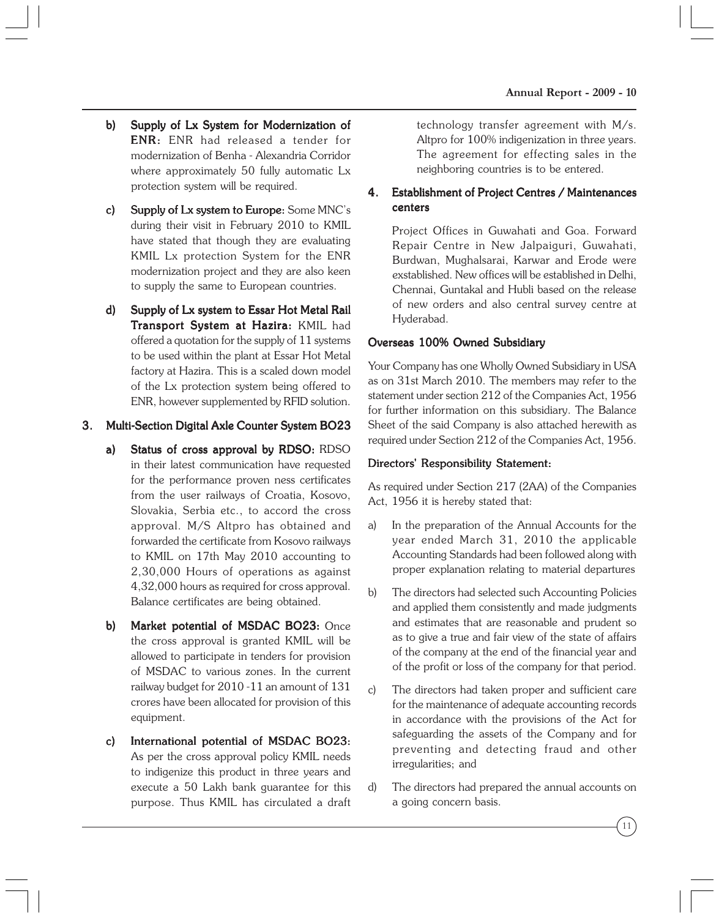b) **Supply of Lx System for Modernization of ENR:** ENR had released a tender for modernization of Benha - Alexandria Corridor where approximately 50 fully automatic Lx protection system will be required.

c) **Supply of Lx system to Europe:** Some MNC's during their visit in February 2010 to KMIL have stated that though they are evaluating KMIL Lx protection System for the ENR modernization project and they are also keen to supply the same to European countries.

d) **Supply of Lx system to Essar Hot Metal Rail Transport System at Hazira:** KMIL had offered a quotation for the supply of 11 systems to be used within the plant at Essar Hot Metal factory at Hazira. This is a scaled down model of the Lx protection system being offered to ENR, however supplemented by RFID solution.

### 3. Multi-Section Digital Axle Counter System BO23

a) **Status of cross approval by RDSO:** RDSO in their latest communication have requested for the performance proven ness certificates from the user railways of Croatia, Kosovo, Slovakia, Serbia etc., to accord the cross approval. M/S Altpro has obtained and forwarded the certificate from Kosovo railways to KMIL on 17th May 2010 accounting to 2,30,000 Hours of operations as against 4,32,000 hours as required for cross approval. Balance certificates are being obtained.

b) **Market potential of MSDAC BO23:** Once the cross approval is granted KMIL will be allowed to participate in tenders for provision of MSDAC to various zones. In the current railway budget for 2010 -11 an amount of 131 crores have been allocated for provision of this equipment.

c) **International potential of MSDAC BO23:** As per the cross approval policy KMIL needs to indigenize this product in three years and execute a 50 Lakh bank guarantee for this purpose. Thus KMIL has circulated a draft technology transfer agreement with M/s. Altpro for 100% indigenization in three years. The agreement for effecting sales in the neighboring countries is to be entered.

### 4. Establishment of Project Centres / Maintenances centers

Project Offices in Guwahati and Goa. Forward Repair Centre in New Jalpaiguri, Guwahati, Burdwan, Mughalsarai, Karwar and Erode were exstablished. New offices will be established in Delhi, Chennai, Guntakal and Hubli based on the release of new orders and also central survey centre at Hyderabad.

### Overseas 100% Owned Subsidiary

Your Company has one Wholly Owned Subsidiary in USA as on 31st March 2010. The members may refer to the statement under section 212 of the Companies Act, 1956 for further information on this subsidiary. The Balance Sheet of the said Company is also attached herewith as required under Section 212 of the Companies Act, 1956.

### Directors' Responsibility Statement:

As required under Section 217 (2AA) of the Companies Act, 1956 it is hereby stated that:

a) In the preparation of the Annual Accounts for the year ended March 31, 2010 the applicable Accounting Standards had been followed along with proper explanation relating to material departures

b) The directors had selected such Accounting Policies and applied them consistently and made judgments and estimates that are reasonable and prudent so as to give a true and fair view of the state of affairs of the company at the end of the financial year and of the profit or loss of the company for that period.

c) The directors had taken proper and sufficient care for the maintenance of adequate accounting records in accordance with the provisions of the Act for safeguarding the assets of the Company and for preventing and detecting fraud and other irregularities; and

d) The directors had prepared the annual accounts on a going concern basis.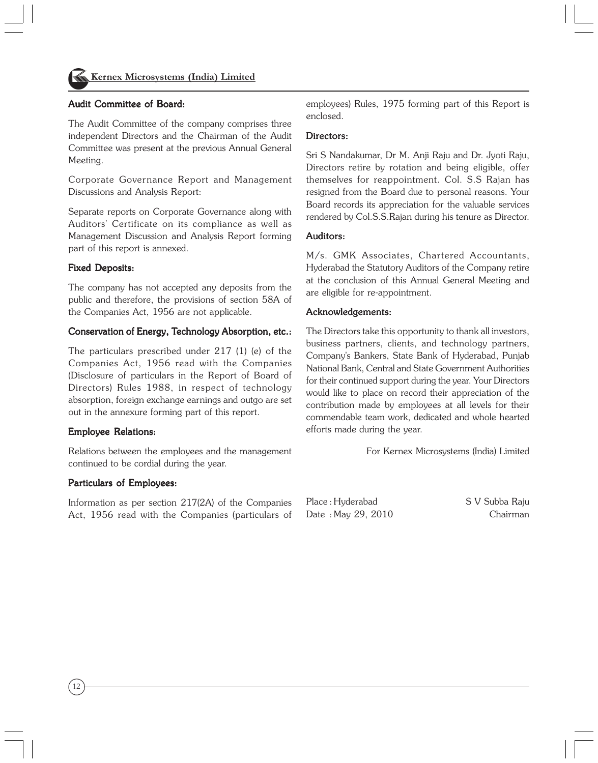### Audit Committee of Board:

The Audit Committee of the company comprises three independent Directors and the Chairman of the Audit Committee was present at the previous Annual General Meeting.

Corporate Governance Report and Management Discussions and Analysis Report:

Separate reports on Corporate Governance along with Auditors' Certificate on its compliance as well as Management Discussion and Analysis Report forming part of this report is annexed.

### Fixed Deposits:

The company has not accepted any deposits from the public and therefore, the provisions of section 58A of the Companies Act, 1956 are not applicable.

### Conservation of Energy, Technology Absorption, etc.:

The particulars prescribed under 217 (1) (e) of the Companies Act, 1956 read with the Companies (Disclosure of particulars in the Report of Board of Directors) Rules 1988, in respect of technology absorption, foreign exchange earnings and outgo are set out in the annexure forming part of this report.

### Employee Relations:

Relations between the employees and the management continued to be cordial during the year.

### Particulars of Employees:

Information as per section 217(2A) of the Companies Act, 1956 read with the Companies (particulars of employees) Rules, 1975 forming part of this Report is enclosed.

### Directors:

Sri S Nandakumar, Dr M. Anji Raju and Dr. Jyoti Raju, Directors retire by rotation and being eligible, offer themselves for reappointment. Col. S.S Rajan has resigned from the Board due to personal reasons. Your Board records its appreciation for the valuable services rendered by Col.S.S.Rajan during his tenure as Director.

### Auditors:

M/s. GMK Associates, Chartered Accountants, Hyderabad the Statutory Auditors of the Company retire at the conclusion of this Annual General Meeting and are eligible for re-appointment.

### Acknowledgements:

The Directors take this opportunity to thank all investors, business partners, clients, and technology partners, Company's Bankers, State Bank of Hyderabad, Punjab National Bank, Central and State Government Authorities for their continued support during the year. Your Directors would like to place on record their appreciation of the contribution made by employees at all levels for their commendable team work, dedicated and whole hearted efforts made during the year.

For Kernex Microsystems (India) Limited

Place : Hyderabad
Date : May 29, 2010

S V Subba Raju
Chairman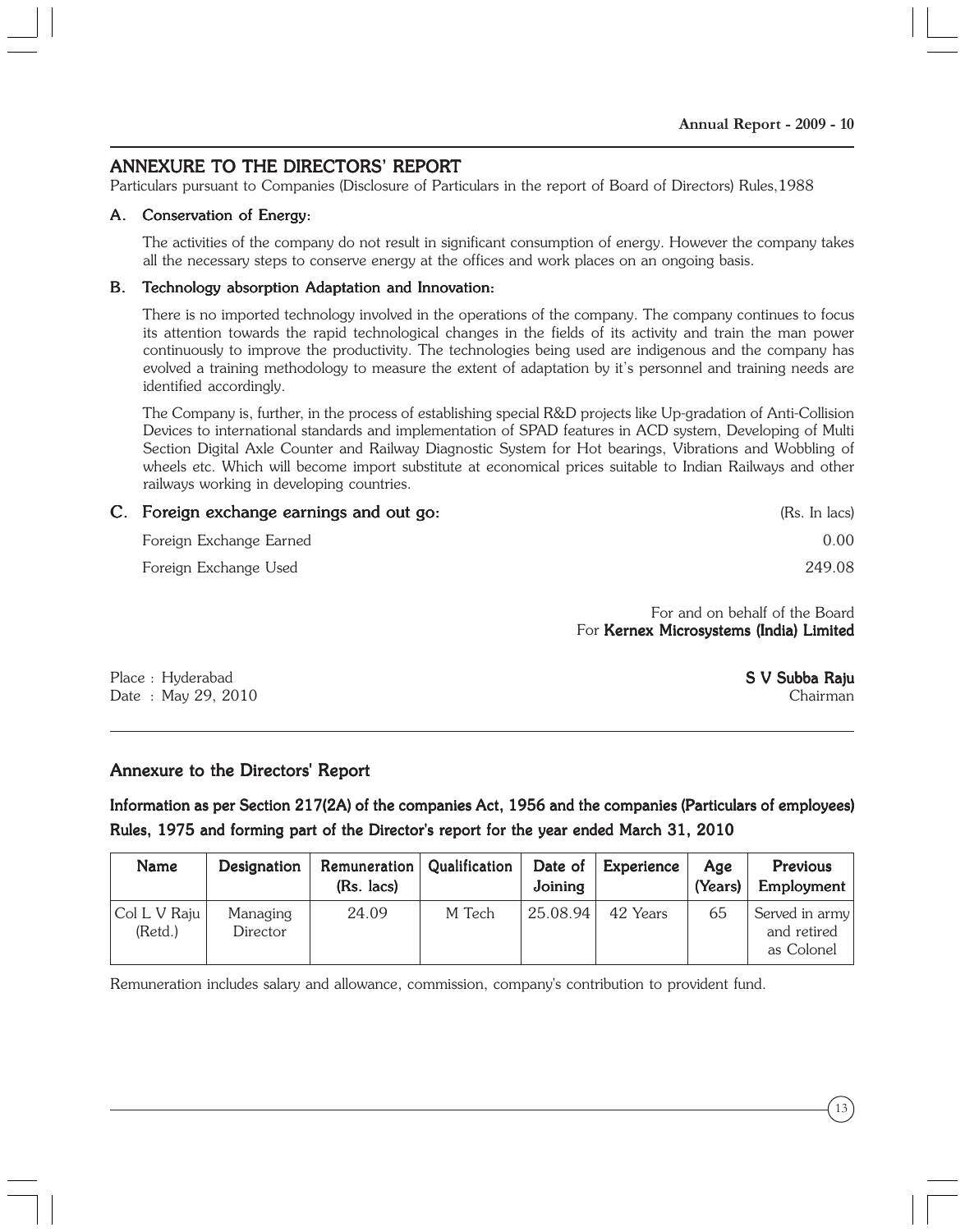## ANNEXURE TO THE DIRECTORS' REPORT

Particulars pursuant to Companies (Disclosure of Particulars in the report of Board of Directors) Rules,1988

### A. Conservation of Energy:

The activities of the company do not result in significant consumption of energy. However the company takes all the necessary steps to conserve energy at the offices and work places on an ongoing basis.

### B. Technology absorption Adaptation and Innovation:

There is no imported technology involved in the operations of the company. The company continues to focus its attention towards the rapid technological changes in the fields of its activity and train the man power continuously to improve the productivity. The technologies being used are indigenous and the company has evolved a training methodology to measure the extent of adaptation by it's personnel and training needs are identified accordingly.

The Company is, further, in the process of establishing special R&D projects like Up-gradation of Anti-Collision Devices to international standards and implementation of SPAD features in ACD system, Developing of Multi Section Digital Axle Counter and Railway Diagnostic System for Hot bearings, Vibrations and Wobbling of wheels etc. Which will become import substitute at economical prices suitable to Indian Railways and other railways working in developing countries.

### C. Foreign exchange earnings and out go:

| | (Rs. In lacs) |
|---|---|
| Foreign Exchange Earned | 0.00 |
| Foreign Exchange Used | 249.08 |

For and on behalf of the Board
For **Kernex Microsystems (India) Limited**

Place : Hyderabad
Date : May 29, 2010

**S V Subba Raju**
Chairman

## Annexure to the Directors' Report

**Information as per Section 217(2A) of the companies Act, 1956 and the companies (Particulars of employees) Rules, 1975 and forming part of the Director's report for the year ended March 31, 2010**

| Name | Designation | Remuneration (Rs. lacs) | Qualification | Date of Joining | Experience | Age (Years) | Previous Employment |
|---|---|---|---|---|---|---|---|
| Col L V Raju (Retd.) | Managing Director | 24.09 | M Tech | 25.08.94 | 42 Years | 65 | Served in army and retired as Colonel |

Remuneration includes salary and allowance, commission, company's contribution to provident fund.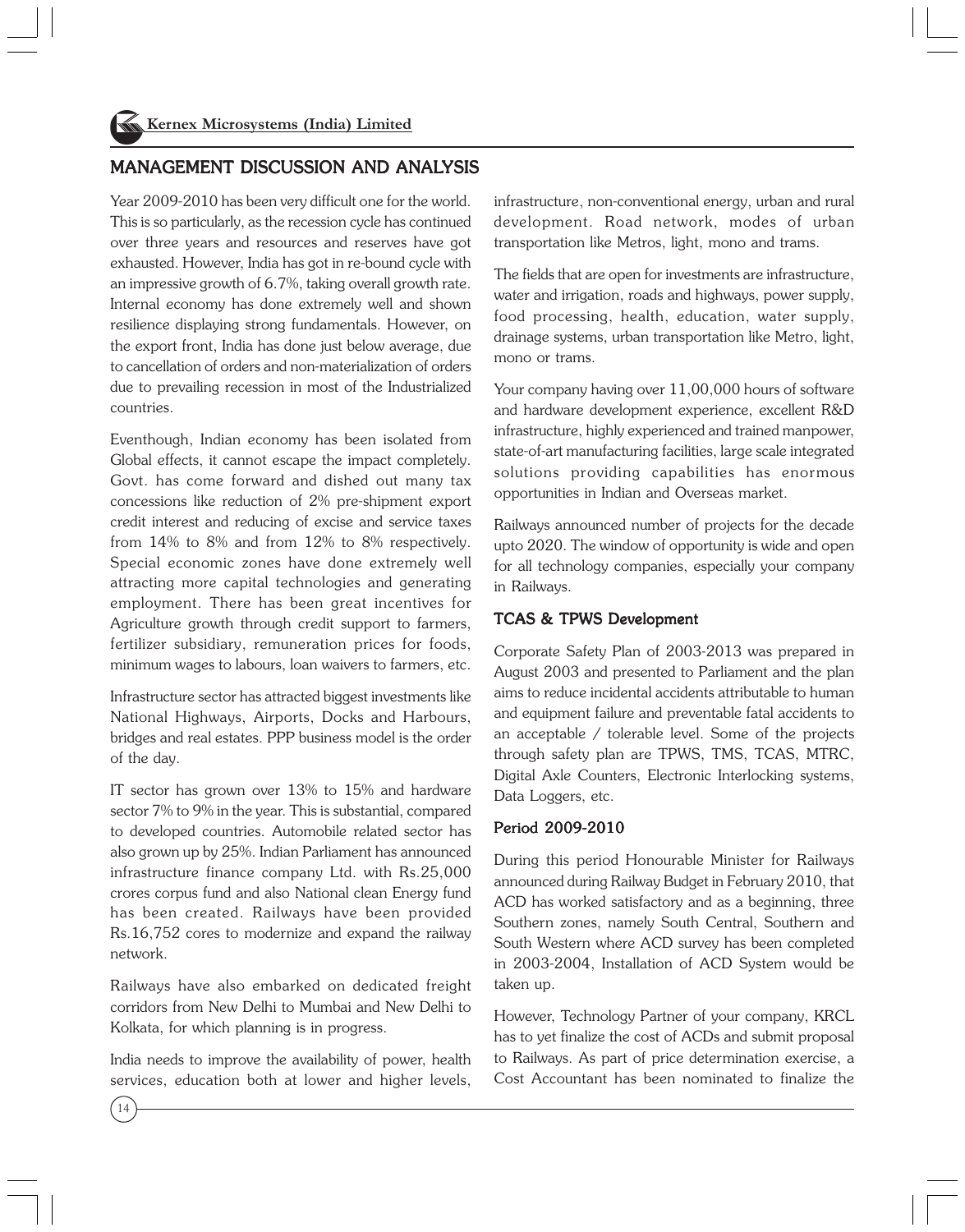# MANAGEMENT DISCUSSION AND ANALYSIS

Year 2009-2010 has been very difficult one for the world. This is so particularly, as the recession cycle has continued over three years and resources and reserves have got exhausted. However, India has got in re-bound cycle with an impressive growth of 6.7%, taking overall growth rate. Internal economy has done extremely well and shown resilience displaying strong fundamentals. However, on the export front, India has done just below average, due to cancellation of orders and non-materialization of orders due to prevailing recession in most of the Industrialized countries.

Eventhough, Indian economy has been isolated from Global effects, it cannot escape the impact completely. Govt. has come forward and dished out many tax concessions like reduction of 2% pre-shipment export credit interest and reducing of excise and service taxes from 14% to 8% and from 12% to 8% respectively. Special economic zones have done extremely well attracting more capital technologies and generating employment. There has been great incentives for Agriculture growth through credit support to farmers, fertilizer subsidiary, remuneration prices for foods, minimum wages to labours, loan waivers to farmers, etc.

Infrastructure sector has attracted biggest investments like National Highways, Airports, Docks and Harbours, bridges and real estates. PPP business model is the order of the day.

IT sector has grown over 13% to 15% and hardware sector 7% to 9% in the year. This is substantial, compared to developed countries. Automobile related sector has also grown up by 25%. Indian Parliament has announced infrastructure finance company Ltd. with Rs.25,000 crores corpus fund and also National clean Energy fund has been created. Railways have been provided Rs.16,752 cores to modernize and expand the railway network.

Railways have also embarked on dedicated freight corridors from New Delhi to Mumbai and New Delhi to Kolkata, for which planning is in progress.

India needs to improve the availability of power, health services, education both at lower and higher levels, infrastructure, non-conventional energy, urban and rural development. Road network, modes of urban transportation like Metros, light, mono and trams.

The fields that are open for investments are infrastructure, water and irrigation, roads and highways, power supply, food processing, health, education, water supply, drainage systems, urban transportation like Metro, light, mono or trams.

Your company having over 11,00,000 hours of software and hardware development experience, excellent R&D infrastructure, highly experienced and trained manpower, state-of-art manufacturing facilities, large scale integrated solutions providing capabilities has enormous opportunities in Indian and Overseas market.

Railways announced number of projects for the decade upto 2020. The window of opportunity is wide and open for all technology companies, especially your company in Railways.

## TCAS & TPWS Development

Corporate Safety Plan of 2003-2013 was prepared in August 2003 and presented to Parliament and the plan aims to reduce incidental accidents attributable to human and equipment failure and preventable fatal accidents to an acceptable / tolerable level. Some of the projects through safety plan are TPWS, TMS, TCAS, MTRC, Digital Axle Counters, Electronic Interlocking systems, Data Loggers, etc.

## Period 2009-2010

During this period Honourable Minister for Railways announced during Railway Budget in February 2010, that ACD has worked satisfactory and as a beginning, three Southern zones, namely South Central, Southern and South Western where ACD survey has been completed in 2003-2004, Installation of ACD System would be taken up.

However, Technology Partner of your company, KRCL has to yet finalize the cost of ACDs and submit proposal to Railways. As part of price determination exercise, a Cost Accountant has been nominated to finalize the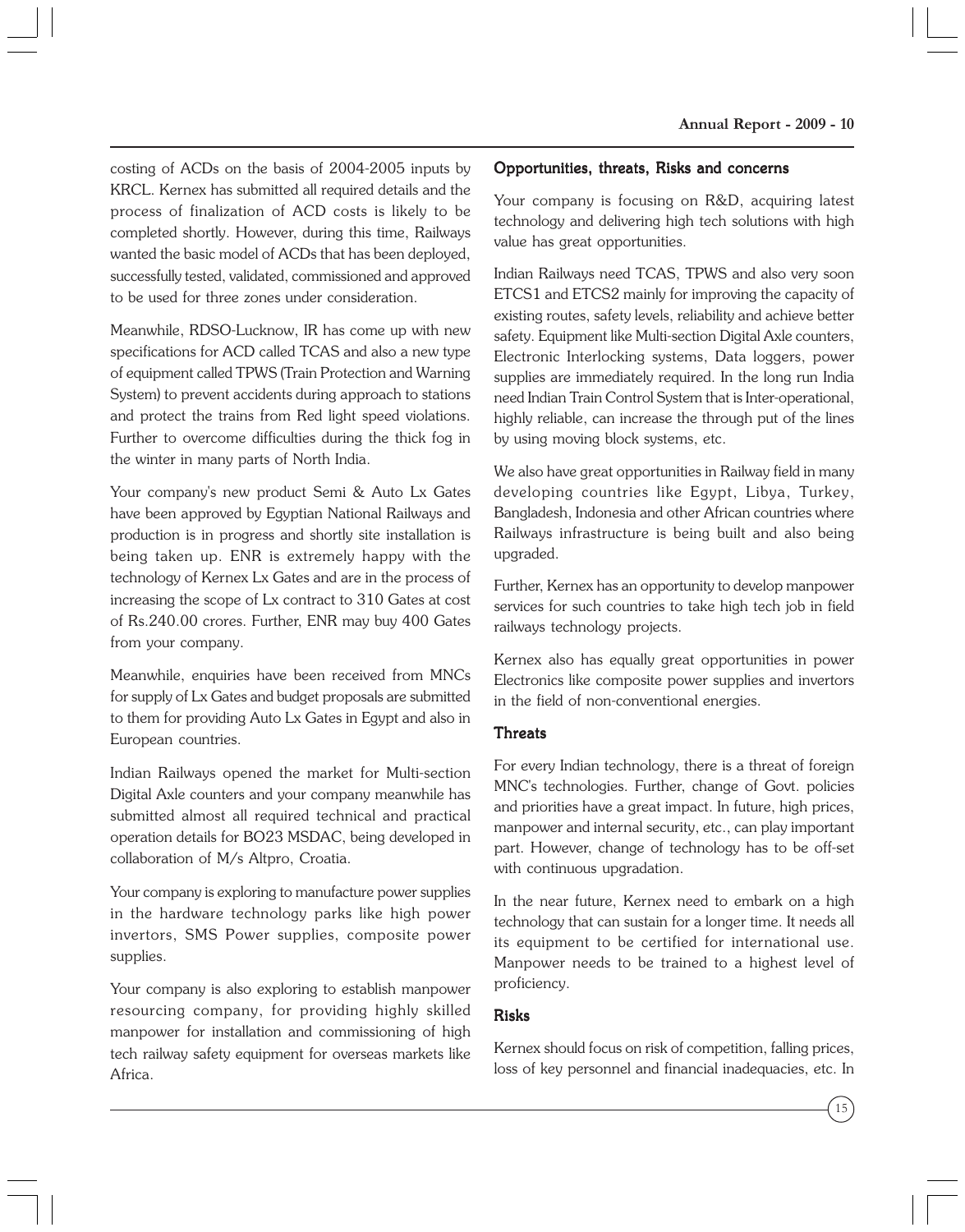costing of ACDs on the basis of 2004-2005 inputs by KRCL. Kernex has submitted all required details and the process of finalization of ACD costs is likely to be completed shortly. However, during this time, Railways wanted the basic model of ACDs that has been deployed, successfully tested, validated, commissioned and approved to be used for three zones under consideration.

Meanwhile, RDSO-Lucknow, IR has come up with new specifications for ACD called TCAS and also a new type of equipment called TPWS (Train Protection and Warning System) to prevent accidents during approach to stations and protect the trains from Red light speed violations. Further to overcome difficulties during the thick fog in the winter in many parts of North India.

Your company's new product Semi & Auto Lx Gates have been approved by Egyptian National Railways and production is in progress and shortly site installation is being taken up. ENR is extremely happy with the technology of Kernex Lx Gates and are in the process of increasing the scope of Lx contract to 310 Gates at cost of Rs.240.00 crores. Further, ENR may buy 400 Gates from your company.

Meanwhile, enquiries have been received from MNCs for supply of Lx Gates and budget proposals are submitted to them for providing Auto Lx Gates in Egypt and also in European countries.

Indian Railways opened the market for Multi-section Digital Axle counters and your company meanwhile has submitted almost all required technical and practical operation details for BO23 MSDAC, being developed in collaboration of M/s Altpro, Croatia.

Your company is exploring to manufacture power supplies in the hardware technology parks like high power invertors, SMS Power supplies, composite power supplies.

Your company is also exploring to establish manpower resourcing company, for providing highly skilled manpower for installation and commissioning of high tech railway safety equipment for overseas markets like Africa.

### Opportunities, threats, Risks and concerns

Your company is focusing on R&D, acquiring latest technology and delivering high tech solutions with high value has great opportunities.

Indian Railways need TCAS, TPWS and also very soon ETCS1 and ETCS2 mainly for improving the capacity of existing routes, safety levels, reliability and achieve better safety. Equipment like Multi-section Digital Axle counters, Electronic Interlocking systems, Data loggers, power supplies are immediately required. In the long run India need Indian Train Control System that is Inter-operational, highly reliable, can increase the through put of the lines by using moving block systems, etc.

We also have great opportunities in Railway field in many developing countries like Egypt, Libya, Turkey, Bangladesh, Indonesia and other African countries where Railways infrastructure is being built and also being upgraded.

Further, Kernex has an opportunity to develop manpower services for such countries to take high tech job in field railways technology projects.

Kernex also has equally great opportunities in power Electronics like composite power supplies and invertors in the field of non-conventional energies.

### Threats

For every Indian technology, there is a threat of foreign MNC's technologies. Further, change of Govt. policies and priorities have a great impact. In future, high prices, manpower and internal security, etc., can play important part. However, change of technology has to be off-set with continuous upgradation.

In the near future, Kernex need to embark on a high technology that can sustain for a longer time. It needs all its equipment to be certified for international use. Manpower needs to be trained to a highest level of proficiency.

### Risks

Kernex should focus on risk of competition, falling prices, loss of key personnel and financial inadequacies, etc. In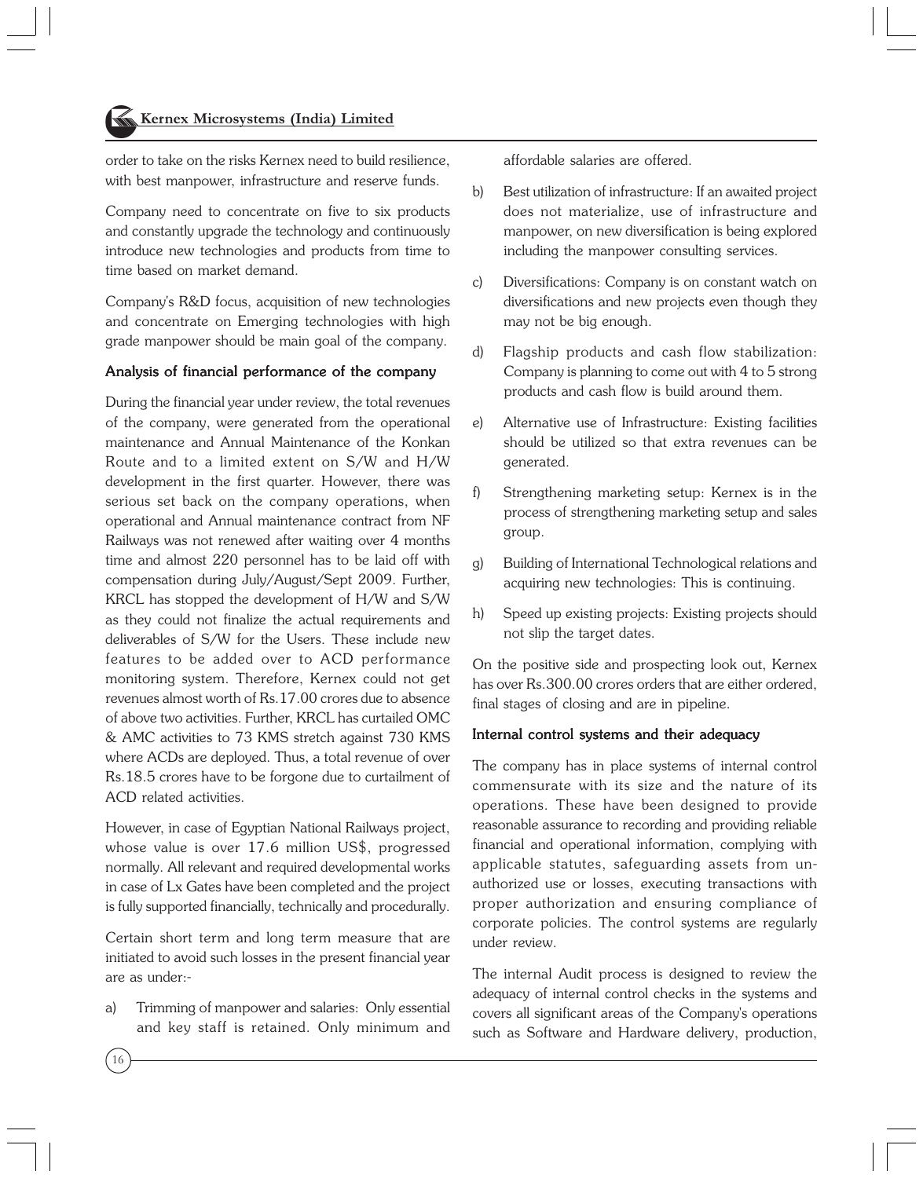order to take on the risks Kernex need to build resilience, with best manpower, infrastructure and reserve funds.

Company need to concentrate on five to six products and constantly upgrade the technology and continuously introduce new technologies and products from time to time based on market demand.

Company's R&D focus, acquisition of new technologies and concentrate on Emerging technologies with high grade manpower should be main goal of the company.

### Analysis of financial performance of the company

During the financial year under review, the total revenues of the company, were generated from the operational maintenance and Annual Maintenance of the Konkan Route and to a limited extent on S/W and H/W development in the first quarter. However, there was serious set back on the company operations, when operational and Annual maintenance contract from NF Railways was not renewed after waiting over 4 months time and almost 220 personnel has to be laid off with compensation during July/August/Sept 2009. Further, KRCL has stopped the development of H/W and S/W as they could not finalize the actual requirements and deliverables of S/W for the Users. These include new features to be added over to ACD performance monitoring system. Therefore, Kernex could not get revenues almost worth of Rs.17.00 crores due to absence of above two activities. Further, KRCL has curtailed OMC & AMC activities to 73 KMS stretch against 730 KMS where ACDs are deployed. Thus, a total revenue of over Rs.18.5 crores have to be forgone due to curtailment of ACD related activities.

However, in case of Egyptian National Railways project, whose value is over 17.6 million US$, progressed normally. All relevant and required developmental works in case of Lx Gates have been completed and the project is fully supported financially, technically and procedurally.

Certain short term and long term measure that are initiated to avoid such losses in the present financial year are as under:-

a) Trimming of manpower and salaries: Only essential and key staff is retained. Only minimum and affordable salaries are offered.

b) Best utilization of infrastructure: If an awaited project does not materialize, use of infrastructure and manpower, on new diversification is being explored including the manpower consulting services.

c) Diversifications: Company is on constant watch on diversifications and new projects even though they may not be big enough.

d) Flagship products and cash flow stabilization: Company is planning to come out with 4 to 5 strong products and cash flow is build around them.

e) Alternative use of Infrastructure: Existing facilities should be utilized so that extra revenues can be generated.

f) Strengthening marketing setup: Kernex is in the process of strengthening marketing setup and sales group.

g) Building of International Technological relations and acquiring new technologies: This is continuing.

h) Speed up existing projects: Existing projects should not slip the target dates.

On the positive side and prospecting look out, Kernex has over Rs.300.00 crores orders that are either ordered, final stages of closing and are in pipeline.

### Internal control systems and their adequacy

The company has in place systems of internal control commensurate with its size and the nature of its operations. These have been designed to provide reasonable assurance to recording and providing reliable financial and operational information, complying with applicable statutes, safeguarding assets from un-authorized use or losses, executing transactions with proper authorization and ensuring compliance of corporate policies. The control systems are regularly under review.

The internal Audit process is designed to review the adequacy of internal control checks in the systems and covers all significant areas of the Company's operations such as Software and Hardware delivery, production,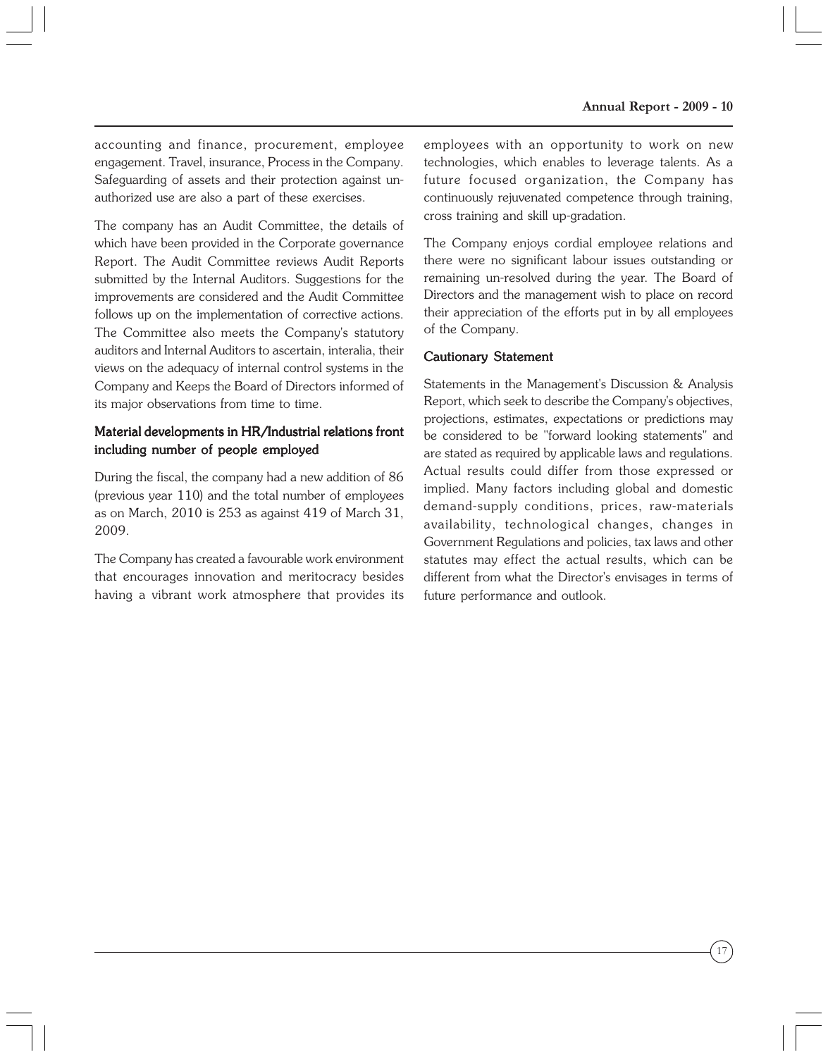accounting and finance, procurement, employee engagement. Travel, insurance, Process in the Company. Safeguarding of assets and their protection against un-authorized use are also a part of these exercises.

The company has an Audit Committee, the details of which have been provided in the Corporate governance Report. The Audit Committee reviews Audit Reports submitted by the Internal Auditors. Suggestions for the improvements are considered and the Audit Committee follows up on the implementation of corrective actions. The Committee also meets the Company's statutory auditors and Internal Auditors to ascertain, interalia, their views on the adequacy of internal control systems in the Company and Keeps the Board of Directors informed of its major observations from time to time.

### Material developments in HR/Industrial relations front including number of people employed

During the fiscal, the company had a new addition of 86 (previous year 110) and the total number of employees as on March, 2010 is 253 as against 419 of March 31, 2009.

The Company has created a favourable work environment that encourages innovation and meritocracy besides having a vibrant work atmosphere that provides its employees with an opportunity to work on new technologies, which enables to leverage talents. As a future focused organization, the Company has continuously rejuvenated competence through training, cross training and skill up-gradation.

The Company enjoys cordial employee relations and there were no significant labour issues outstanding or remaining un-resolved during the year. The Board of Directors and the management wish to place on record their appreciation of the efforts put in by all employees of the Company.

### Cautionary Statement

Statements in the Management's Discussion & Analysis Report, which seek to describe the Company's objectives, projections, estimates, expectations or predictions may be considered to be "forward looking statements" and are stated as required by applicable laws and regulations. Actual results could differ from those expressed or implied. Many factors including global and domestic demand-supply conditions, prices, raw-materials availability, technological changes, changes in Government Regulations and policies, tax laws and other statutes may effect the actual results, which can be different from what the Director's envisages in terms of future performance and outlook.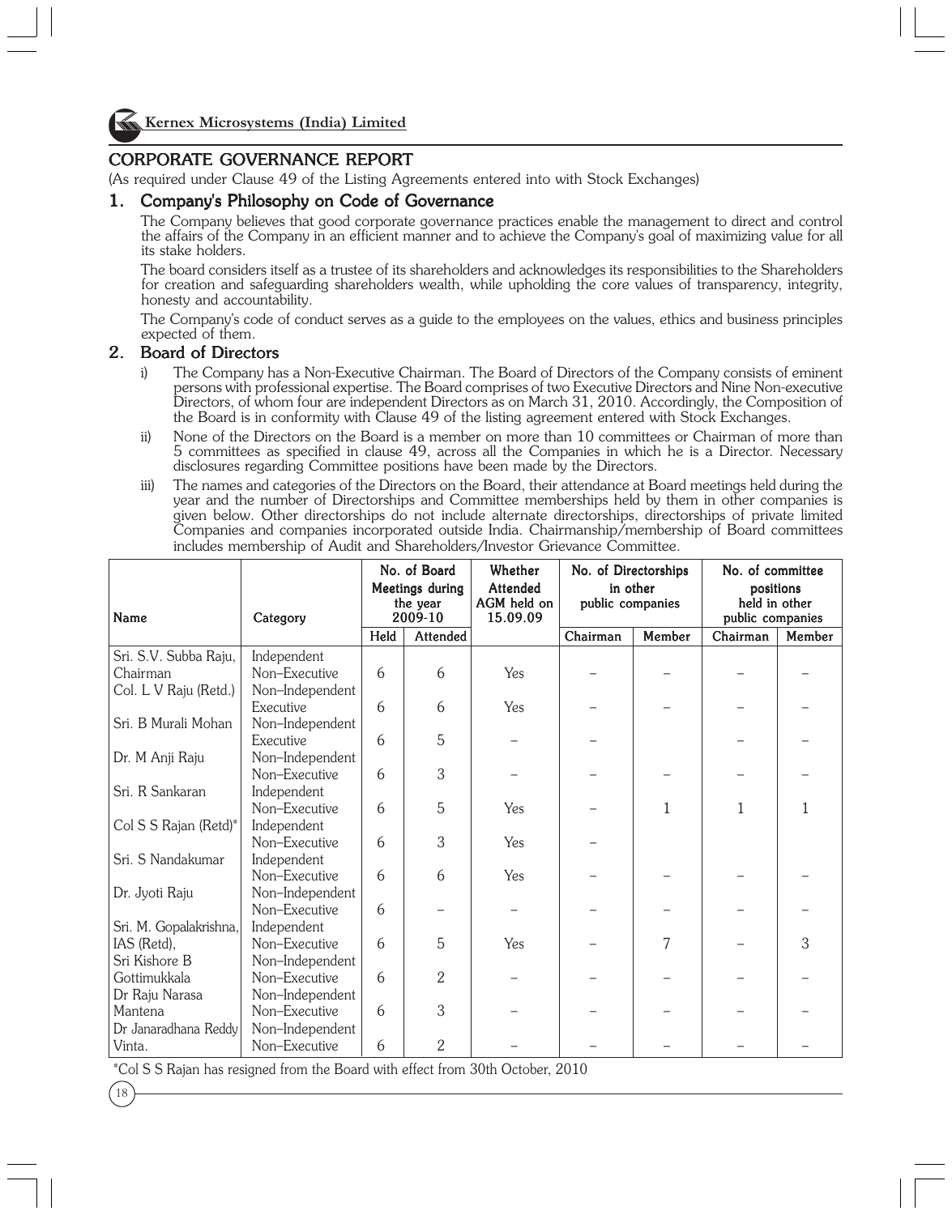# CORPORATE GOVERNANCE REPORT

(As required under Clause 49 of the Listing Agreements entered into with Stock Exchanges)

## 1. Company's Philosophy on Code of Governance

The Company believes that good corporate governance practices enable the management to direct and control the affairs of the Company in an efficient manner and to achieve the Company's goal of maximizing value for all its stake holders.

The board considers itself as a trustee of its shareholders and acknowledges its responsibilities to the Shareholders for creation and safeguarding shareholders wealth, while upholding the core values of transparency, integrity, honesty and accountability.

The Company's code of conduct serves as a guide to the employees on the values, ethics and business principles expected of them.

## 2. Board of Directors

i) The Company has a Non-Executive Chairman. The Board of Directors of the Company consists of eminent persons with professional expertise. The Board comprises of two Executive Directors and Nine Non-executive Directors, of whom four are independent Directors as on March 31, 2010. Accordingly, the Composition of the Board is in conformity with Clause 49 of the listing agreement entered with Stock Exchanges.

ii) None of the Directors on the Board is a member on more than 10 committees or Chairman of more than 5 committees as specified in clause 49, across all the Companies in which he is a Director. Necessary disclosures regarding Committee positions have been made by the Directors.

iii) The names and categories of the Directors on the Board, their attendance at Board meetings held during the year and the number of Directorships and Committee memberships held by them in other companies is given below. Other directorships do not include alternate directorships, directorships of private limited Companies and companies incorporated outside India. Chairmanship/membership of Board committees includes membership of Audit and Shareholders/Investor Grievance Committee.

| Name | Category | No. of Board Meetings during the year 2009-10 | | Whether Attended AGM held on 15.09.09 | No. of Directorships in other public companies | | No. of committee positions held in other public companies | |
|---|---|---|---|---|---|---|---|---|
| | | Held | Attended | | Chairman | Member | Chairman | Member |
| Sri. S.V. Subba Raju, Chairman | Independent Non–Executive | 6 | 6 | Yes | – | – | – | – |
| Col. L V Raju (Retd.) | Non–Independent Executive | 6 | 6 | Yes | – | – | – | – |
| Sri. B Murali Mohan | Non–Independent Executive | 6 | 5 | – | – | | – | – |
| Dr. M Anji Raju | Non–Independent Non–Executive | 6 | 3 | – | – | – | – | – |
| Sri. R Sankaran | Independent Non–Executive | 6 | 5 | Yes | – | 1 | 1 | 1 |
| Col S S Rajan (Retd)* | Independent Non–Executive | 6 | 3 | Yes | – | | | |
| Sri. S Nandakumar | Independent Non–Executive | 6 | 6 | Yes | – | – | – | – |
| Dr. Jyoti Raju | Non–Independent Non–Executive | 6 | – | – | – | – | – | – |
| Sri. M. Gopalakrishna, IAS (Retd), | Independent Non–Executive | 6 | 5 | Yes | – | 7 | – | 3 |
| Sri Kishore B Gottimukkala | Non–Independent Non–Executive | 6 | 2 | – | – | – | – | – |
| Dr Raju Narasa Mantena | Non–Independent Non–Executive | 6 | 3 | – | – | – | – | – |
| Dr Janaradhana Reddy Vinta. | Non–Independent Non–Executive | 6 | 2 | – | – | – | – | – |

*Col S S Rajan has resigned from the Board with effect from 30th October, 2010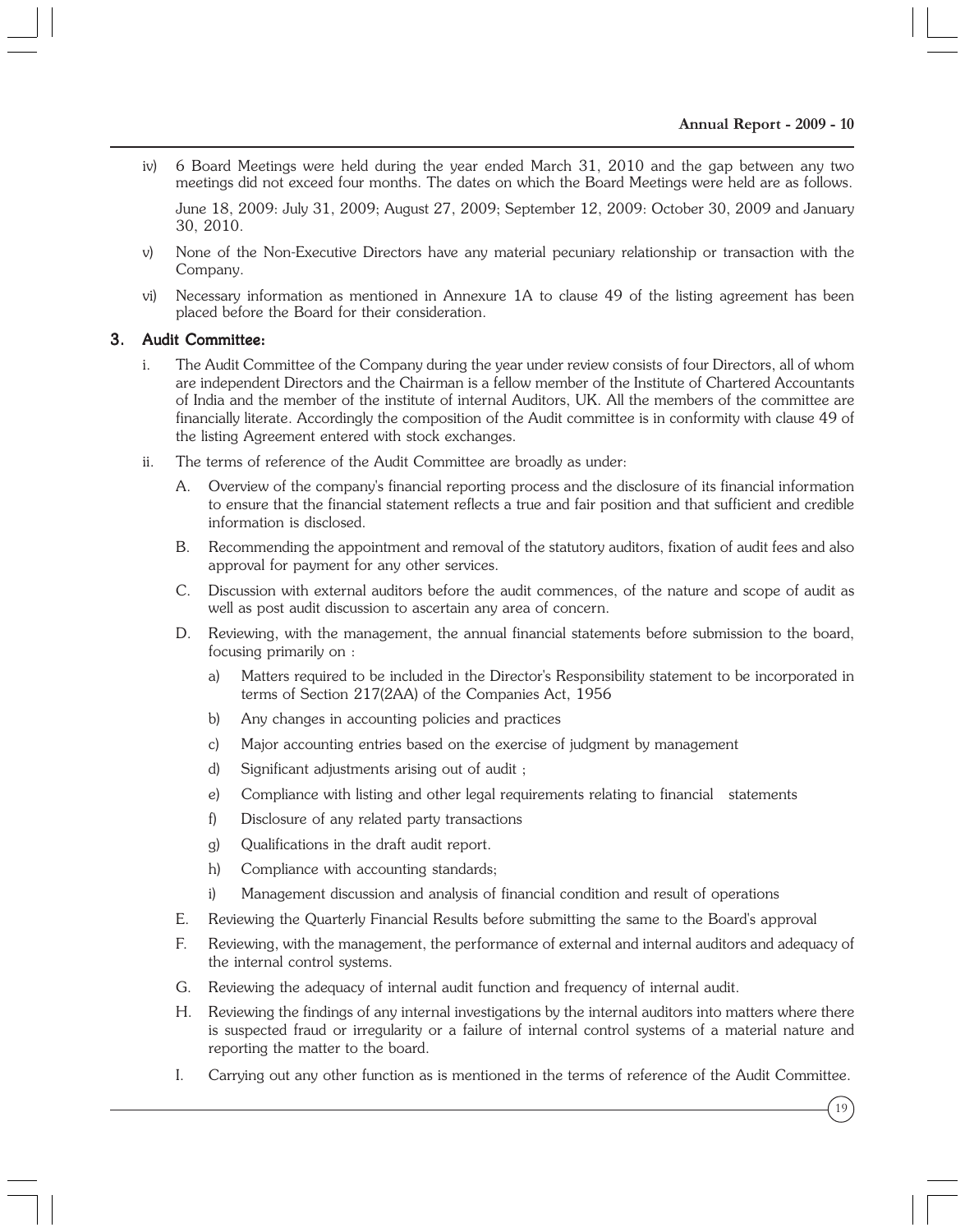iv) 6 Board Meetings were held during the year ended March 31, 2010 and the gap between any two meetings did not exceed four months. The dates on which the Board Meetings were held are as follows.

   June 18, 2009: July 31, 2009; August 27, 2009; September 12, 2009: October 30, 2009 and January 30, 2010.

v) None of the Non-Executive Directors have any material pecuniary relationship or transaction with the Company.

vi) Necessary information as mentioned in Annexure 1A to clause 49 of the listing agreement has been placed before the Board for their consideration.

### 3. Audit Committee:

i. The Audit Committee of the Company during the year under review consists of four Directors, all of whom are independent Directors and the Chairman is a fellow member of the Institute of Chartered Accountants of India and the member of the institute of internal Auditors, UK. All the members of the committee are financially literate. Accordingly the composition of the Audit committee is in conformity with clause 49 of the listing Agreement entered with stock exchanges.

ii. The terms of reference of the Audit Committee are broadly as under:

   A. Overview of the company's financial reporting process and the disclosure of its financial information to ensure that the financial statement reflects a true and fair position and that sufficient and credible information is disclosed.

   B. Recommending the appointment and removal of the statutory auditors, fixation of audit fees and also approval for payment for any other services.

   C. Discussion with external auditors before the audit commences, of the nature and scope of audit as well as post audit discussion to ascertain any area of concern.

   D. Reviewing, with the management, the annual financial statements before submission to the board, focusing primarily on :

      a) Matters required to be included in the Director's Responsibility statement to be incorporated in terms of Section 217(2AA) of the Companies Act, 1956

      b) Any changes in accounting policies and practices

      c) Major accounting entries based on the exercise of judgment by management

      d) Significant adjustments arising out of audit ;

      e) Compliance with listing and other legal requirements relating to financial statements

      f) Disclosure of any related party transactions

      g) Qualifications in the draft audit report.

      h) Compliance with accounting standards;

      i) Management discussion and analysis of financial condition and result of operations

   E. Reviewing the Quarterly Financial Results before submitting the same to the Board's approval

   F. Reviewing, with the management, the performance of external and internal auditors and adequacy of the internal control systems.

   G. Reviewing the adequacy of internal audit function and frequency of internal audit.

   H. Reviewing the findings of any internal investigations by the internal auditors into matters where there is suspected fraud or irregularity or a failure of internal control systems of a material nature and reporting the matter to the board.

   I. Carrying out any other function as is mentioned in the terms of reference of the Audit Committee.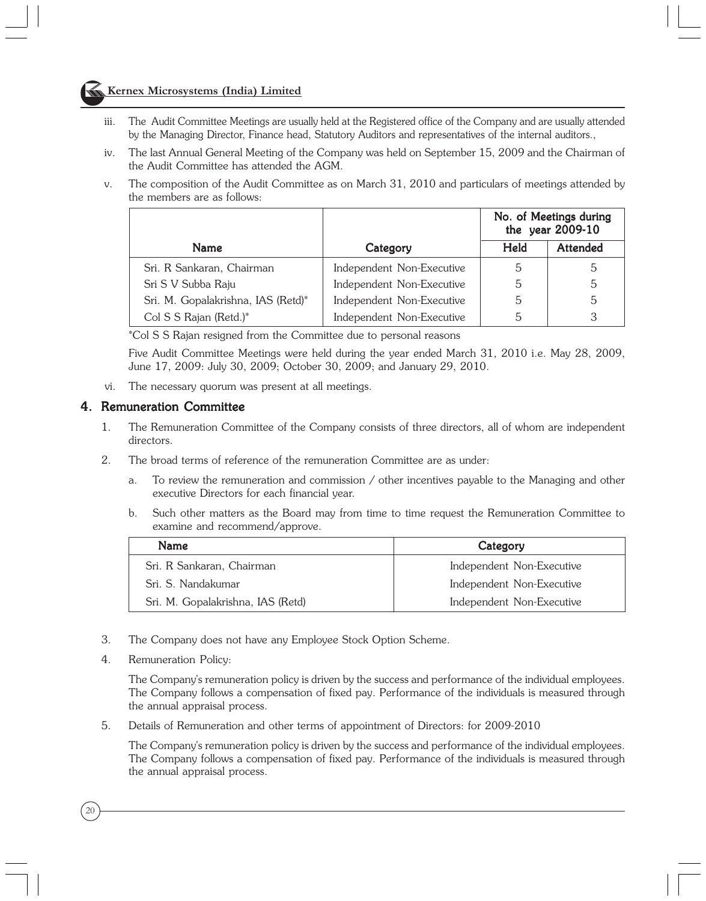- iii. The Audit Committee Meetings are usually held at the Registered office of the Company and are usually attended by the Managing Director, Finance head, Statutory Auditors and representatives of the internal auditors.,
- iv. The last Annual General Meeting of the Company was held on September 15, 2009 and the Chairman of the Audit Committee has attended the AGM.
- v. The composition of the Audit Committee as on March 31, 2010 and particulars of meetings attended by the members are as follows:

| Name | Category | No. of Meetings during the year 2009-10 | |
|---|---|---|---|
| | | Held | Attended |
| Sri. R Sankaran, Chairman | Independent Non-Executive | 5 | 5 |
| Sri S V Subba Raju | Independent Non-Executive | 5 | 5 |
| Sri. M. Gopalakrishna, IAS (Retd)* | Independent Non-Executive | 5 | 5 |
| Col S S Rajan (Retd.)* | Independent Non-Executive | 5 | 3 |

*Col S S Rajan resigned from the Committee due to personal reasons

Five Audit Committee Meetings were held during the year ended March 31, 2010 i.e. May 28, 2009, June 17, 2009: July 30, 2009; October 30, 2009; and January 29, 2010.

- vi. The necessary quorum was present at all meetings.

## 4. Remuneration Committee

1. The Remuneration Committee of the Company consists of three directors, all of whom are independent directors.
2. The broad terms of reference of the remuneration Committee are as under:
   a. To review the remuneration and commission / other incentives payable to the Managing and other executive Directors for each financial year.
   b. Such other matters as the Board may from time to time request the Remuneration Committee to examine and recommend/approve.

| Name | Category |
|---|---|
| Sri. R Sankaran, Chairman | Independent Non-Executive |
| Sri. S. Nandakumar | Independent Non-Executive |
| Sri. M. Gopalakrishna, IAS (Retd) | Independent Non-Executive |

3. The Company does not have any Employee Stock Option Scheme.
4. Remuneration Policy:

   The Company's remuneration policy is driven by the success and performance of the individual employees. The Company follows a compensation of fixed pay. Performance of the individuals is measured through the annual appraisal process.
5. Details of Remuneration and other terms of appointment of Directors: for 2009-2010

   The Company's remuneration policy is driven by the success and performance of the individual employees. The Company follows a compensation of fixed pay. Performance of the individuals is measured through the annual appraisal process.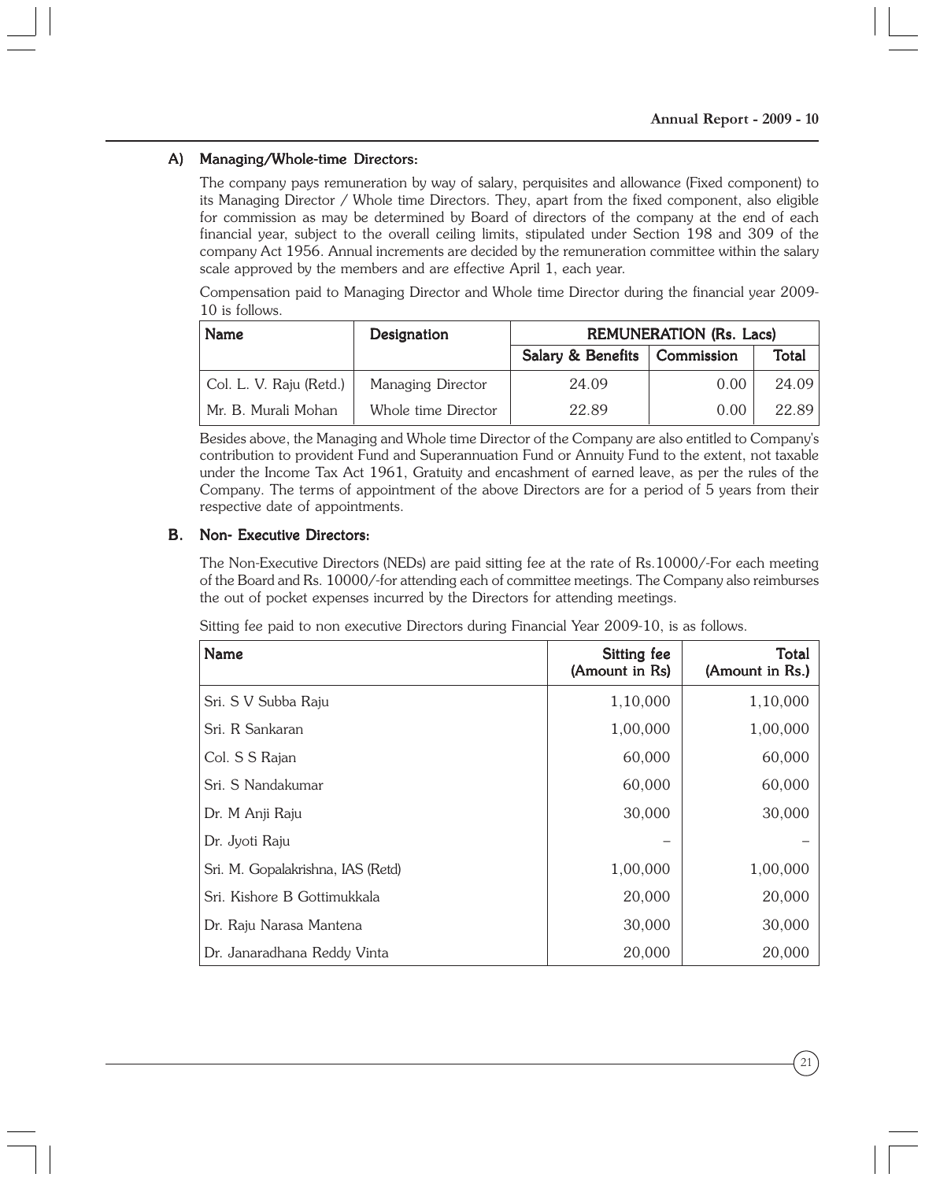### A) Managing/Whole-time Directors:

The company pays remuneration by way of salary, perquisites and allowance (Fixed component) to its Managing Director / Whole time Directors. They, apart from the fixed component, also eligible for commission as may be determined by Board of directors of the company at the end of each financial year, subject to the overall ceiling limits, stipulated under Section 198 and 309 of the company Act 1956. Annual increments are decided by the remuneration committee within the salary scale approved by the members and are effective April 1, each year.

Compensation paid to Managing Director and Whole time Director during the financial year 2009-10 is follows.

| Name | Designation | REMUNERATION (Rs. Lacs) | | |
|---|---|---|---|---|
| | | Salary & Benefits | Commission | Total |
| Col. L. V. Raju (Retd.) | Managing Director | 24.09 | 0.00 | 24.09 |
| Mr. B. Murali Mohan | Whole time Director | 22.89 | 0.00 | 22.89 |

Besides above, the Managing and Whole time Director of the Company are also entitled to Company's contribution to provident Fund and Superannuation Fund or Annuity Fund to the extent, not taxable under the Income Tax Act 1961, Gratuity and encashment of earned leave, as per the rules of the Company. The terms of appointment of the above Directors are for a period of 5 years from their respective date of appointments.

### B. Non- Executive Directors:

The Non-Executive Directors (NEDs) are paid sitting fee at the rate of Rs.10000/-For each meeting of the Board and Rs. 10000/-for attending each of committee meetings. The Company also reimburses the out of pocket expenses incurred by the Directors for attending meetings.

Sitting fee paid to non executive Directors during Financial Year 2009-10, is as follows.

| Name | Sitting fee (Amount in Rs) | Total (Amount in Rs.) |
|---|---|---|
| Sri. S V Subba Raju | 1,10,000 | 1,10,000 |
| Sri. R Sankaran | 1,00,000 | 1,00,000 |
| Col. S S Rajan | 60,000 | 60,000 |
| Sri. S Nandakumar | 60,000 | 60,000 |
| Dr. M Anji Raju | 30,000 | 30,000 |
| Dr. Jyoti Raju | – | – |
| Sri. M. Gopalakrishna, IAS (Retd) | 1,00,000 | 1,00,000 |
| Sri. Kishore B Gottimukkala | 20,000 | 20,000 |
| Dr. Raju Narasa Mantena | 30,000 | 30,000 |
| Dr. Janaradhana Reddy Vinta | 20,000 | 20,000 |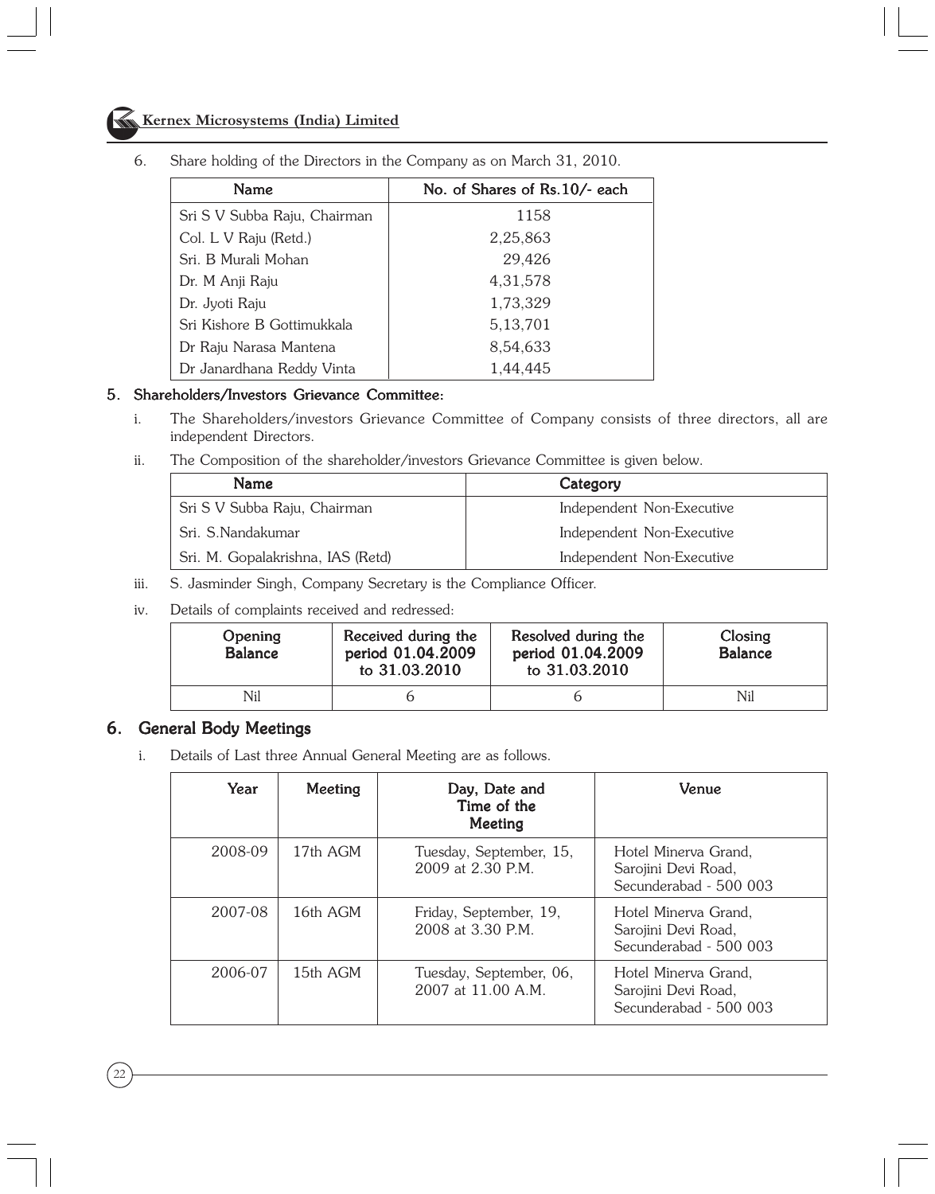6. Share holding of the Directors in the Company as on March 31, 2010.

| Name | No. of Shares of Rs.10/- each |
|---|---|
| Sri S V Subba Raju, Chairman | 1158 |
| Col. L V Raju (Retd.) | 2,25,863 |
| Sri. B Murali Mohan | 29,426 |
| Dr. M Anji Raju | 4,31,578 |
| Dr. Jyoti Raju | 1,73,329 |
| Sri Kishore B Gottimukkala | 5,13,701 |
| Dr Raju Narasa Mantena | 8,54,633 |
| Dr Janardhana Reddy Vinta | 1,44,445 |

## 5. Shareholders/Investors Grievance Committee:

i. The Shareholders/investors Grievance Committee of Company consists of three directors, all are independent Directors.

ii. The Composition of the shareholder/investors Grievance Committee is given below.

| Name | Category |
|---|---|
| Sri S V Subba Raju, Chairman | Independent Non-Executive |
| Sri. S.Nandakumar | Independent Non-Executive |
| Sri. M. Gopalakrishna, IAS (Retd) | Independent Non-Executive |

iii. S. Jasminder Singh, Company Secretary is the Compliance Officer.

iv. Details of complaints received and redressed:

| Opening Balance | Received during the period 01.04.2009 to 31.03.2010 | Resolved during the period 01.04.2009 to 31.03.2010 | Closing Balance |
|---|---|---|---|
| Nil | 6 | 6 | Nil |

## 6. General Body Meetings

i. Details of Last three Annual General Meeting are as follows.

| Year | Meeting | Day, Date and Time of the Meeting | Venue |
|---|---|---|---|
| 2008-09 | 17th AGM | Tuesday, September, 15, 2009 at 2.30 P.M. | Hotel Minerva Grand, Sarojini Devi Road, Secunderabad - 500 003 |
| 2007-08 | 16th AGM | Friday, September, 19, 2008 at 3.30 P.M. | Hotel Minerva Grand, Sarojini Devi Road, Secunderabad - 500 003 |
| 2006-07 | 15th AGM | Tuesday, September, 06, 2007 at 11.00 A.M. | Hotel Minerva Grand, Sarojini Devi Road, Secunderabad - 500 003 |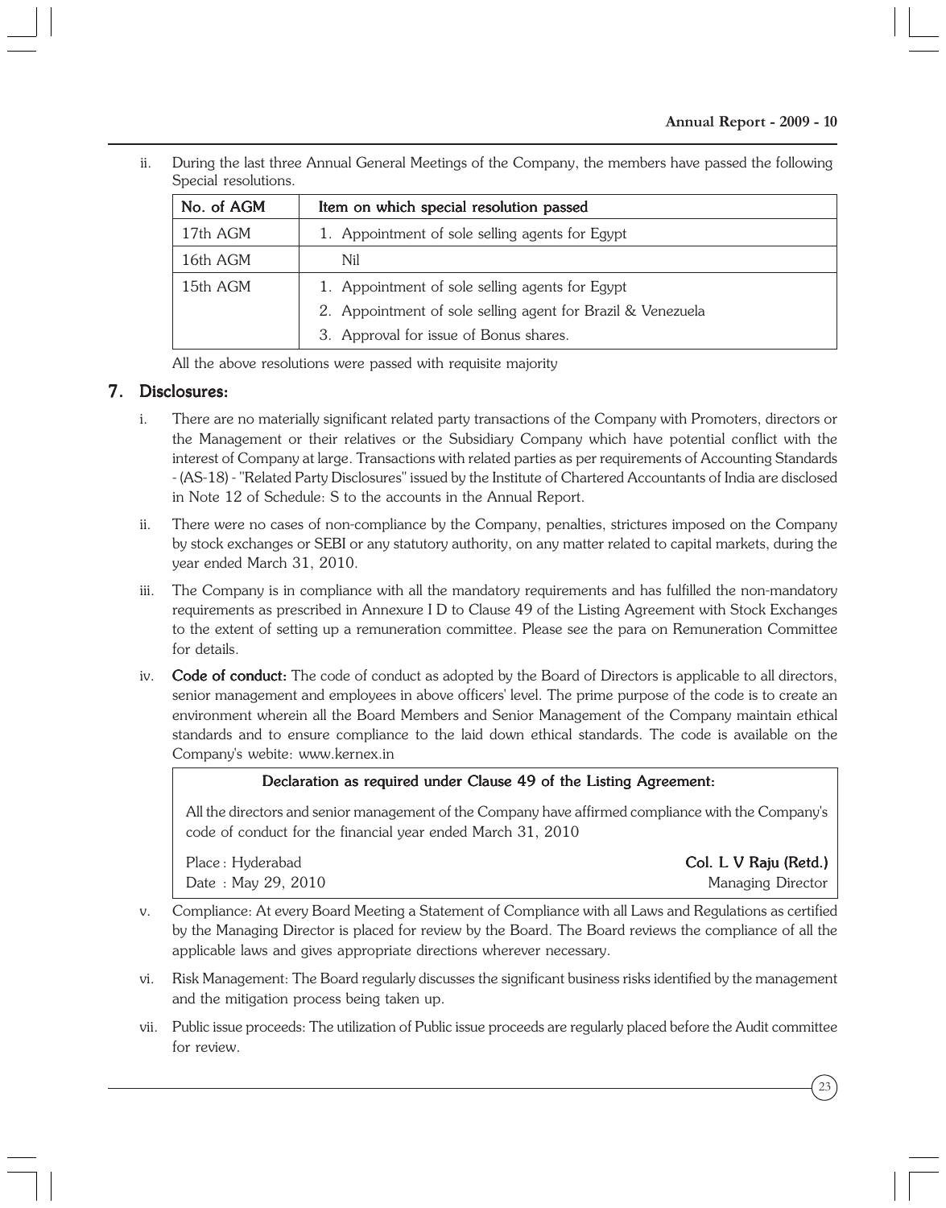ii. During the last three Annual General Meetings of the Company, the members have passed the following Special resolutions.

| No. of AGM | Item on which special resolution passed |
|---|---|
| 17th AGM | 1. Appointment of sole selling agents for Egypt |
| 16th AGM | Nil |
| 15th AGM | 1. Appointment of sole selling agents for Egypt<br>2. Appointment of sole selling agent for Brazil & Venezuela<br>3. Approval for issue of Bonus shares. |

All the above resolutions were passed with requisite majority

## 7. Disclosures:

i. There are no materially significant related party transactions of the Company with Promoters, directors or the Management or their relatives or the Subsidiary Company which have potential conflict with the interest of Company at large. Transactions with related parties as per requirements of Accounting Standards - (AS-18) - "Related Party Disclosures" issued by the Institute of Chartered Accountants of India are disclosed in Note 12 of Schedule: S to the accounts in the Annual Report.

ii. There were no cases of non-compliance by the Company, penalties, strictures imposed on the Company by stock exchanges or SEBI or any statutory authority, on any matter related to capital markets, during the year ended March 31, 2010.

iii. The Company is in compliance with all the mandatory requirements and has fulfilled the non-mandatory requirements as prescribed in Annexure I D to Clause 49 of the Listing Agreement with Stock Exchanges to the extent of setting up a remuneration committee. Please see the para on Remuneration Committee for details.

iv. **Code of conduct:** The code of conduct as adopted by the Board of Directors is applicable to all directors, senior management and employees in above officers' level. The prime purpose of the code is to create an environment wherein all the Board Members and Senior Management of the Company maintain ethical standards and to ensure compliance to the laid down ethical standards. The code is available on the Company's webite: www.kernex.in

> **Declaration as required under Clause 49 of the Listing Agreement:**
>
> All the directors and senior management of the Company have affirmed compliance with the Company's code of conduct for the financial year ended March 31, 2010
>
> Place : Hyderabad — **Col. L V Raju (Retd.)**
> Date : May 29, 2010 — Managing Director

v. Compliance: At every Board Meeting a Statement of Compliance with all Laws and Regulations as certified by the Managing Director is placed for review by the Board. The Board reviews the compliance of all the applicable laws and gives appropriate directions wherever necessary.

vi. Risk Management: The Board regularly discusses the significant business risks identified by the management and the mitigation process being taken up.

vii. Public issue proceeds: The utilization of Public issue proceeds are regularly placed before the Audit committee for review.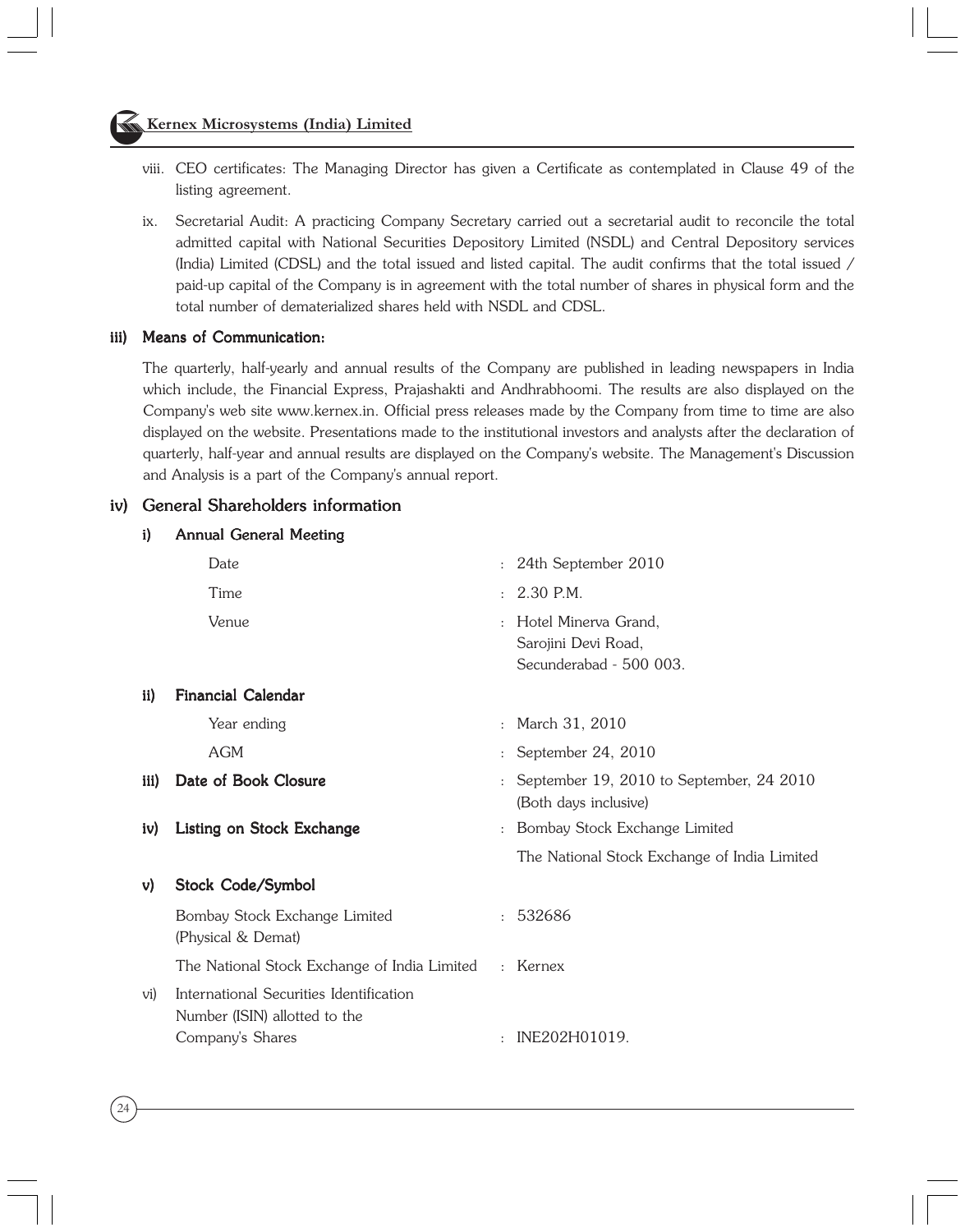viii. CEO certificates: The Managing Director has given a Certificate as contemplated in Clause 49 of the listing agreement.

ix. Secretarial Audit: A practicing Company Secretary carried out a secretarial audit to reconcile the total admitted capital with National Securities Depository Limited (NSDL) and Central Depository services (India) Limited (CDSL) and the total issued and listed capital. The audit confirms that the total issued / paid-up capital of the Company is in agreement with the total number of shares in physical form and the total number of dematerialized shares held with NSDL and CDSL.

## iii) Means of Communication:

The quarterly, half-yearly and annual results of the Company are published in leading newspapers in India which include, the Financial Express, Prajashakti and Andhrabhoomi. The results are also displayed on the Company's web site www.kernex.in. Official press releases made by the Company from time to time are also displayed on the website. Presentations made to the institutional investors and analysts after the declaration of quarterly, half-year and annual results are displayed on the Company's website. The Management's Discussion and Analysis is a part of the Company's annual report.

## iv) General Shareholders information

### i) Annual General Meeting

Date : 24th September 2010

Time : 2.30 P.M.

Venue : Hotel Minerva Grand, Sarojini Devi Road, Secunderabad - 500 003.

### ii) Financial Calendar

Year ending : March 31, 2010

AGM : September 24, 2010

### iii) Date of Book Closure

: September 19, 2010 to September, 24 2010 (Both days inclusive)

### iv) Listing on Stock Exchange

: Bombay Stock Exchange Limited

The National Stock Exchange of India Limited

### v) Stock Code/Symbol

Bombay Stock Exchange Limited (Physical & Demat) : 532686

The National Stock Exchange of India Limited : Kernex

vi) International Securities Identification Number (ISIN) allotted to the Company's Shares : INE202H01019.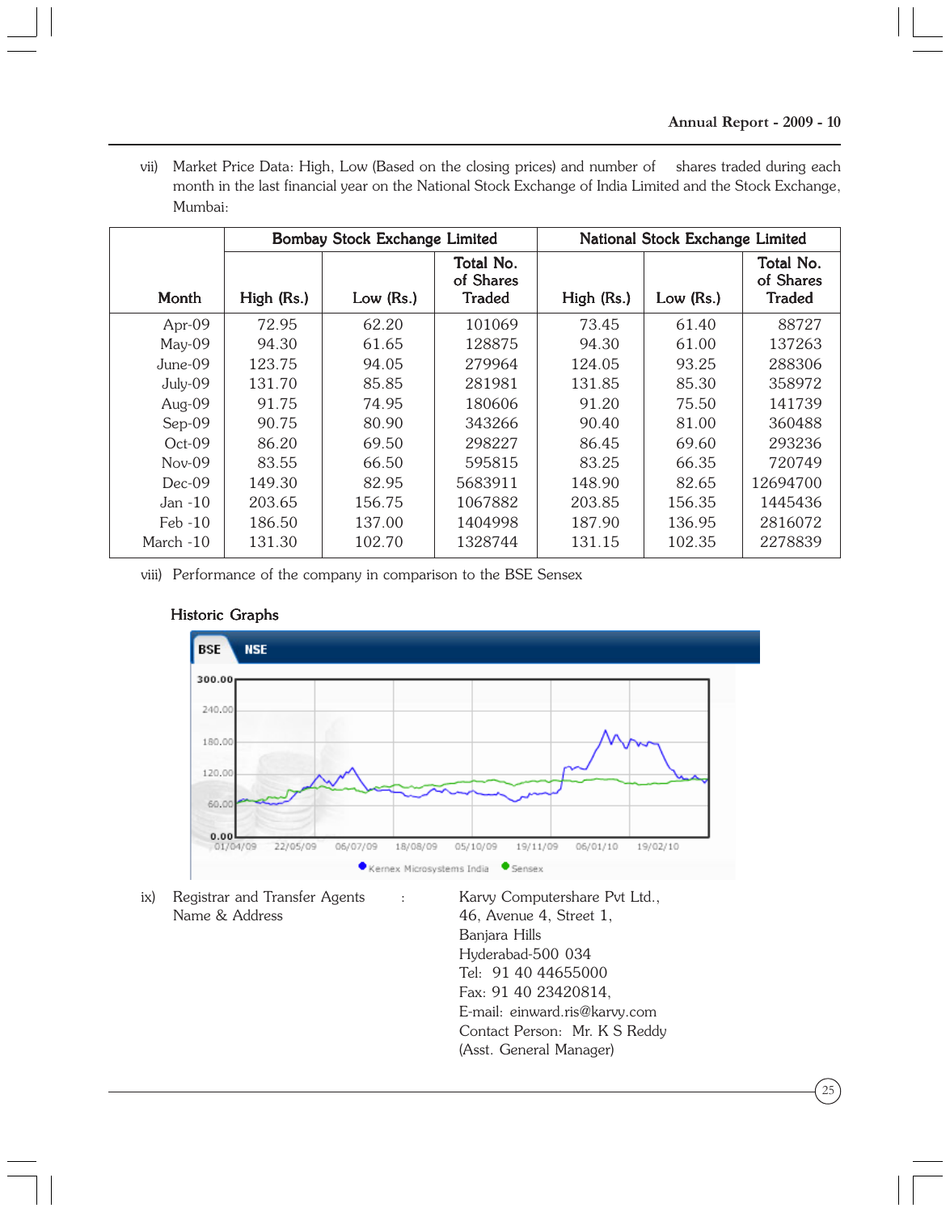vii) Market Price Data: High, Low (Based on the closing prices) and number of shares traded during each month in the last financial year on the National Stock Exchange of India Limited and the Stock Exchange, Mumbai:

| Month | Bombay Stock Exchange Limited | | | National Stock Exchange Limited | | |
|---|---|---|---|---|---|---|
| | High (Rs.) | Low (Rs.) | Total No. of Shares Traded | High (Rs.) | Low (Rs.) | Total No. of Shares Traded |
| Apr-09 | 72.95 | 62.20 | 101069 | 73.45 | 61.40 | 88727 |
| May-09 | 94.30 | 61.65 | 128875 | 94.30 | 61.00 | 137263 |
| June-09 | 123.75 | 94.05 | 279964 | 124.05 | 93.25 | 288306 |
| July-09 | 131.70 | 85.85 | 281981 | 131.85 | 85.30 | 358972 |
| Aug-09 | 91.75 | 74.95 | 180606 | 91.20 | 75.50 | 141739 |
| Sep-09 | 90.75 | 80.90 | 343266 | 90.40 | 81.00 | 360488 |
| Oct-09 | 86.20 | 69.50 | 298227 | 86.45 | 69.60 | 293236 |
| Nov-09 | 83.55 | 66.50 | 595815 | 83.25 | 66.35 | 720749 |
| Dec-09 | 149.30 | 82.95 | 5683911 | 148.90 | 82.65 | 12694700 |
| Jan -10 | 203.65 | 156.75 | 1067882 | 203.85 | 156.35 | 1445436 |
| Feb -10 | 186.50 | 137.00 | 1404998 | 187.90 | 136.95 | 2816072 |
| March -10 | 131.30 | 102.70 | 1328744 | 131.15 | 102.35 | 2278839 |

viii) Performance of the company in comparison to the BSE Sensex

Historic Graphs

ix) Registrar and Transfer Agents Name & Address : Karvy Computershare Pvt Ltd.,
46, Avenue 4, Street 1,
Banjara Hills
Hyderabad-500 034
Tel: 91 40 44655000
Fax: 91 40 23420814,
E-mail: einward.ris@karvy.com
Contact Person: Mr. K S Reddy
(Asst. General Manager)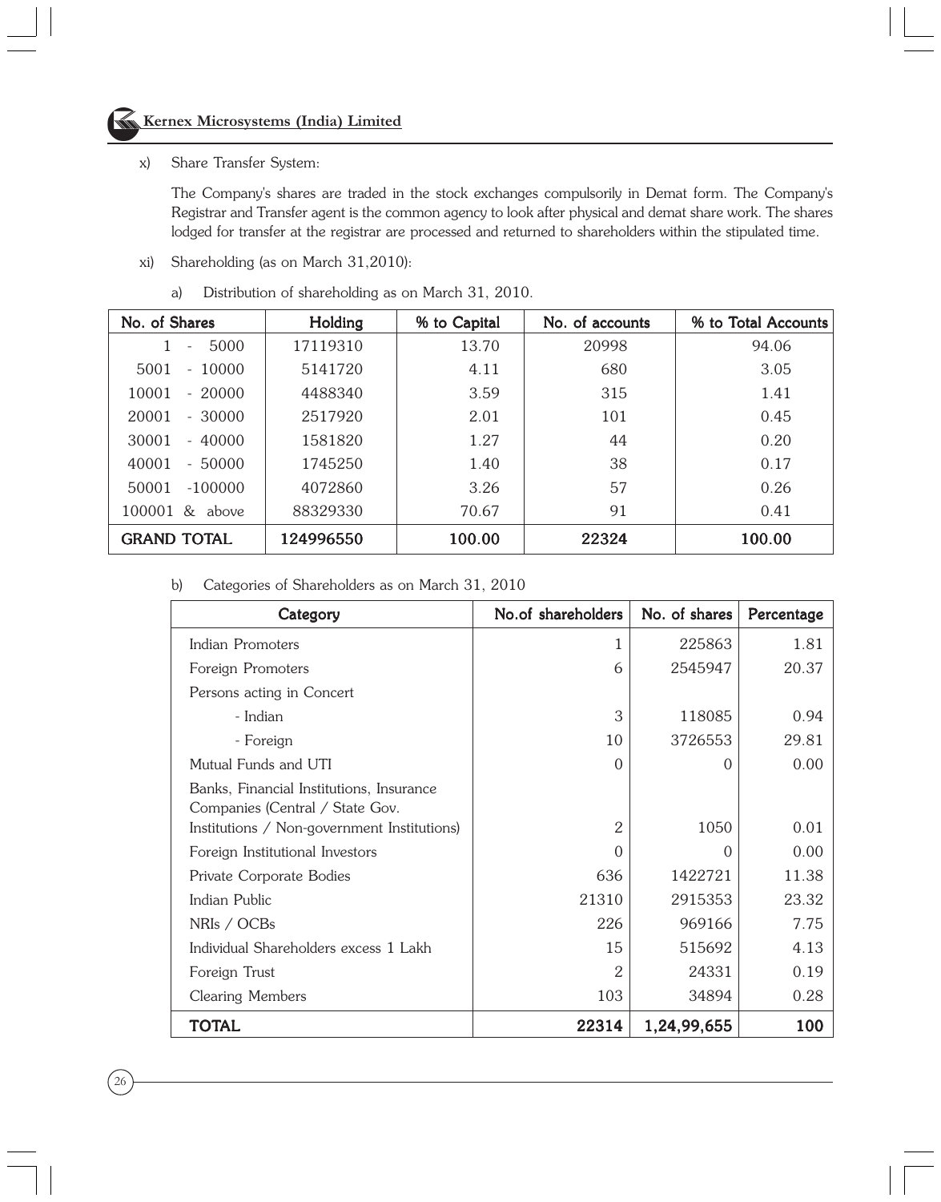x) Share Transfer System:

The Company's shares are traded in the stock exchanges compulsorily in Demat form. The Company's Registrar and Transfer agent is the common agency to look after physical and demat share work. The shares lodged for transfer at the registrar are processed and returned to shareholders within the stipulated time.

xi) Shareholding (as on March 31,2010):

a) Distribution of shareholding as on March 31, 2010.

| No. of Shares | Holding | % to Capital | No. of accounts | % to Total Accounts |
|---|---|---|---|---|
| 1 - 5000 | 17119310 | 13.70 | 20998 | 94.06 |
| 5001 - 10000 | 5141720 | 4.11 | 680 | 3.05 |
| 10001 - 20000 | 4488340 | 3.59 | 315 | 1.41 |
| 20001 - 30000 | 2517920 | 2.01 | 101 | 0.45 |
| 30001 - 40000 | 1581820 | 1.27 | 44 | 0.20 |
| 40001 - 50000 | 1745250 | 1.40 | 38 | 0.17 |
| 50001 -100000 | 4072860 | 3.26 | 57 | 0.26 |
| 100001 & above | 88329330 | 70.67 | 91 | 0.41 |
| **GRAND TOTAL** | **124996550** | **100.00** | **22324** | **100.00** |

b) Categories of Shareholders as on March 31, 2010

| Category | No.of shareholders | No. of shares | Percentage |
|---|---|---|---|
| Indian Promoters | 1 | 225863 | 1.81 |
| Foreign Promoters | 6 | 2545947 | 20.37 |
| Persons acting in Concert | | | |
| - Indian | 3 | 118085 | 0.94 |
| - Foreign | 10 | 3726553 | 29.81 |
| Mutual Funds and UTI | 0 | 0 | 0.00 |
| Banks, Financial Institutions, Insurance Companies (Central / State Gov. Institutions / Non-government Institutions) | 2 | 1050 | 0.01 |
| Foreign Institutional Investors | 0 | 0 | 0.00 |
| Private Corporate Bodies | 636 | 1422721 | 11.38 |
| Indian Public | 21310 | 2915353 | 23.32 |
| NRIs / OCBs | 226 | 969166 | 7.75 |
| Individual Shareholders excess 1 Lakh | 15 | 515692 | 4.13 |
| Foreign Trust | 2 | 24331 | 0.19 |
| Clearing Members | 103 | 34894 | 0.28 |
| **TOTAL** | **22314** | **1,24,99,655** | **100** |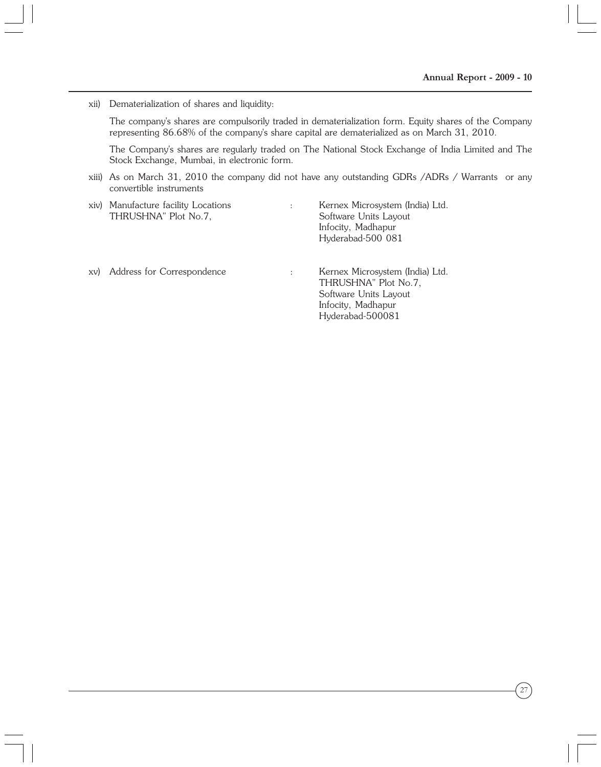xii) Dematerialization of shares and liquidity:

The company's shares are compulsorily traded in dematerialization form. Equity shares of the Company representing 86.68% of the company's share capital are dematerialized as on March 31, 2010.

The Company's shares are regularly traded on The National Stock Exchange of India Limited and The Stock Exchange, Mumbai, in electronic form.

xiii) As on March 31, 2010 the company did not have any outstanding GDRs /ADRs / Warrants or any convertible instruments

xiv) Manufacture facility Locations THRUSHNA" Plot No.7, : Kernex Microsystem (India) Ltd.
Software Units Layout
Infocity, Madhapur
Hyderabad-500 081

xv) Address for Correspondence : Kernex Microsystem (India) Ltd.
THRUSHNA" Plot No.7,
Software Units Layout
Infocity, Madhapur
Hyderabad-500081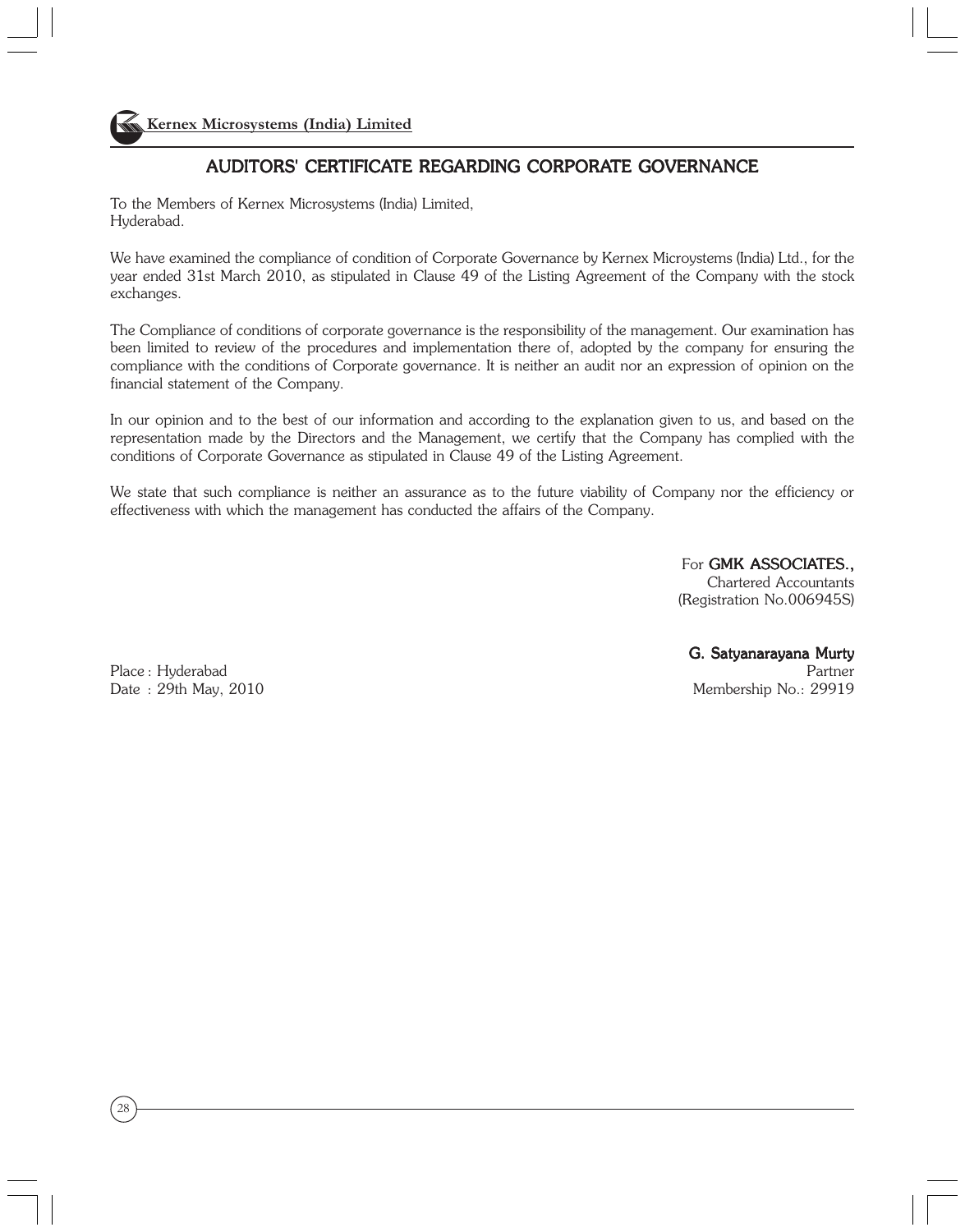## AUDITORS' CERTIFICATE REGARDING CORPORATE GOVERNANCE

To the Members of Kernex Microsystems (India) Limited,
Hyderabad.

We have examined the compliance of condition of Corporate Governance by Kernex Microystems (India) Ltd., for the year ended 31st March 2010, as stipulated in Clause 49 of the Listing Agreement of the Company with the stock exchanges.

The Compliance of conditions of corporate governance is the responsibility of the management. Our examination has been limited to review of the procedures and implementation there of, adopted by the company for ensuring the compliance with the conditions of Corporate governance. It is neither an audit nor an expression of opinion on the financial statement of the Company.

In our opinion and to the best of our information and according to the explanation given to us, and based on the representation made by the Directors and the Management, we certify that the Company has complied with the conditions of Corporate Governance as stipulated in Clause 49 of the Listing Agreement.

We state that such compliance is neither an assurance as to the future viability of Company nor the efficiency or effectiveness with which the management has conducted the affairs of the Company.

For **GMK ASSOCIATES.,**
Chartered Accountants
(Registration No.006945S)

**G. Satyanarayana Murty**
Partner
Membership No.: 29919

Place : Hyderabad
Date : 29th May, 2010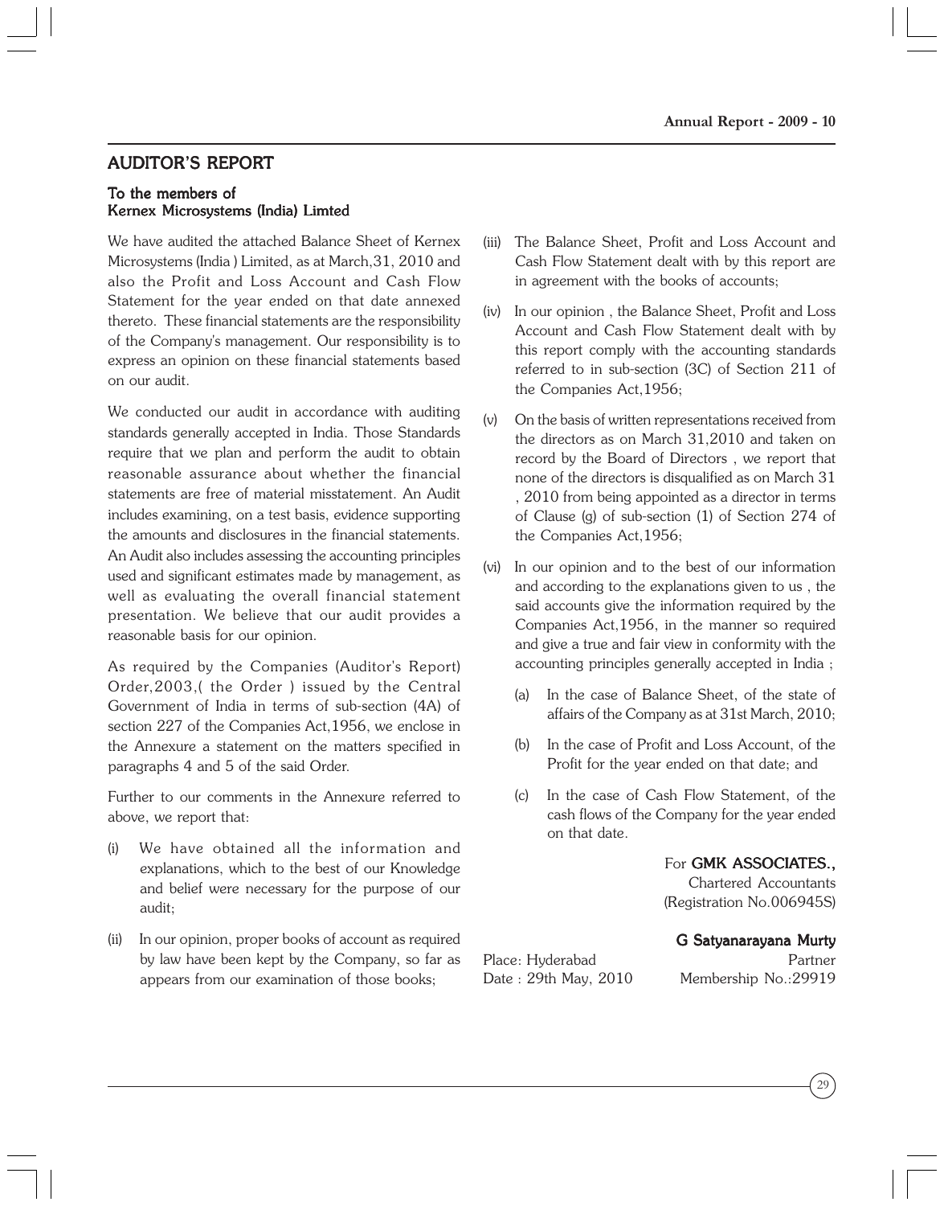## AUDITOR'S REPORT

**To the members of**
**Kernex Microsystems (India) Limted**

We have audited the attached Balance Sheet of Kernex Microsystems (India ) Limited, as at March,31, 2010 and also the Profit and Loss Account and Cash Flow Statement for the year ended on that date annexed thereto. These financial statements are the responsibility of the Company's management. Our responsibility is to express an opinion on these financial statements based on our audit.

We conducted our audit in accordance with auditing standards generally accepted in India. Those Standards require that we plan and perform the audit to obtain reasonable assurance about whether the financial statements are free of material misstatement. An Audit includes examining, on a test basis, evidence supporting the amounts and disclosures in the financial statements. An Audit also includes assessing the accounting principles used and significant estimates made by management, as well as evaluating the overall financial statement presentation. We believe that our audit provides a reasonable basis for our opinion.

As required by the Companies (Auditor's Report) Order,2003,( the Order ) issued by the Central Government of India in terms of sub-section (4A) of section 227 of the Companies Act,1956, we enclose in the Annexure a statement on the matters specified in paragraphs 4 and 5 of the said Order.

Further to our comments in the Annexure referred to above, we report that:

(i) We have obtained all the information and explanations, which to the best of our Knowledge and belief were necessary for the purpose of our audit;

(ii) In our opinion, proper books of account as required by law have been kept by the Company, so far as appears from our examination of those books;

(iii) The Balance Sheet, Profit and Loss Account and Cash Flow Statement dealt with by this report are in agreement with the books of accounts;

(iv) In our opinion , the Balance Sheet, Profit and Loss Account and Cash Flow Statement dealt with by this report comply with the accounting standards referred to in sub-section (3C) of Section 211 of the Companies Act,1956;

(v) On the basis of written representations received from the directors as on March 31,2010 and taken on record by the Board of Directors , we report that none of the directors is disqualified as on March 31 , 2010 from being appointed as a director in terms of Clause (g) of sub-section (1) of Section 274 of the Companies Act,1956;

(vi) In our opinion and to the best of our information and according to the explanations given to us , the said accounts give the information required by the Companies Act,1956, in the manner so required and give a true and fair view in conformity with the accounting principles generally accepted in India ;

   (a) In the case of Balance Sheet, of the state of affairs of the Company as at 31st March, 2010;

   (b) In the case of Profit and Loss Account, of the Profit for the year ended on that date; and

   (c) In the case of Cash Flow Statement, of the cash flows of the Company for the year ended on that date.

For **GMK ASSOCIATES.,**
Chartered Accountants
(Registration No.006945S)

**G Satyanarayana Murty**
Partner
Membership No.:29919

Place: Hyderabad
Date : 29th May, 2010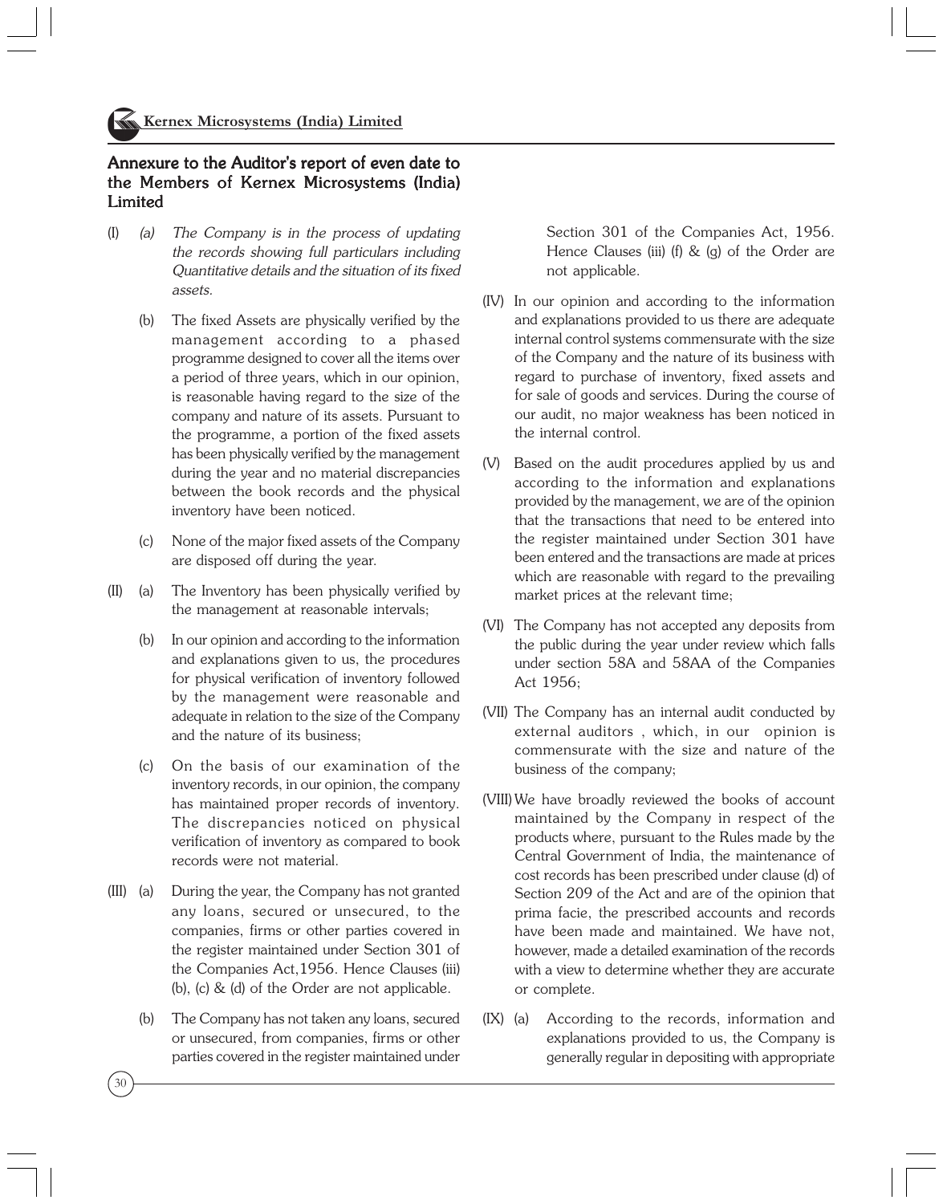## Annexure to the Auditor's report of even date to the Members of Kernex Microsystems (India) Limited

(I) *(a) The Company is in the process of updating the records showing full particulars including Quantitative details and the situation of its fixed assets.*

(b) The fixed Assets are physically verified by the management according to a phased programme designed to cover all the items over a period of three years, which in our opinion, is reasonable having regard to the size of the company and nature of its assets. Pursuant to the programme, a portion of the fixed assets has been physically verified by the management during the year and no material discrepancies between the book records and the physical inventory have been noticed.

(c) None of the major fixed assets of the Company are disposed off during the year.

(II) (a) The Inventory has been physically verified by the management at reasonable intervals;

(b) In our opinion and according to the information and explanations given to us, the procedures for physical verification of inventory followed by the management were reasonable and adequate in relation to the size of the Company and the nature of its business;

(c) On the basis of our examination of the inventory records, in our opinion, the company has maintained proper records of inventory. The discrepancies noticed on physical verification of inventory as compared to book records were not material.

(III) (a) During the year, the Company has not granted any loans, secured or unsecured, to the companies, firms or other parties covered in the register maintained under Section 301 of the Companies Act,1956. Hence Clauses (iii) (b), (c) & (d) of the Order are not applicable.

(b) The Company has not taken any loans, secured or unsecured, from companies, firms or other parties covered in the register maintained under Section 301 of the Companies Act, 1956. Hence Clauses (iii) (f) & (g) of the Order are not applicable.

(IV) In our opinion and according to the information and explanations provided to us there are adequate internal control systems commensurate with the size of the Company and the nature of its business with regard to purchase of inventory, fixed assets and for sale of goods and services. During the course of our audit, no major weakness has been noticed in the internal control.

(V) Based on the audit procedures applied by us and according to the information and explanations provided by the management, we are of the opinion that the transactions that need to be entered into the register maintained under Section 301 have been entered and the transactions are made at prices which are reasonable with regard to the prevailing market prices at the relevant time;

(VI) The Company has not accepted any deposits from the public during the year under review which falls under section 58A and 58AA of the Companies Act 1956;

(VII) The Company has an internal audit conducted by external auditors , which, in our opinion is commensurate with the size and nature of the business of the company;

(VIII) We have broadly reviewed the books of account maintained by the Company in respect of the products where, pursuant to the Rules made by the Central Government of India, the maintenance of cost records has been prescribed under clause (d) of Section 209 of the Act and are of the opinion that prima facie, the prescribed accounts and records have been made and maintained. We have not, however, made a detailed examination of the records with a view to determine whether they are accurate or complete.

(IX) (a) According to the records, information and explanations provided to us, the Company is generally regular in depositing with appropriate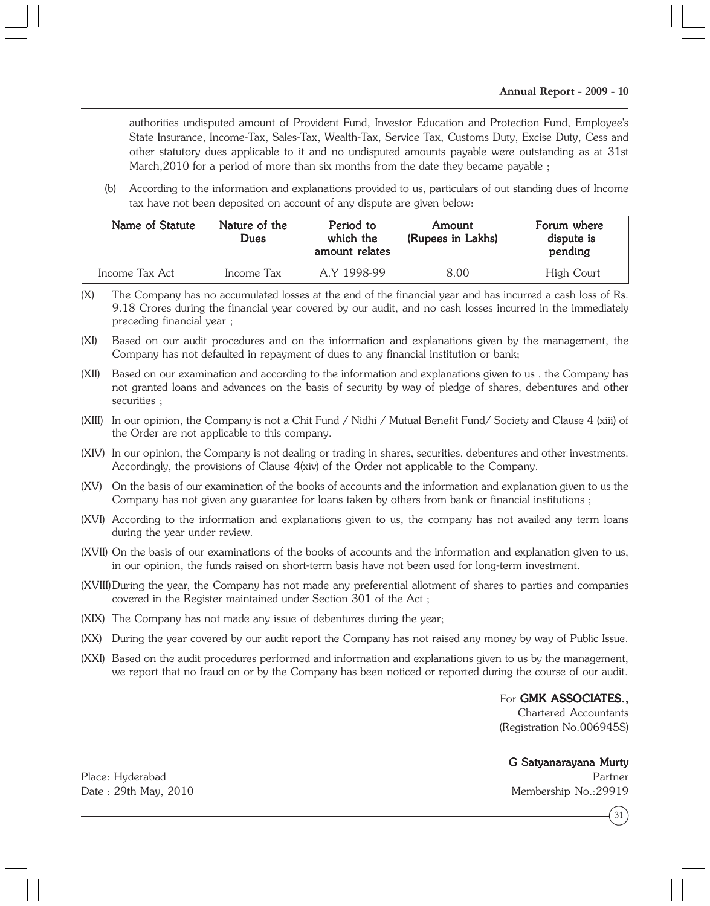authorities undisputed amount of Provident Fund, Investor Education and Protection Fund, Employee's State Insurance, Income-Tax, Sales-Tax, Wealth-Tax, Service Tax, Customs Duty, Excise Duty, Cess and other statutory dues applicable to it and no undisputed amounts payable were outstanding as at 31st March,2010 for a period of more than six months from the date they became payable ;

(b) According to the information and explanations provided to us, particulars of out standing dues of Income tax have not been deposited on account of any dispute are given below:

| Name of Statute | Nature of the Dues | Period to which the amount relates | Amount (Rupees in Lakhs) | Forum where dispute is pending |
|---|---|---|---|---|
| Income Tax Act | Income Tax | A.Y 1998-99 | 8.00 | High Court |

(X) The Company has no accumulated losses at the end of the financial year and has incurred a cash loss of Rs. 9.18 Crores during the financial year covered by our audit, and no cash losses incurred in the immediately preceding financial year ;

(XI) Based on our audit procedures and on the information and explanations given by the management, the Company has not defaulted in repayment of dues to any financial institution or bank;

(XII) Based on our examination and according to the information and explanations given to us , the Company has not granted loans and advances on the basis of security by way of pledge of shares, debentures and other securities ;

(XIII) In our opinion, the Company is not a Chit Fund / Nidhi / Mutual Benefit Fund/ Society and Clause 4 (xiii) of the Order are not applicable to this company.

(XIV) In our opinion, the Company is not dealing or trading in shares, securities, debentures and other investments. Accordingly, the provisions of Clause 4(xiv) of the Order not applicable to the Company.

(XV) On the basis of our examination of the books of accounts and the information and explanation given to us the Company has not given any guarantee for loans taken by others from bank or financial institutions ;

(XVI) According to the information and explanations given to us, the company has not availed any term loans during the year under review.

(XVII) On the basis of our examinations of the books of accounts and the information and explanation given to us, in our opinion, the funds raised on short-term basis have not been used for long-term investment.

(XVIII) During the year, the Company has not made any preferential allotment of shares to parties and companies covered in the Register maintained under Section 301 of the Act ;

(XIX) The Company has not made any issue of debentures during the year;

(XX) During the year covered by our audit report the Company has not raised any money by way of Public Issue.

(XXI) Based on the audit procedures performed and information and explanations given to us by the management, we report that no fraud on or by the Company has been noticed or reported during the course of our audit.

For **GMK ASSOCIATES.,**
Chartered Accountants
(Registration No.006945S)

**G Satyanarayana Murty**
Partner
Membership No.:29919

Place: Hyderabad
Date : 29th May, 2010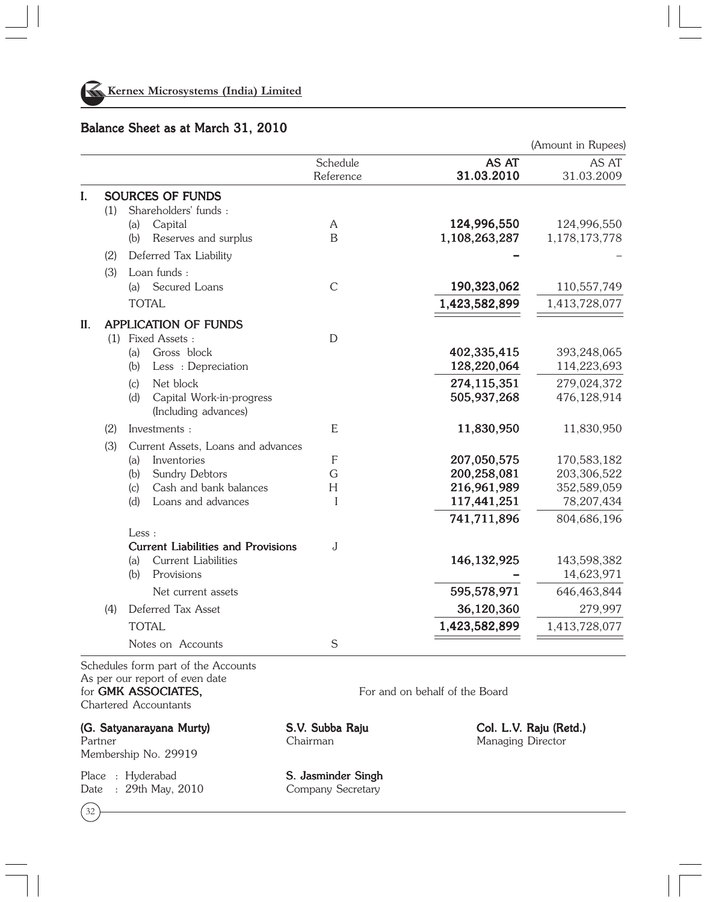Kernex Microsystems (India) Limited

## Balance Sheet as at March 31, 2010

(Amount in Rupees)

| | | Schedule Reference | AS AT 31.03.2010 | AS AT 31.03.2009 |
|---|---|---|---|---|
| **I.** | **SOURCES OF FUNDS** | | | |
| (1) | Shareholders' funds : | | | |
| | (a) Capital | A | **124,996,550** | 124,996,550 |
| | (b) Reserves and surplus | B | **1,108,263,287** | 1,178,173,778 |
| (2) | Deferred Tax Liability | | **–** | – |
| (3) | Loan funds : | | | |
| | (a) Secured Loans | C | **190,323,062** | 110,557,749 |
| | TOTAL | | **1,423,582,899** | 1,413,728,077 |
| **II.** | **APPLICATION OF FUNDS** | | | |
| (1) | Fixed Assets : | D | | |
| | (a) Gross block | | **402,335,415** | 393,248,065 |
| | (b) Less : Depreciation | | **128,220,064** | 114,223,693 |
| | (c) Net block | | **274,115,351** | 279,024,372 |
| | (d) Capital Work-in-progress (Including advances) | | **505,937,268** | 476,128,914 |
| (2) | Investments : | E | **11,830,950** | 11,830,950 |
| (3) | Current Assets, Loans and advances | | | |
| | (a) Inventories | F | **207,050,575** | 170,583,182 |
| | (b) Sundry Debtors | G | **200,258,081** | 203,306,522 |
| | (c) Cash and bank balances | H | **216,961,989** | 352,589,059 |
| | (d) Loans and advances | I | **117,441,251** | 78,207,434 |
| | | | **741,711,896** | 804,686,196 |
| | Less : | | | |
| | **Current Liabilities and Provisions** | J | | |
| | (a) Current Liabilities | | **146,132,925** | 143,598,382 |
| | (b) Provisions | | **–** | 14,623,971 |
| | Net current assets | | **595,578,971** | 646,463,844 |
| (4) | Deferred Tax Asset | | **36,120,360** | 279,997 |
| | TOTAL | | **1,423,582,899** | 1,413,728,077 |
| | Notes on Accounts | S | | |

Schedules form part of the Accounts
As per our report of even date
for **GMK ASSOCIATES,**
Chartered Accountants

For and on behalf of the Board

**(G. Satyanarayana Murty)**
Partner
Membership No. 29919

**S.V. Subba Raju**
Chairman

**Col. L.V. Raju (Retd.)**
Managing Director

Place : Hyderabad
Date : 29th May, 2010

**S. Jasminder Singh**
Company Secretary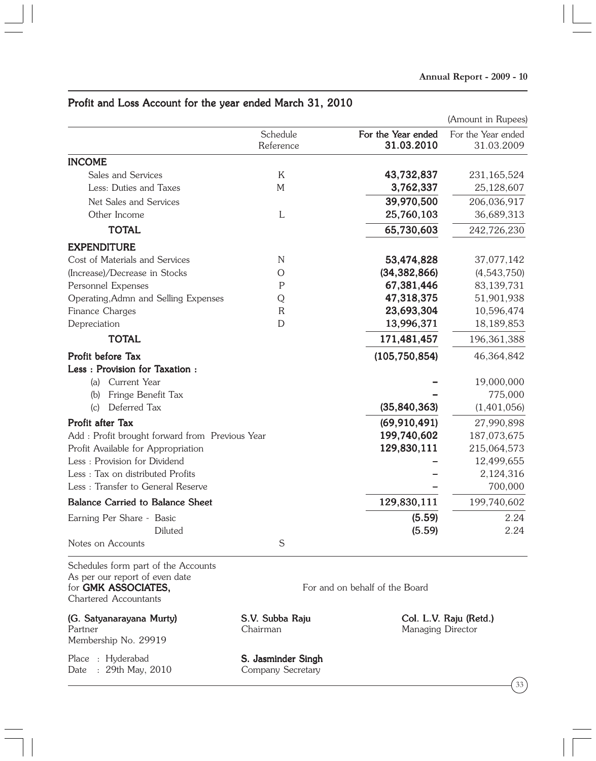## Profit and Loss Account for the year ended March 31, 2010

(Amount in Rupees)

| | Schedule Reference | For the Year ended 31.03.2010 | For the Year ended 31.03.2009 |
|---|---|---|---|
| **INCOME** | | | |
| Sales and Services | K | **43,732,837** | 231,165,524 |
| Less: Duties and Taxes | M | **3,762,337** | 25,128,607 |
| Net Sales and Services | | **39,970,500** | 206,036,917 |
| Other Income | L | **25,760,103** | 36,689,313 |
| **TOTAL** | | **65,730,603** | 242,726,230 |
| **EXPENDITURE** | | | |
| Cost of Materials and Services | N | **53,474,828** | 37,077,142 |
| (Increase)/Decrease in Stocks | O | **(34,382,866)** | (4,543,750) |
| Personnel Expenses | P | **67,381,446** | 83,139,731 |
| Operating,Admn and Selling Expenses | Q | **47,318,375** | 51,901,938 |
| Finance Charges | R | **23,693,304** | 10,596,474 |
| Depreciation | D | **13,996,371** | 18,189,853 |
| **TOTAL** | | **171,481,457** | 196,361,388 |
| **Profit before Tax** | | **(105,750,854)** | 46,364,842 |
| **Less : Provision for Taxation :** | | | |
| (a) Current Year | | – | 19,000,000 |
| (b) Fringe Benefit Tax | | – | 775,000 |
| (c) Deferred Tax | | **(35,840,363)** | (1,401,056) |
| **Profit after Tax** | | **(69,910,491)** | 27,990,898 |
| Add : Profit brought forward from Previous Year | | **199,740,602** | 187,073,675 |
| Profit Available for Appropriation | | **129,830,111** | 215,064,573 |
| Less : Provision for Dividend | | – | 12,499,655 |
| Less : Tax on distributed Profits | | – | 2,124,316 |
| Less : Transfer to General Reserve | | – | 700,000 |
| **Balance Carried to Balance Sheet** | | **129,830,111** | 199,740,602 |
| Earning Per Share - Basic | | **(5.59)** | 2.24 |
| Diluted | | **(5.59)** | 2.24 |
| Notes on Accounts | S | | |

Schedules form part of the Accounts
As per our report of even date
for **GMK ASSOCIATES,**
Chartered Accountants

For and on behalf of the Board

**(G. Satyanarayana Murty)**
Partner
Membership No. 29919

**S.V. Subba Raju**
Chairman

**Col. L.V. Raju (Retd.)**
Managing Director

Place : Hyderabad
Date : 29th May, 2010

**S. Jasminder Singh**
Company Secretary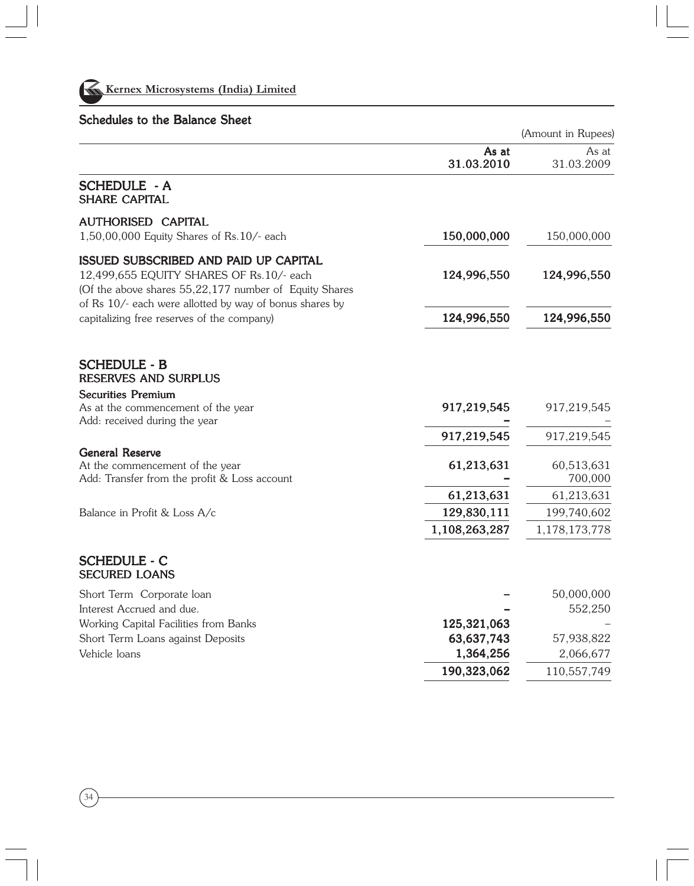**Kernex Microsystems (India) Limited**

## Schedules to the Balance Sheet

(Amount in Rupees)

| | As at 31.03.2010 | As at 31.03.2009 |
|---|---|---|
| **SCHEDULE - A** | | |
| **SHARE CAPITAL** | | |
| **AUTHORISED CAPITAL** | | |
| 1,50,00,000 Equity Shares of Rs.10/- each | **150,000,000** | 150,000,000 |
| **ISSUED SUBSCRIBED AND PAID UP CAPITAL** | | |
| 12,499,655 EQUITY SHARES OF Rs.10/- each | **124,996,550** | **124,996,550** |
| (Of the above shares 55,22,177 number of Equity Shares of Rs 10/- each were allotted by way of bonus shares by capitalizing free reserves of the company) | **124,996,550** | **124,996,550** |
| **SCHEDULE - B** | | |
| **RESERVES AND SURPLUS** | | |
| **Securities Premium** | | |
| As at the commencement of the year | **917,219,545** | 917,219,545 |
| Add: received during the year | **–** | – |
| | **917,219,545** | 917,219,545 |
| **General Reserve** | | |
| At the commencement of the year | **61,213,631** | 60,513,631 |
| Add: Transfer from the profit & Loss account | **–** | 700,000 |
| | **61,213,631** | 61,213,631 |
| Balance in Profit & Loss A/c | **129,830,111** | 199,740,602 |
| | **1,108,263,287** | 1,178,173,778 |
| **SCHEDULE - C** | | |
| **SECURED LOANS** | | |
| Short Term Corporate loan | **–** | 50,000,000 |
| Interest Accrued and due. | **–** | 552,250 |
| Working Capital Facilities from Banks | **125,321,063** | – |
| Short Term Loans against Deposits | **63,637,743** | 57,938,822 |
| Vehicle loans | **1,364,256** | 2,066,677 |
| | **190,323,062** | 110,557,749 |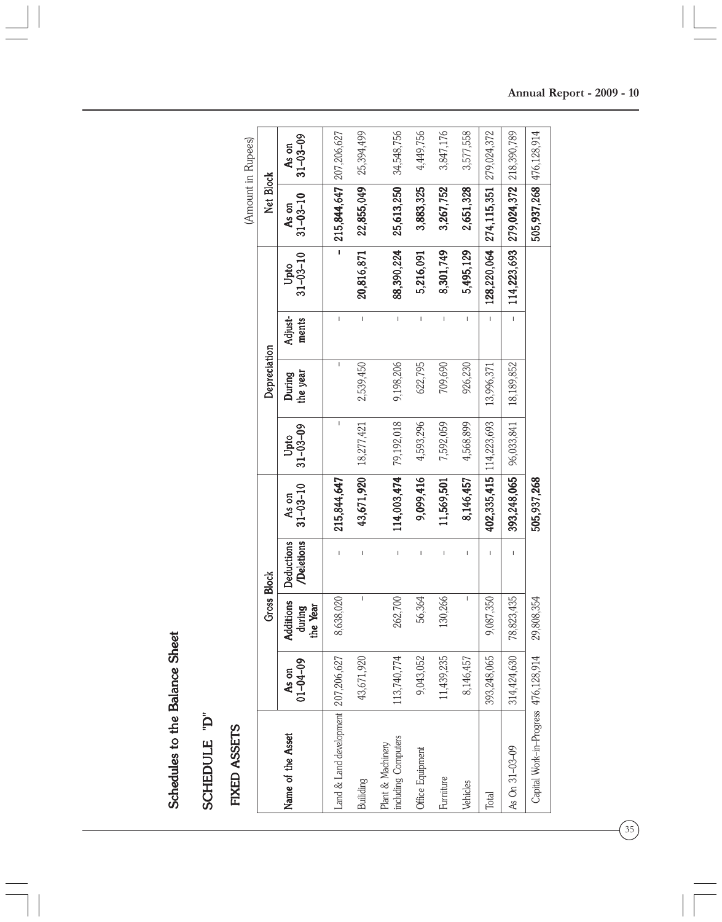# Schedules to the Balance Sheet

## SCHEDULE "D"

### FIXED ASSETS

(Amount in Rupees)

| Name of the Asset | Gross Block | | | | Depreciation | | | | Net Block | |
|---|---|---|---|---|---|---|---|---|---|---|
| | As on 01-04-09 | Additions during the Year | Deductions /Deletions | As on 31-03-10 | Upto 31-03-09 | During the year | Adjust-ments | Upto 31-03-10 | As on 31-03-10 | As on 31-03-09 |
| Land & Land development | 207,206,627 | 8,638,020 | - | **215,844,647** | - | - | - | **-** | **215,844,647** | 207,206,627 |
| Builiding | 43,671,920 | - | - | **43,671,920** | 18,277,421 | 2,539,450 | - | **20,816,871** | **22,855,049** | 25,394,499 |
| Plant & Machinery including Computers | 113,740,774 | 262,700 | - | **114,003,474** | 79,192,018 | 9,198,206 | - | **88,390,224** | **25,613,250** | 34,548,756 |
| Office Equipment | 9,043,052 | 56,364 | - | **9,099,416** | 4,593,296 | 622,795 | - | **5,216,091** | **3,883,325** | 4,449,756 |
| Furniture | 11,439,235 | 130,266 | - | **11,569,501** | 7,592,059 | 709,690 | - | **8,301,749** | **3,267,752** | 3,847,176 |
| Vehicles | 8,146,457 | - | - | **8,146,457** | 4,568,899 | 926,230 | - | **5,495,129** | **2,651,328** | 3,577,558 |
| Total | 393,248,065 | 9,087,350 | - | **402,335,415** | 114,223,693 | 13,996,371 | - | **128,220,064** | **274,115,351** | 279,024,372 |
| As On 31-03-09 | 314,424,630 | 78,823,435 | - | **393,248,065** | 96,033,841 | 18,189,852 | - | **114,223,693** | **279,024,372** | 218,390,789 |
| Capital Work-in-Progress | 476,128,914 | 29,808,354 | | **505,937,268** | | | | | **505,937,268** | 476,128,914 |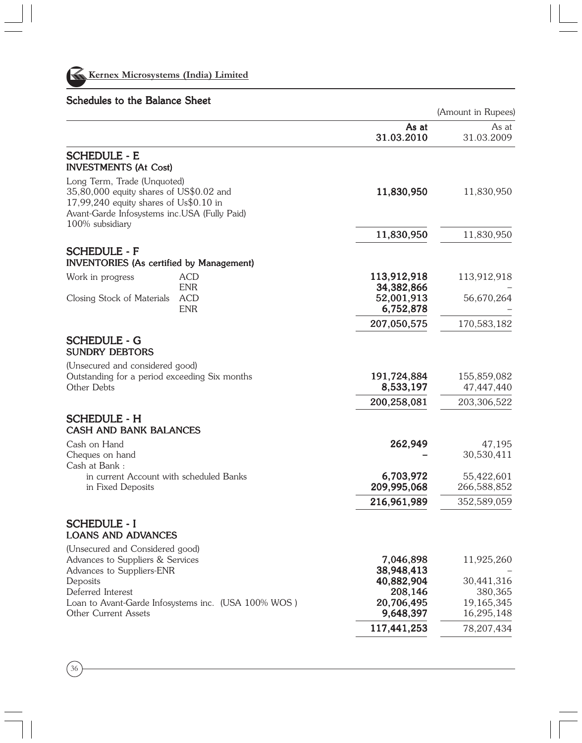**Kernex Microsystems (India) Limited**

## Schedules to the Balance Sheet

(Amount in Rupees)

| | | As at 31.03.2010 | As at 31.03.2009 |
|---|---|---|---|
| **SCHEDULE - E** | | | |
| **INVESTMENTS (At Cost)** | | | |
| Long Term, Trade (Unquoted) 35,80,000 equity shares of US$0.02 and 17,99,240 equity shares of Us$0.10 in Avant-Garde Infosystems inc.USA (Fully Paid) 100% subsidiary | | **11,830,950** | 11,830,950 |
| | | **11,830,950** | 11,830,950 |
| **SCHEDULE - F** | | | |
| **INVENTORIES (As certified by Management)** | | | |
| Work in progress | ACD | **113,912,918** | 113,912,918 |
| | ENR | **34,382,866** | – |
| Closing Stock of Materials | ACD | **52,001,913** | 56,670,264 |
| | ENR | **6,752,878** | – |
| | | **207,050,575** | 170,583,182 |
| **SCHEDULE - G** | | | |
| **SUNDRY DEBTORS** | | | |
| (Unsecured and considered good) | | | |
| Outstanding for a period exceeding Six months | | **191,724,884** | 155,859,082 |
| Other Debts | | **8,533,197** | 47,447,440 |
| | | **200,258,081** | 203,306,522 |
| **SCHEDULE - H** | | | |
| **CASH AND BANK BALANCES** | | | |
| Cash on Hand | | **262,949** | 47,195 |
| Cheques on hand | | **–** | 30,530,411 |
| Cash at Bank : | | | |
| in current Account with scheduled Banks | | **6,703,972** | 55,422,601 |
| in Fixed Deposits | | **209,995,068** | 266,588,852 |
| | | **216,961,989** | 352,589,059 |
| **SCHEDULE - I** | | | |
| **LOANS AND ADVANCES** | | | |
| (Unsecured and Considered good) | | | |
| Advances to Suppliers & Services | | **7,046,898** | 11,925,260 |
| Advances to Suppliers-ENR | | **38,948,413** | – |
| Deposits | | **40,882,904** | 30,441,316 |
| Deferred Interest | | **208,146** | 380,365 |
| Loan to Avant-Garde Infosystems inc. (USA 100% WOS ) | | **20,706,495** | 19,165,345 |
| Other Current Assets | | **9,648,397** | 16,295,148 |
| | | **117,441,253** | 78,207,434 |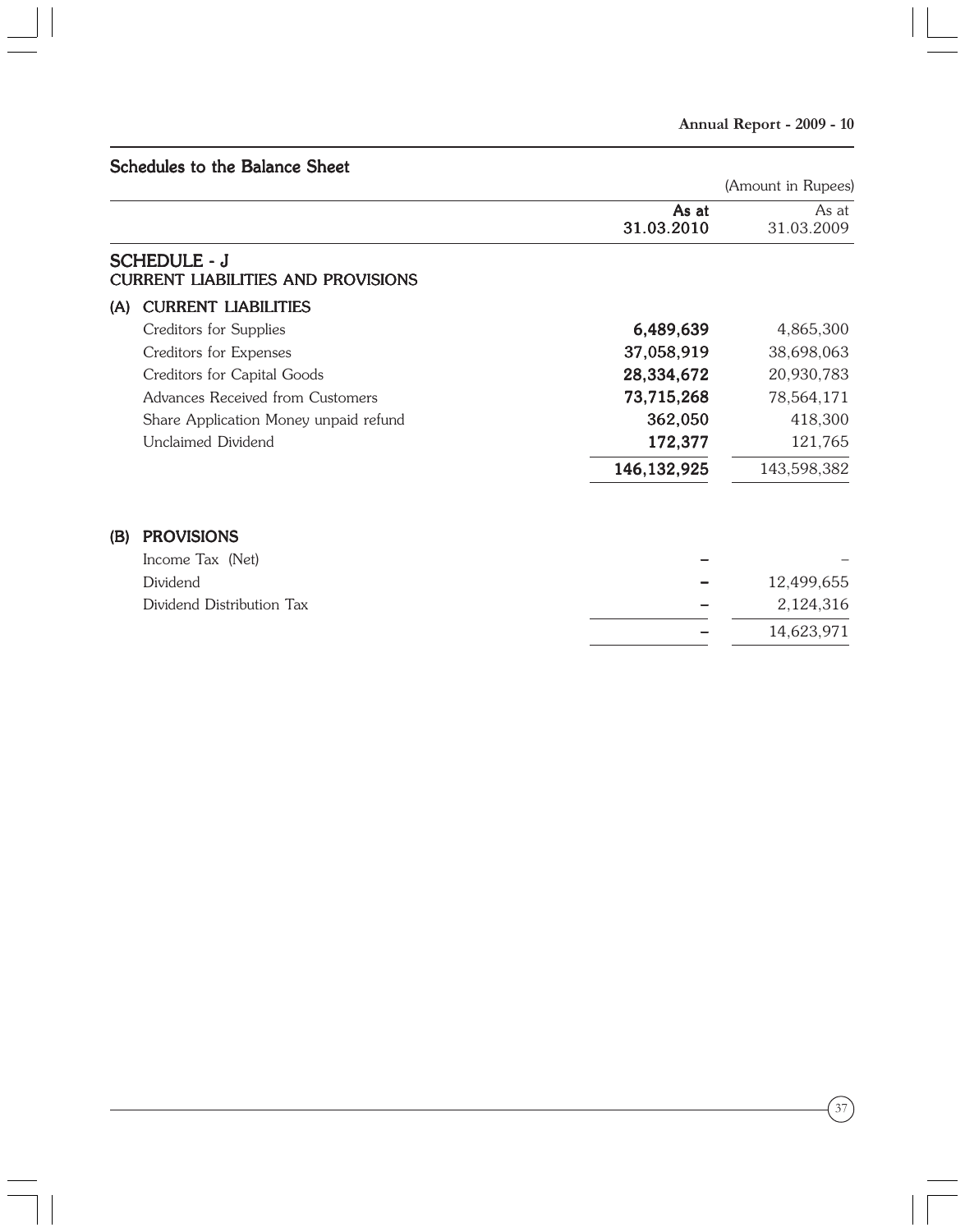## Schedules to the Balance Sheet

(Amount in Rupees)

| | As at 31.03.2010 | As at 31.03.2009 |
|---|---|---|
| **SCHEDULE - J** | | |
| **CURRENT LIABILITIES AND PROVISIONS** | | |
| **(A) CURRENT LIABILITIES** | | |
| Creditors for Supplies | **6,489,639** | 4,865,300 |
| Creditors for Expenses | **37,058,919** | 38,698,063 |
| Creditors for Capital Goods | **28,334,672** | 20,930,783 |
| Advances Received from Customers | **73,715,268** | 78,564,171 |
| Share Application Money unpaid refund | **362,050** | 418,300 |
| Unclaimed Dividend | **172,377** | 121,765 |
| | **146,132,925** | 143,598,382 |
| **(B) PROVISIONS** | | |
| Income Tax (Net) | **–** | – |
| Dividend | **–** | 12,499,655 |
| Dividend Distribution Tax | **–** | 2,124,316 |
| | **–** | 14,623,971 |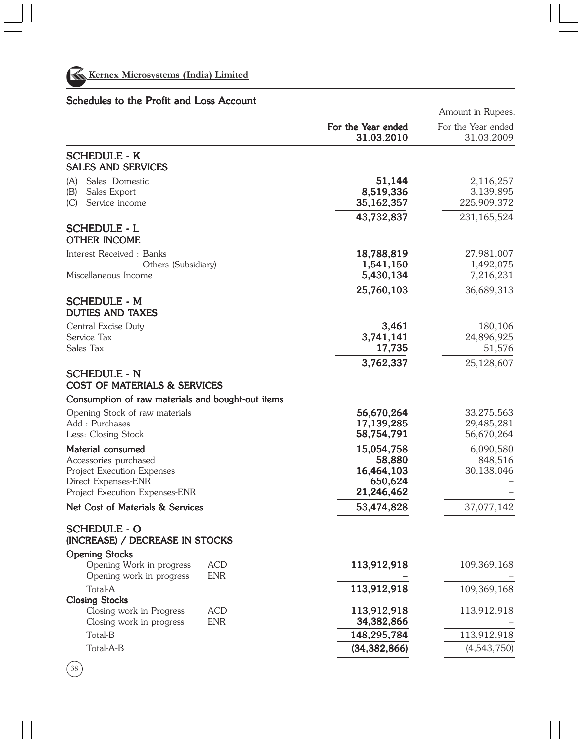**Kernex Microsystems (India) Limited**

## Schedules to the Profit and Loss Account

Amount in Rupees.

| | | For the Year ended 31.03.2010 | For the Year ended 31.03.2009 |
|---|---|---|---|
| **SCHEDULE - K** | | | |
| **SALES AND SERVICES** | | | |
| (A) Sales Domestic | | **51,144** | 2,116,257 |
| (B) Sales Export | | **8,519,336** | 3,139,895 |
| (C) Service income | | **35,162,357** | 225,909,372 |
| | | **43,732,837** | 231,165,524 |
| **SCHEDULE - L** | | | |
| **OTHER INCOME** | | | |
| Interest Received : Banks | | **18,788,819** | 27,981,007 |
| Others (Subsidiary) | | **1,541,150** | 1,492,075 |
| Miscellaneous Income | | **5,430,134** | 7,216,231 |
| | | **25,760,103** | 36,689,313 |
| **SCHEDULE - M** | | | |
| **DUTIES AND TAXES** | | | |
| Central Excise Duty | | **3,461** | 180,106 |
| Service Tax | | **3,741,141** | 24,896,925 |
| Sales Tax | | **17,735** | 51,576 |
| | | **3,762,337** | 25,128,607 |
| **SCHEDULE - N** | | | |
| **COST OF MATERIALS & SERVICES** | | | |
| **Consumption of raw materials and bought-out items** | | | |
| Opening Stock of raw materials | | **56,670,264** | 33,275,563 |
| Add : Purchases | | **17,139,285** | 29,485,281 |
| Less: Closing Stock | | **58,754,791** | 56,670,264 |
| **Material consumed** | | **15,054,758** | 6,090,580 |
| Accessories purchased | | **58,880** | 848,516 |
| Project Execution Expenses | | **16,464,103** | 30,138,046 |
| Direct Expenses-ENR | | **650,624** | – |
| Project Execution Expenses-ENR | | **21,246,462** | – |
| **Net Cost of Materials & Services** | | **53,474,828** | 37,077,142 |
| **SCHEDULE - O** | | | |
| **(INCREASE) / DECREASE IN STOCKS** | | | |
| **Opening Stocks** | | | |
| Opening Work in progress | ACD | **113,912,918** | 109,369,168 |
| Opening work in progress | ENR | **–** | – |
| Total-A | | **113,912,918** | 109,369,168 |
| **Closing Stocks** | | | |
| Closing work in Progress | ACD | **113,912,918** | 113,912,918 |
| Closing work in progress | ENR | **34,382,866** | – |
| Total-B | | **148,295,784** | 113,912,918 |
| Total-A-B | | **(34,382,866)** | (4,543,750) |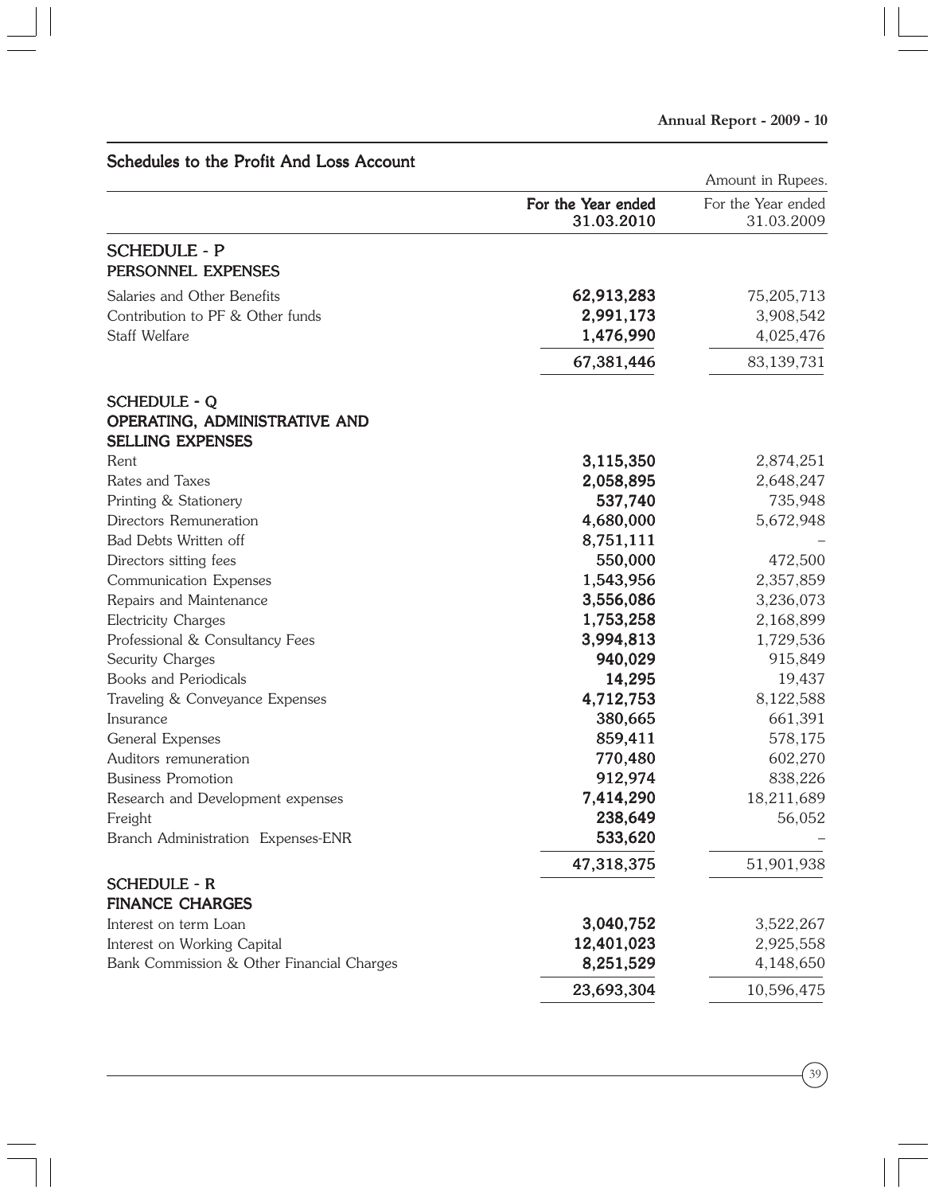## Schedules to the Profit And Loss Account

Amount in Rupees.

| | For the Year ended 31.03.2010 | For the Year ended 31.03.2009 |
|---|---|---|
| **SCHEDULE - P** | | |
| **PERSONNEL EXPENSES** | | |
| Salaries and Other Benefits | **62,913,283** | 75,205,713 |
| Contribution to PF & Other funds | **2,991,173** | 3,908,542 |
| Staff Welfare | **1,476,990** | 4,025,476 |
| | **67,381,446** | 83,139,731 |
| **SCHEDULE - Q** | | |
| **OPERATING, ADMINISTRATIVE AND SELLING EXPENSES** | | |
| Rent | **3,115,350** | 2,874,251 |
| Rates and Taxes | **2,058,895** | 2,648,247 |
| Printing & Stationery | **537,740** | 735,948 |
| Directors Remuneration | **4,680,000** | 5,672,948 |
| Bad Debts Written off | **8,751,111** | – |
| Directors sitting fees | **550,000** | 472,500 |
| Communication Expenses | **1,543,956** | 2,357,859 |
| Repairs and Maintenance | **3,556,086** | 3,236,073 |
| Electricity Charges | **1,753,258** | 2,168,899 |
| Professional & Consultancy Fees | **3,994,813** | 1,729,536 |
| Security Charges | **940,029** | 915,849 |
| Books and Periodicals | **14,295** | 19,437 |
| Traveling & Conveyance Expenses | **4,712,753** | 8,122,588 |
| Insurance | **380,665** | 661,391 |
| General Expenses | **859,411** | 578,175 |
| Auditors remuneration | **770,480** | 602,270 |
| Business Promotion | **912,974** | 838,226 |
| Research and Development expenses | **7,414,290** | 18,211,689 |
| Freight | **238,649** | 56,052 |
| Branch Administration Expenses-ENR | **533,620** | – |
| | **47,318,375** | 51,901,938 |
| **SCHEDULE - R** | | |
| **FINANCE CHARGES** | | |
| Interest on term Loan | **3,040,752** | 3,522,267 |
| Interest on Working Capital | **12,401,023** | 2,925,558 |
| Bank Commission & Other Financial Charges | **8,251,529** | 4,148,650 |
| | **23,693,304** | 10,596,475 |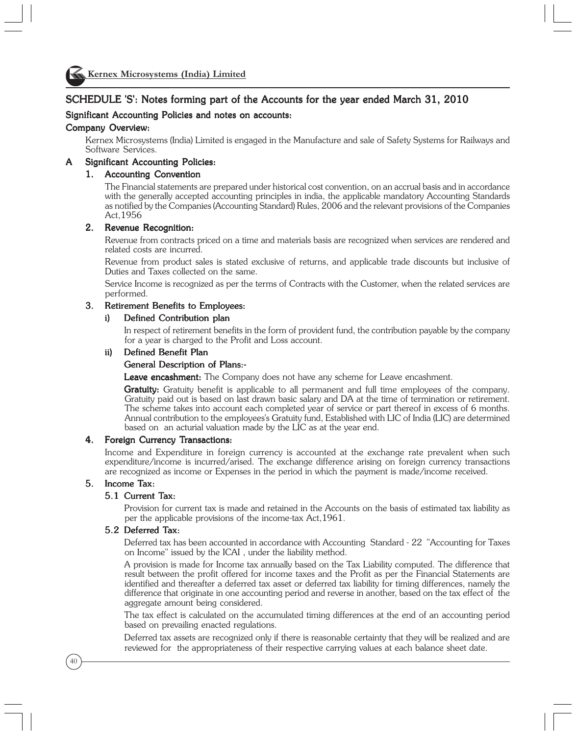## SCHEDULE 'S': Notes forming part of the Accounts for the year ended March 31, 2010

### Significant Accounting Policies and notes on accounts:

### Company Overview:

Kernex Microsystems (India) Limited is engaged in the Manufacture and sale of Safety Systems for Railways and Software Services.

### A Significant Accounting Policies:

#### 1. Accounting Convention

The Financial statements are prepared under historical cost convention, on an accrual basis and in accordance with the generally accepted accounting principles in india, the applicable mandatory Accounting Standards as notified by the Companies (Accounting Standard) Rules, 2006 and the relevant provisions of the Companies Act,1956

#### 2. Revenue Recognition:

Revenue from contracts priced on a time and materials basis are recognized when services are rendered and related costs are incurred.

Revenue from product sales is stated exclusive of returns, and applicable trade discounts but inclusive of Duties and Taxes collected on the same.

Service Income is recognized as per the terms of Contracts with the Customer, when the related services are performed.

#### 3. Retirement Benefits to Employees:

**i) Defined Contribution plan**

In respect of retirement benefits in the form of provident fund, the contribution payable by the company for a year is charged to the Profit and Loss account.

**ii) Defined Benefit Plan**

**General Description of Plans:-**

**Leave encashment:** The Company does not have any scheme for Leave encashment.

**Gratuity:** Gratuity benefit is applicable to all permanent and full time employees of the company. Gratuity paid out is based on last drawn basic salary and DA at the time of termination or retirement. The scheme takes into account each completed year of service or part thereof in excess of 6 months. Annual contribution to the employees's Gratuity fund, Established with LIC of India (LIC) are determined based on an acturial valuation made by the LIC as at the year end.

#### 4. Foreign Currency Transactions:

Income and Expenditure in foreign currency is accounted at the exchange rate prevalent when such expenditure/income is incurred/arised. The exchange difference arising on foreign currency transactions are recognized as income or Expenses in the period in which the payment is made/income received.

#### 5. Income Tax:

**5.1 Current Tax:**

Provision for current tax is made and retained in the Accounts on the basis of estimated tax liability as per the applicable provisions of the income-tax Act,1961.

**5.2 Deferred Tax:**

Deferred tax has been accounted in accordance with Accounting Standard - 22 "Accounting for Taxes on Income" issued by the ICAI , under the liability method.

A provision is made for Income tax annually based on the Tax Liability computed. The difference that result between the profit offered for income taxes and the Profit as per the Financial Statements are identified and thereafter a deferred tax asset or deferred tax liability for timing differences, namely the difference that originate in one accounting period and reverse in another, based on the tax effect of the aggregate amount being considered.

The tax effect is calculated on the accumulated timing differences at the end of an accounting period based on prevailing enacted regulations.

Deferred tax assets are recognized only if there is reasonable certainty that they will be realized and are reviewed for the appropriateness of their respective carrying values at each balance sheet date.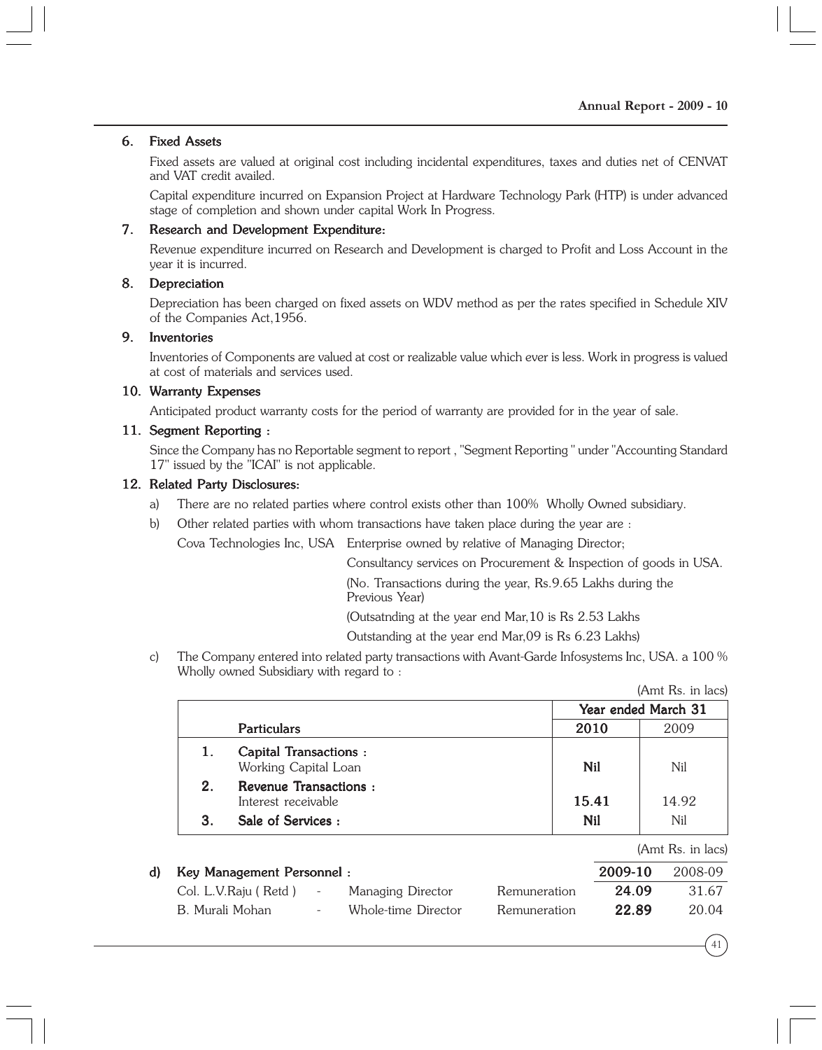### 6. Fixed Assets

Fixed assets are valued at original cost including incidental expenditures, taxes and duties net of CENVAT and VAT credit availed.

Capital expenditure incurred on Expansion Project at Hardware Technology Park (HTP) is under advanced stage of completion and shown under capital Work In Progress.

### 7. Research and Development Expenditure:

Revenue expenditure incurred on Research and Development is charged to Profit and Loss Account in the year it is incurred.

### 8. Depreciation

Depreciation has been charged on fixed assets on WDV method as per the rates specified in Schedule XIV of the Companies Act,1956.

### 9. Inventories

Inventories of Components are valued at cost or realizable value which ever is less. Work in progress is valued at cost of materials and services used.

### 10. Warranty Expenses

Anticipated product warranty costs for the period of warranty are provided for in the year of sale.

### 11. Segment Reporting :

Since the Company has no Reportable segment to report , "Segment Reporting " under "Accounting Standard 17" issued by the "ICAI" is not applicable.

### 12. Related Party Disclosures:

a) There are no related parties where control exists other than 100% Wholly Owned subsidiary.

b) Other related parties with whom transactions have taken place during the year are :

Cova Technologies Inc, USA Enterprise owned by relative of Managing Director;

Consultancy services on Procurement & Inspection of goods in USA.

(No. Transactions during the year, Rs.9.65 Lakhs during the Previous Year)

(Outsatnding at the year end Mar,10 is Rs 2.53 Lakhs

Outstanding at the year end Mar,09 is Rs 6.23 Lakhs)

c) The Company entered into related party transactions with Avant-Garde Infosystems Inc, USA. a 100 % Wholly owned Subsidiary with regard to :

(Amt Rs. in lacs)

| | | Year ended March 31 | |
|---|---|---|---|
| | **Particulars** | **2010** | 2009 |
| **1.** | **Capital Transactions :** Working Capital Loan | **Nil** | Nil |
| **2.** | **Revenue Transactions :** Interest receivable | **15.41** | 14.92 |
| **3.** | **Sale of Services :** | **Nil** | Nil |

(Amt Rs. in lacs)

d) **Key Management Personnel :**

| | | | | **2009-10** | 2008-09 |
|---|---|---|---|---|---|
| Col. L.V.Raju ( Retd ) | - | Managing Director | Remuneration | **24.09** | 31.67 |
| B. Murali Mohan | - | Whole-time Director | Remuneration | **22.89** | 20.04 |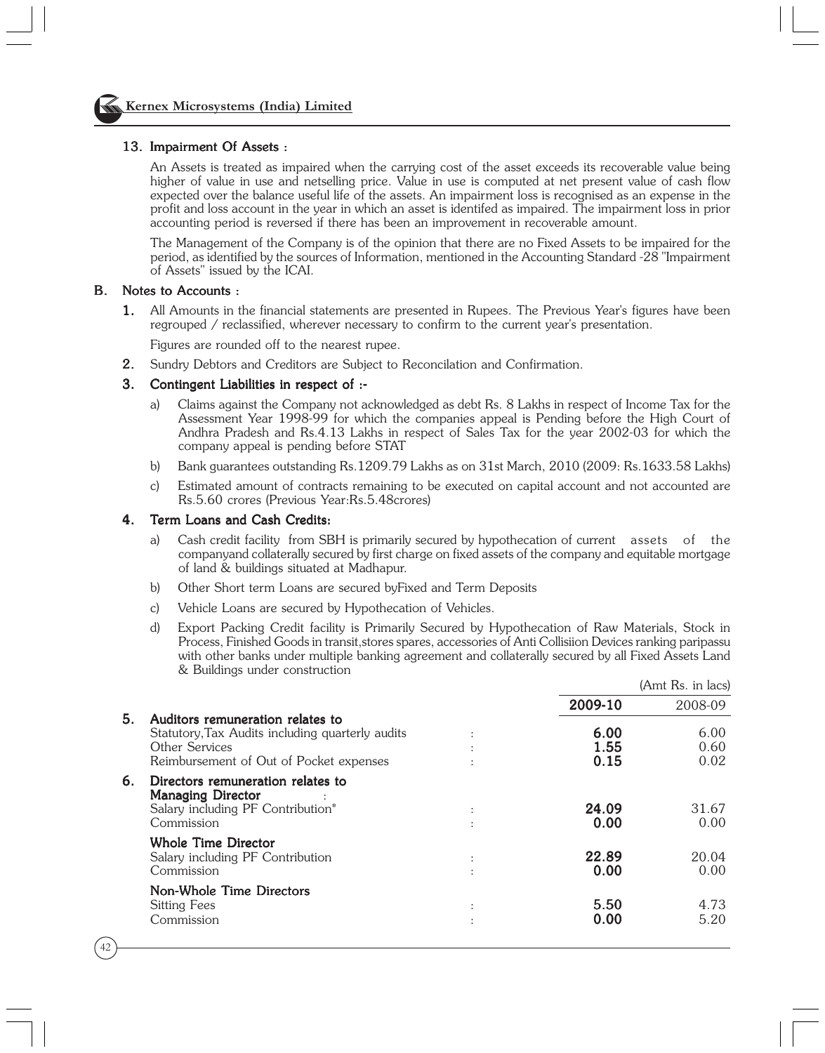### 13. Impairment Of Assets :

An Assets is treated as impaired when the carrying cost of the asset exceeds its recoverable value being higher of value in use and netselling price. Value in use is computed at net present value of cash flow expected over the balance useful life of the assets. An impairment loss is recognised as an expense in the profit and loss account in the year in which an asset is identifed as impaired. The impairment loss in prior accounting period is reversed if there has been an improvement in recoverable amount.

The Management of the Company is of the opinion that there are no Fixed Assets to be impaired for the period, as identified by the sources of Information, mentioned in the Accounting Standard -28 "Impairment of Assets" issued by the ICAI.

## B. Notes to Accounts :

1. All Amounts in the financial statements are presented in Rupees. The Previous Year's figures have been regrouped / reclassified, wherever necessary to confirm to the current year's presentation.

   Figures are rounded off to the nearest rupee.

2. Sundry Debtors and Creditors are Subject to Reconcilation and Confirmation.

3. **Contingent Liabilities in respect of :-**

   a) Claims against the Company not acknowledged as debt Rs. 8 Lakhs in respect of Income Tax for the Assessment Year 1998-99 for which the companies appeal is Pending before the High Court of Andhra Pradesh and Rs.4.13 Lakhs in respect of Sales Tax for the year 2002-03 for which the company appeal is pending before STAT

   b) Bank guarantees outstanding Rs.1209.79 Lakhs as on 31st March, 2010 (2009: Rs.1633.58 Lakhs)

   c) Estimated amount of contracts remaining to be executed on capital account and not accounted are Rs.5.60 crores (Previous Year:Rs.5.48crores)

4. **Term Loans and Cash Credits:**

   a) Cash credit facility from SBH is primarily secured by hypothecation of current assets of the companyand collaterally secured by first charge on fixed assets of the company and equitable mortgage of land & buildings situated at Madhapur.

   b) Other Short term Loans are secured byFixed and Term Deposits

   c) Vehicle Loans are secured by Hypothecation of Vehicles.

   d) Export Packing Credit facility is Primarily Secured by Hypothecation of Raw Materials, Stock in Process, Finished Goods in transit,stores spares, accessories of Anti Collisiion Devices ranking paripassu with other banks under multiple banking agreement and collaterally secured by all Fixed Assets Land & Buildings under construction

(Amt Rs. in lacs)

| | | | 2009-10 | 2008-09 |
|---|---|---|---|---|
| **5.** | **Auditors remuneration relates to** | | | |
| | Statutory,Tax Audits including quarterly audits | : | **6.00** | 6.00 |
| | Other Services | : | **1.55** | 0.60 |
| | Reimbursement of Out of Pocket expenses | : | **0.15** | 0.02 |
| **6.** | **Directors remuneration relates to** | | | |
| | **Managing Director** | : | | |
| | Salary including PF Contribution* | : | **24.09** | 31.67 |
| | Commission | : | **0.00** | 0.00 |
| | **Whole Time Director** | | | |
| | Salary including PF Contribution | : | **22.89** | 20.04 |
| | Commission | : | **0.00** | 0.00 |
| | **Non-Whole Time Directors** | | | |
| | Sitting Fees | : | **5.50** | 4.73 |
| | Commission | : | **0.00** | 5.20 |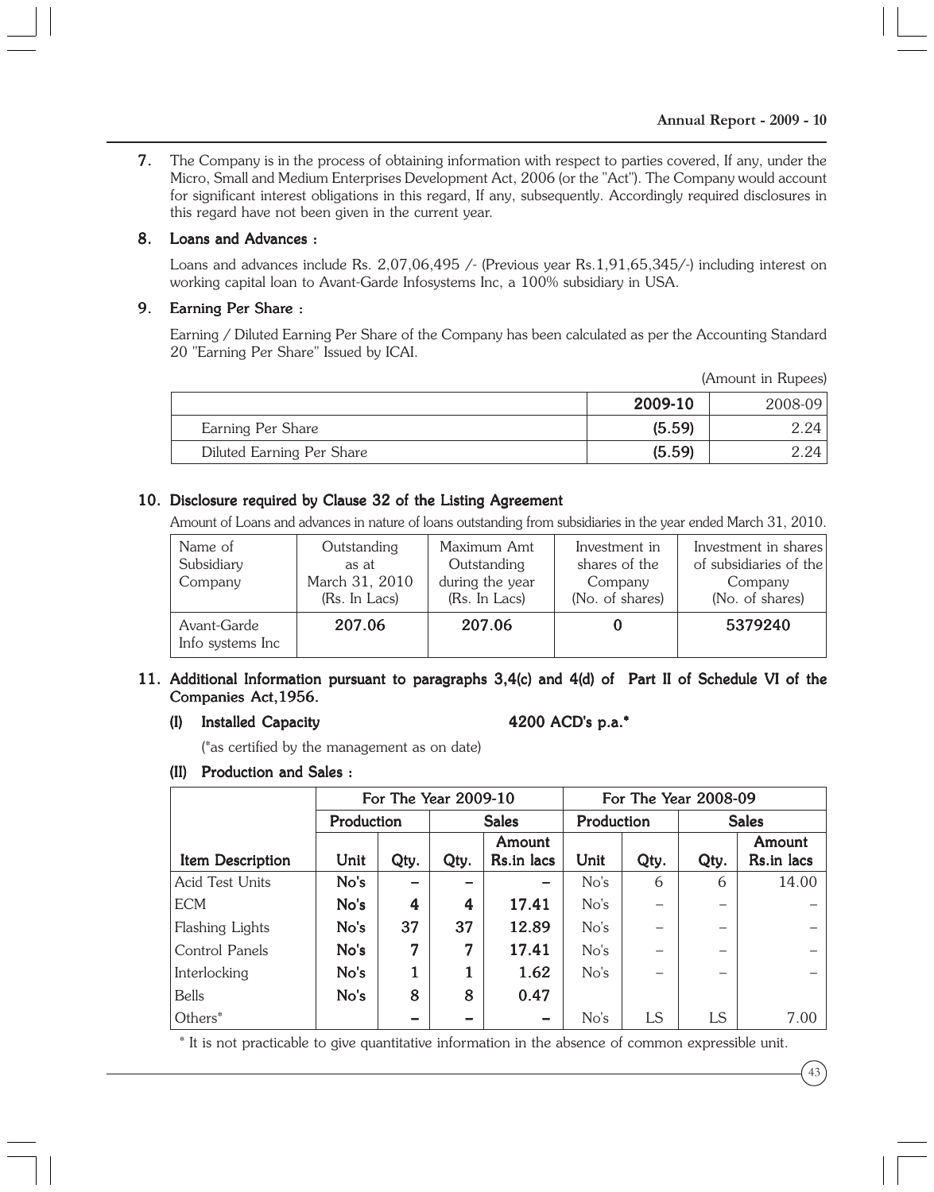7. The Company is in the process of obtaining information with respect to parties covered, If any, under the Micro, Small and Medium Enterprises Development Act, 2006 (or the "Act"). The Company would account for significant interest obligations in this regard, If any, subsequently. Accordingly required disclosures in this regard have not been given in the current year.

## 8. Loans and Advances :

Loans and advances include Rs. 2,07,06,495 /- (Previous year Rs.1,91,65,345/-) including interest on working capital loan to Avant-Garde Infosystems Inc, a 100% subsidiary in USA.

## 9. Earning Per Share :

Earning / Diluted Earning Per Share of the Company has been calculated as per the Accounting Standard 20 "Earning Per Share" Issued by ICAI.

(Amount in Rupees)

| | 2009-10 | 2008-09 |
|---|---|---|
| Earning Per Share | (5.59) | 2.24 |
| Diluted Earning Per Share | (5.59) | 2.24 |

## 10. Disclosure required by Clause 32 of the Listing Agreement

Amount of Loans and advances in nature of loans outstanding from subsidiaries in the year ended March 31, 2010.

| Name of Subsidiary Company | Outstanding as at March 31, 2010 (Rs. In Lacs) | Maximum Amt Outstanding during the year (Rs. In Lacs) | Investment in shares of the Company (No. of shares) | Investment in shares of subsidiaries of the Company (No. of shares) |
|---|---|---|---|---|
| Avant-Garde Info systems Inc | 207.06 | 207.06 | 0 | 5379240 |

## 11. Additional Information pursuant to paragraphs 3,4(c) and 4(d) of Part II of Schedule VI of the Companies Act,1956.

### (I) Installed Capacity 4200 ACD's p.a.*

(*as certified by the management as on date)

### (II) Production and Sales :

| | For The Year 2009-10 | | | | For The Year 2008-09 | | | |
|---|---|---|---|---|---|---|---|---|
| | Production | | Sales | | Production | | Sales | |
| Item Description | Unit | Qty. | Qty. | Amount Rs.in lacs | Unit | Qty. | Qty. | Amount Rs.in lacs |
| Acid Test Units | No's | – | – | – | No's | 6 | 6 | 14.00 |
| ECM | No's | 4 | 4 | 17.41 | No's | – | – | – |
| Flashing Lights | No's | 37 | 37 | 12.89 | No's | – | – | – |
| Control Panels | No's | 7 | 7 | 17.41 | No's | – | – | – |
| Interlocking | No's | 1 | 1 | 1.62 | No's | – | – | – |
| Bells | No's | 8 | 8 | 0.47 | | | | |
| Others* | | – | – | – | No's | LS | LS | 7.00 |

* It is not practicable to give quantitative information in the absence of common expressible unit.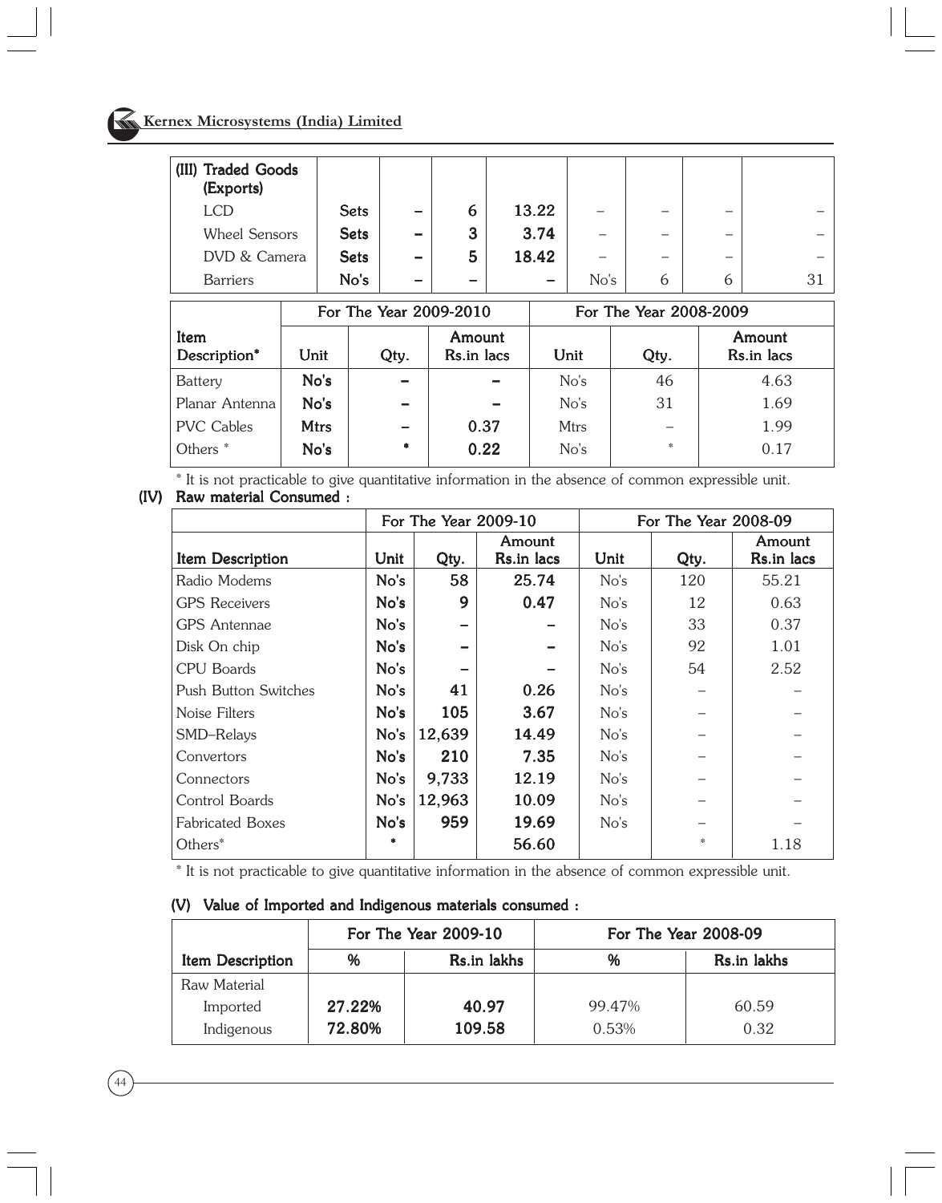| (III) Traded Goods (Exports) | | | | | | | | |
|---|---|---|---|---|---|---|---|---|
| LCD | Sets | – | 6 | 13.22 | – | – | – | – |
| Wheel Sensors | Sets | – | 3 | 3.74 | – | – | – | – |
| DVD & Camera | Sets | – | 5 | 18.42 | – | – | – | – |
| Barriers | No's | – | – | – | No's | 6 | 6 | 31 |

| | For The Year 2009-2010 | | | For The Year 2008-2009 | | |
|---|---|---|---|---|---|---|
| Item Description* | Unit | Qty. | Amount Rs.in lacs | Unit | Qty. | Amount Rs.in lacs |
| Battery | No's | – | – | No's | 46 | 4.63 |
| Planar Antenna | No's | – | – | No's | 31 | 1.69 |
| PVC Cables | Mtrs | – | 0.37 | Mtrs | – | 1.99 |
| Others * | No's | * | 0.22 | No's | * | 0.17 |

* It is not practicable to give quantitative information in the absence of common expressible unit.

**(IV) Raw material Consumed :**

| | For The Year 2009-10 | | | For The Year 2008-09 | | |
|---|---|---|---|---|---|---|
| Item Description | Unit | Qty. | Amount Rs.in lacs | Unit | Qty. | Amount Rs.in lacs |
| Radio Modems | No's | 58 | 25.74 | No's | 120 | 55.21 |
| GPS Receivers | No's | 9 | 0.47 | No's | 12 | 0.63 |
| GPS Antennae | No's | – | – | No's | 33 | 0.37 |
| Disk On chip | No's | – | – | No's | 92 | 1.01 |
| CPU Boards | No's | – | – | No's | 54 | 2.52 |
| Push Button Switches | No's | 41 | 0.26 | No's | – | – |
| Noise Filters | No's | 105 | 3.67 | No's | – | – |
| SMD–Relays | No's | 12,639 | 14.49 | No's | – | – |
| Convertors | No's | 210 | 7.35 | No's | – | – |
| Connectors | No's | 9,733 | 12.19 | No's | – | – |
| Control Boards | No's | 12,963 | 10.09 | No's | – | – |
| Fabricated Boxes | No's | 959 | 19.69 | No's | – | – |
| Others* | * | | 56.60 | | * | 1.18 |

* It is not practicable to give quantitative information in the absence of common expressible unit.

**(V) Value of Imported and Indigenous materials consumed :**

| | For The Year 2009-10 | | For The Year 2008-09 | |
|---|---|---|---|---|
| Item Description | % | Rs.in lakhs | % | Rs.in lakhs |
| Raw Material | | | | |
| Imported | 27.22% | 40.97 | 99.47% | 60.59 |
| Indigenous | 72.80% | 109.58 | 0.53% | 0.32 |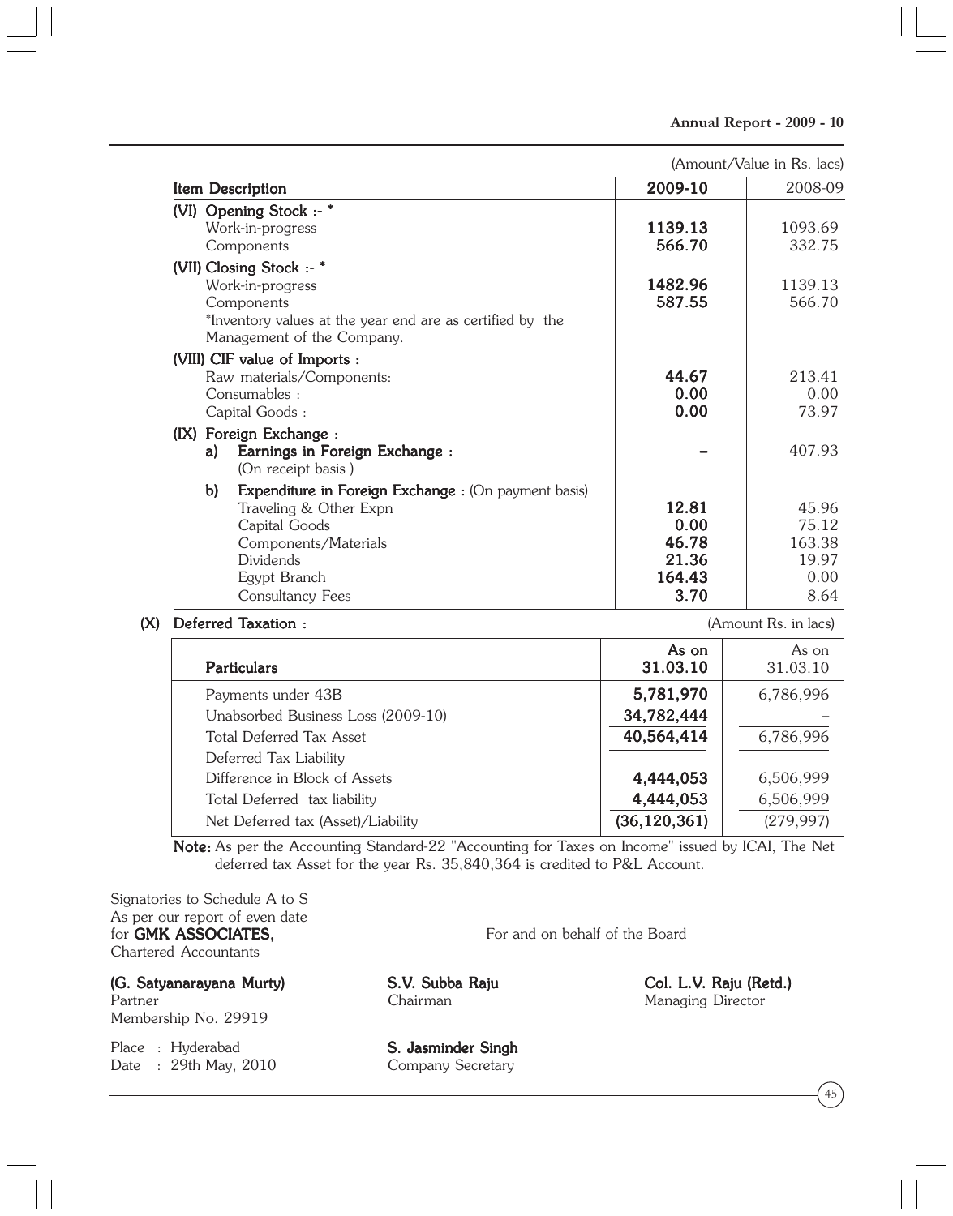(Amount/Value in Rs. lacs)

| Item Description | 2009-10 | 2008-09 |
|---|---|---|
| **(VI) Opening Stock :- *** | | |
| Work-in-progress | **1139.13** | 1093.69 |
| Components | **566.70** | 332.75 |
| **(VII) Closing Stock :- *** | | |
| Work-in-progress | **1482.96** | 1139.13 |
| Components | **587.55** | 566.70 |
| *Inventory values at the year end are as certified by the Management of the Company. | | |
| **(VIII) CIF value of Imports :** | | |
| Raw materials/Components: | **44.67** | 213.41 |
| Consumables : | **0.00** | 0.00 |
| Capital Goods : | **0.00** | 73.97 |
| **(IX) Foreign Exchange :** | | |
| **a) Earnings in Foreign Exchange :** (On receipt basis ) | **–** | 407.93 |
| **b) Expenditure in Foreign Exchange :** (On payment basis) | | |
| Traveling & Other Expn | **12.81** | 45.96 |
| Capital Goods | **0.00** | 75.12 |
| Components/Materials | **46.78** | 163.38 |
| Dividends | **21.36** | 19.97 |
| Egypt Branch | **164.43** | 0.00 |
| Consultancy Fees | **3.70** | 8.64 |

**(X) Deferred Taxation :**

(Amount Rs. in lacs)

| **Particulars** | **As on 31.03.10** | As on 31.03.10 |
|---|---|---|
| Payments under 43B | **5,781,970** | 6,786,996 |
| Unabsorbed Business Loss (2009-10) | **34,782,444** | – |
| Total Deferred Tax Asset | **40,564,414** | 6,786,996 |
| Deferred Tax Liability | | |
| Difference in Block of Assets | **4,444,053** | 6,506,999 |
| Total Deferred tax liability | **4,444,053** | 6,506,999 |
| Net Deferred tax (Asset)/Liability | **(36,120,361)** | (279,997) |

**Note:** As per the Accounting Standard-22 "Accounting for Taxes on Income" issued by ICAI, The Net deferred tax Asset for the year Rs. 35,840,364 is credited to P&L Account.

Signatories to Schedule A to S
As per our report of even date
for **GMK ASSOCIATES,**
Chartered Accountants

For and on behalf of the Board

**(G. Satyanarayana Murty)**
Partner
Membership No. 29919

**S.V. Subba Raju**
Chairman

**Col. L.V. Raju (Retd.)**
Managing Director

Place : Hyderabad
Date : 29th May, 2010

**S. Jasminder Singh**
Company Secretary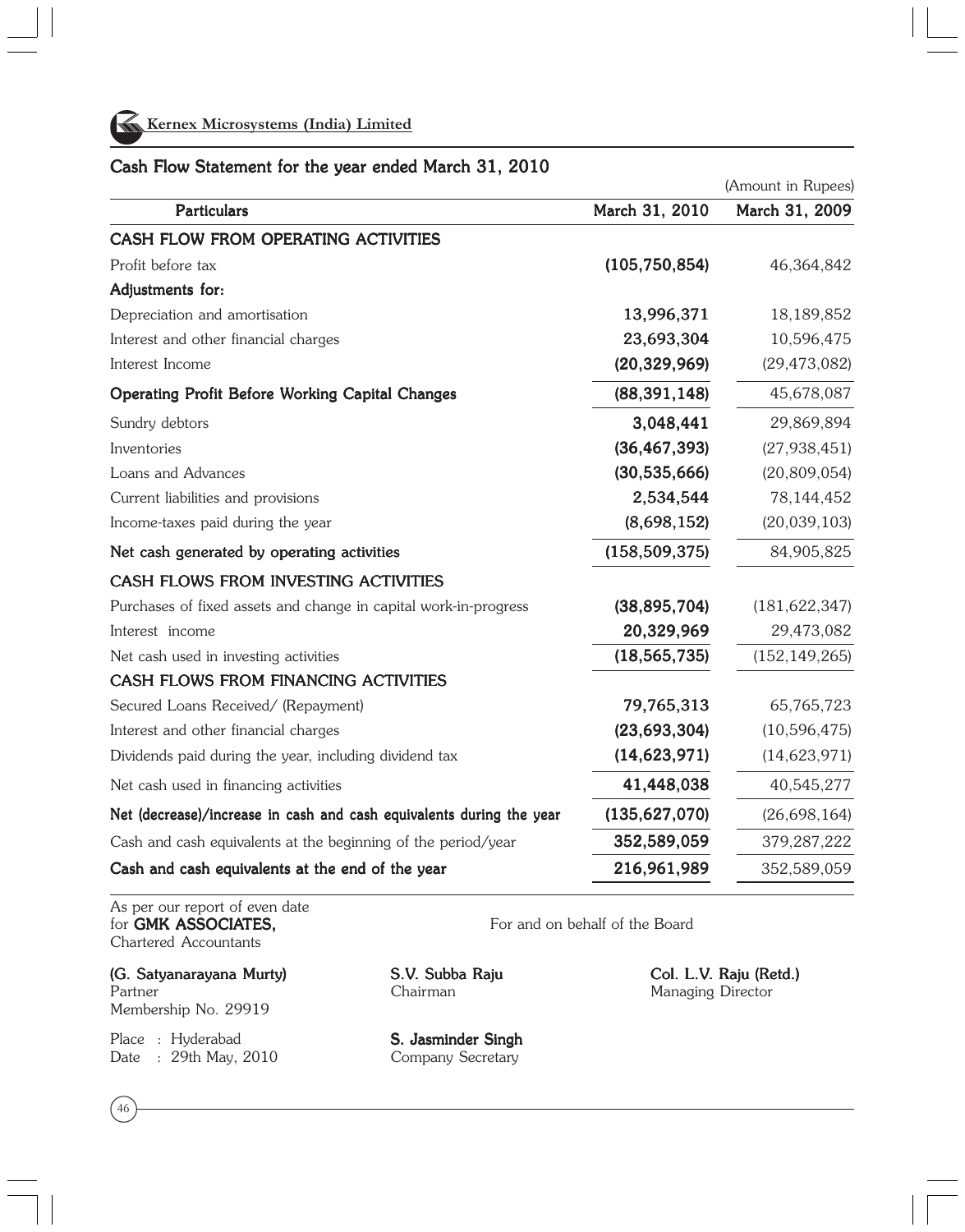Kernex Microsystems (India) Limited

## Cash Flow Statement for the year ended March 31, 2010

(Amount in Rupees)

| Particulars | March 31, 2010 | March 31, 2009 |
|---|---|---|
| **CASH FLOW FROM OPERATING ACTIVITIES** | | |
| Profit before tax | **(105,750,854)** | 46,364,842 |
| **Adjustments for:** | | |
| Depreciation and amortisation | **13,996,371** | 18,189,852 |
| Interest and other financial charges | **23,693,304** | 10,596,475 |
| Interest Income | **(20,329,969)** | (29,473,082) |
| **Operating Profit Before Working Capital Changes** | **(88,391,148)** | 45,678,087 |
| Sundry debtors | **3,048,441** | 29,869,894 |
| Inventories | **(36,467,393)** | (27,938,451) |
| Loans and Advances | **(30,535,666)** | (20,809,054) |
| Current liabilities and provisions | **2,534,544** | 78,144,452 |
| Income-taxes paid during the year | **(8,698,152)** | (20,039,103) |
| **Net cash generated by operating activities** | **(158,509,375)** | 84,905,825 |
| **CASH FLOWS FROM INVESTING ACTIVITIES** | | |
| Purchases of fixed assets and change in capital work-in-progress | **(38,895,704)** | (181,622,347) |
| Interest income | **20,329,969** | 29,473,082 |
| Net cash used in investing activities | **(18,565,735)** | (152,149,265) |
| **CASH FLOWS FROM FINANCING ACTIVITIES** | | |
| Secured Loans Received/ (Repayment) | **79,765,313** | 65,765,723 |
| Interest and other financial charges | **(23,693,304)** | (10,596,475) |
| Dividends paid during the year, including dividend tax | **(14,623,971)** | (14,623,971) |
| Net cash used in financing activities | **41,448,038** | 40,545,277 |
| **Net (decrease)/increase in cash and cash equivalents during the year** | **(135,627,070)** | (26,698,164) |
| Cash and cash equivalents at the beginning of the period/year | **352,589,059** | 379,287,222 |
| **Cash and cash equivalents at the end of the year** | **216,961,989** | 352,589,059 |

As per our report of even date
for **GMK ASSOCIATES,**
Chartered Accountants

For and on behalf of the Board

**(G. Satyanarayana Murty)**
Partner
Membership No. 29919

**S.V. Subba Raju**
Chairman

**Col. L.V. Raju (Retd.)**
Managing Director

Place : Hyderabad
Date : 29th May, 2010

**S. Jasminder Singh**
Company Secretary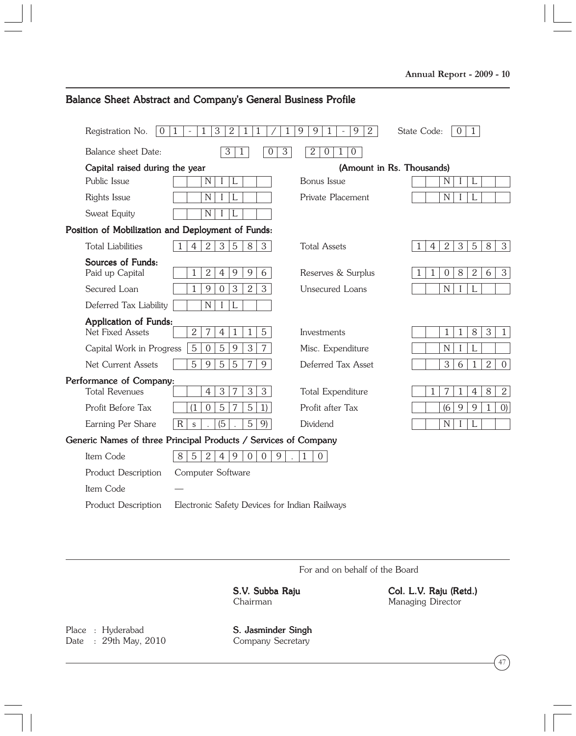## Balance Sheet Abstract and Company's General Business Profile

Registration No. 01-13211/1991-92    State Code: 01

Balance sheet Date: 31 03 2010

**Capital raised during the year** (Amount in Rs. Thousands)

| | | | |
|---|---|---|---|
| Public Issue | NIL | Bonus Issue | NIL |
| Rights Issue | NIL | Private Placement | NIL |
| Sweat Equity | NIL | | |

**Position of Mobilization and Deployment of Funds:**

| | | | |
|---|---|---|---|
| Total Liabilities | 1423583 | Total Assets | 1423583 |
| **Sources of Funds:** | | | |
| Paid up Capital | 124996 | Reserves & Surplus | 1108263 |
| Secured Loan | 190323 | Unsecured Loans | NIL |
| Deferred Tax Liability | NIL | | |
| **Application of Funds:** | | | |
| Net Fixed Assets | 274115 | Investments | 11831 |
| Capital Work in Progress | 505937 | Misc. Expenditure | NIL |
| Net Current Assets | 595579 | Deferred Tax Asset | 36120 |

**Performance of Company:**

| | | | |
|---|---|---|---|
| Total Revenues | 43733 | Total Expenditure | 171482 |
| Profit Before Tax | (105751) | Profit after Tax | (69910) |
| Earning Per Share | Rs. (5.59) | Dividend | NIL |

**Generic Names of three Principal Products / Services of Company**

| | |
|---|---|
| Item Code | 85249009.10 |
| Product Description | Computer Software |
| Item Code | — |
| Product Description | Electronic Safety Devices for Indian Railways |

For and on behalf of the Board

**S.V. Subba Raju**
Chairman

**Col. L.V. Raju (Retd.)**
Managing Director

Place : Hyderabad
Date : 29th May, 2010

**S. Jasminder Singh**
Company Secretary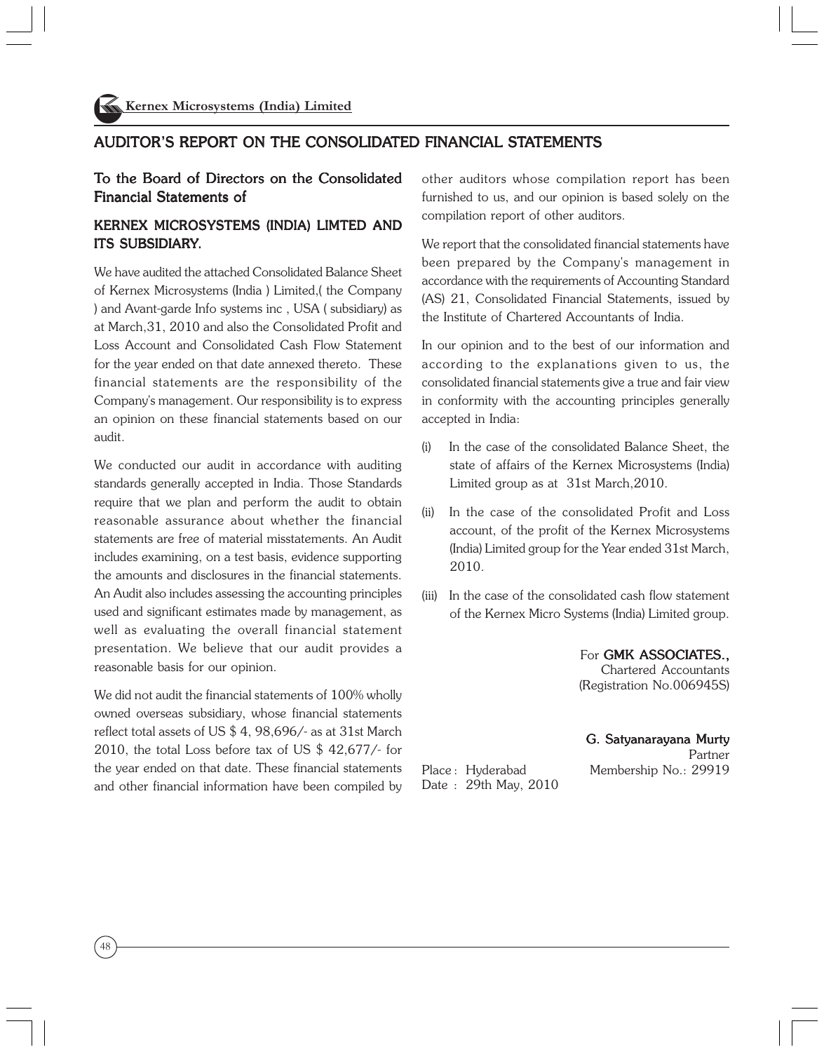## AUDITOR'S REPORT ON THE CONSOLIDATED FINANCIAL STATEMENTS

### To the Board of Directors on the Consolidated Financial Statements of

### KERNEX MICROSYSTEMS (INDIA) LIMTED AND ITS SUBSIDIARY.

We have audited the attached Consolidated Balance Sheet of Kernex Microsystems (India ) Limited,( the Company ) and Avant-garde Info systems inc , USA ( subsidiary) as at March,31, 2010 and also the Consolidated Profit and Loss Account and Consolidated Cash Flow Statement for the year ended on that date annexed thereto. These financial statements are the responsibility of the Company's management. Our responsibility is to express an opinion on these financial statements based on our audit.

We conducted our audit in accordance with auditing standards generally accepted in India. Those Standards require that we plan and perform the audit to obtain reasonable assurance about whether the financial statements are free of material misstatements. An Audit includes examining, on a test basis, evidence supporting the amounts and disclosures in the financial statements. An Audit also includes assessing the accounting principles used and significant estimates made by management, as well as evaluating the overall financial statement presentation. We believe that our audit provides a reasonable basis for our opinion.

We did not audit the financial statements of 100% wholly owned overseas subsidiary, whose financial statements reflect total assets of US $ 4, 98,696/- as at 31st March 2010, the total Loss before tax of US $ 42,677/- for the year ended on that date. These financial statements and other financial information have been compiled by other auditors whose compilation report has been furnished to us, and our opinion is based solely on the compilation report of other auditors.

We report that the consolidated financial statements have been prepared by the Company's management in accordance with the requirements of Accounting Standard (AS) 21, Consolidated Financial Statements, issued by the Institute of Chartered Accountants of India.

In our opinion and to the best of our information and according to the explanations given to us, the consolidated financial statements give a true and fair view in conformity with the accounting principles generally accepted in India:

(i) In the case of the consolidated Balance Sheet, the state of affairs of the Kernex Microsystems (India) Limited group as at 31st March,2010.

(ii) In the case of the consolidated Profit and Loss account, of the profit of the Kernex Microsystems (India) Limited group for the Year ended 31st March, 2010.

(iii) In the case of the consolidated cash flow statement of the Kernex Micro Systems (India) Limited group.

For **GMK ASSOCIATES.,**
Chartered Accountants
(Registration No.006945S)

**G. Satyanarayana Murty**
Partner
Membership No.: 29919

Place : Hyderabad
Date : 29th May, 2010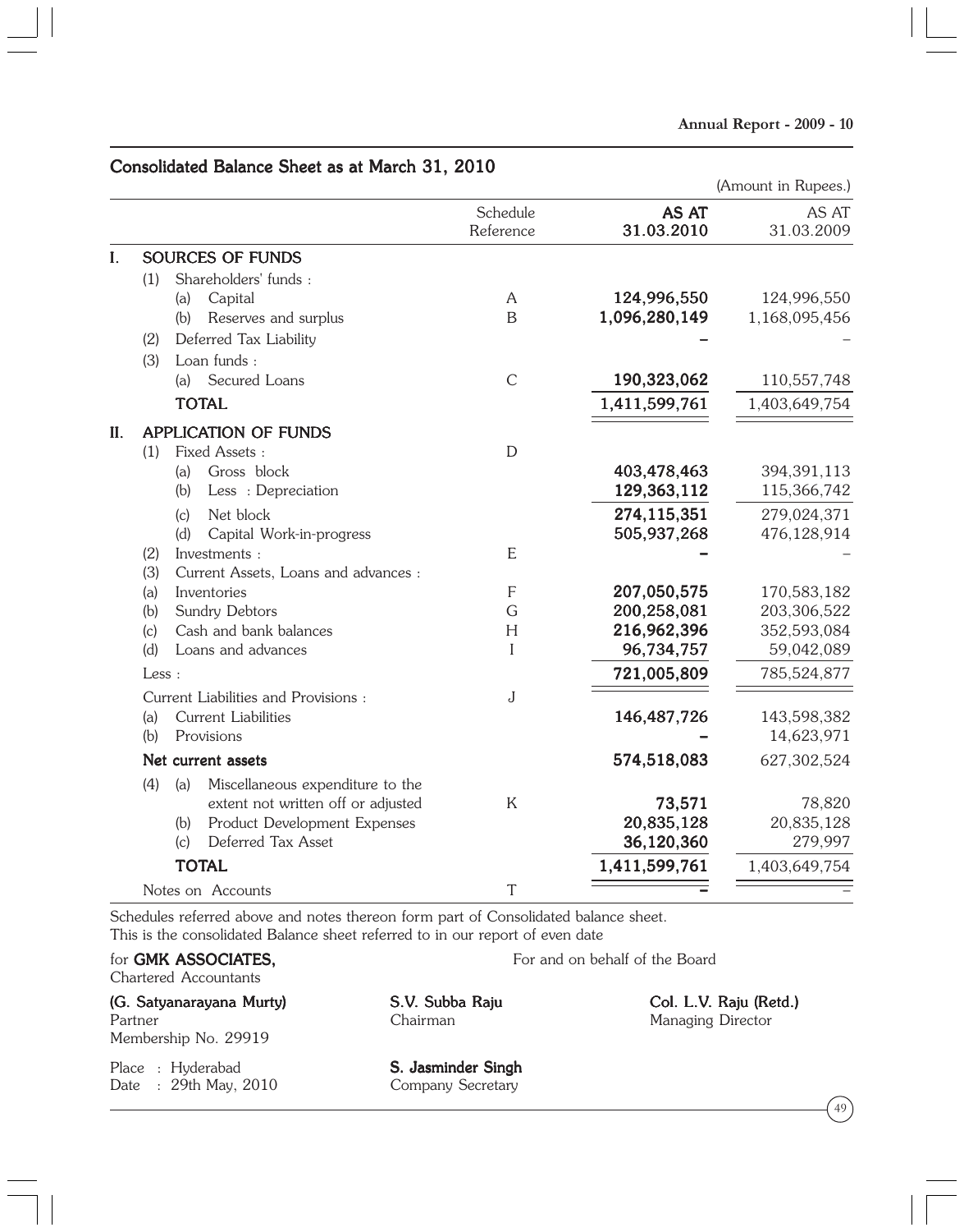## Consolidated Balance Sheet as at March 31, 2010

(Amount in Rupees.)

| | | Schedule Reference | AS AT 31.03.2010 | AS AT 31.03.2009 |
|---|---|---|---|---|
| **I.** | **SOURCES OF FUNDS** | | | |
| | (1) Shareholders' funds : | | | |
| | (a) Capital | A | **124,996,550** | 124,996,550 |
| | (b) Reserves and surplus | B | **1,096,280,149** | 1,168,095,456 |
| | (2) Deferred Tax Liability | | **–** | – |
| | (3) Loan funds : | | | |
| | (a) Secured Loans | C | **190,323,062** | 110,557,748 |
| | **TOTAL** | | **1,411,599,761** | 1,403,649,754 |
| **II.** | **APPLICATION OF FUNDS** | | | |
| | (1) Fixed Assets : | D | | |
| | (a) Gross block | | **403,478,463** | 394,391,113 |
| | (b) Less : Depreciation | | **129,363,112** | 115,366,742 |
| | (c) Net block | | **274,115,351** | 279,024,371 |
| | (d) Capital Work-in-progress | | **505,937,268** | 476,128,914 |
| | (2) Investments : | E | **–** | – |
| | (3) Current Assets, Loans and advances : | | | |
| | (a) Inventories | F | **207,050,575** | 170,583,182 |
| | (b) Sundry Debtors | G | **200,258,081** | 203,306,522 |
| | (c) Cash and bank balances | H | **216,962,396** | 352,593,084 |
| | (d) Loans and advances | I | **96,734,757** | 59,042,089 |
| | Less : | | **721,005,809** | 785,524,877 |
| | Current Liabilities and Provisions : | J | | |
| | (a) Current Liabilities | | **146,487,726** | 143,598,382 |
| | (b) Provisions | | **–** | 14,623,971 |
| | **Net current assets** | | **574,518,083** | 627,302,524 |
| | (4) (a) Miscellaneous expenditure to the extent not written off or adjusted | K | **73,571** | 78,820 |
| | (b) Product Development Expenses | | **20,835,128** | 20,835,128 |
| | (c) Deferred Tax Asset | | **36,120,360** | 279,997 |
| | **TOTAL** | | **1,411,599,761** | 1,403,649,754 |
| | Notes on Accounts | T | **–** | – |

Schedules referred above and notes thereon form part of Consolidated balance sheet.
This is the consolidated Balance sheet referred to in our report of even date

for **GMK ASSOCIATES,**
Chartered Accountants

**(G. Satyanarayana Murty)**
Partner
Membership No. 29919

Place : Hyderabad
Date : 29th May, 2010

For and on behalf of the Board

**S.V. Subba Raju**
Chairman

**Col. L.V. Raju (Retd.)**
Managing Director

**S. Jasminder Singh**
Company Secretary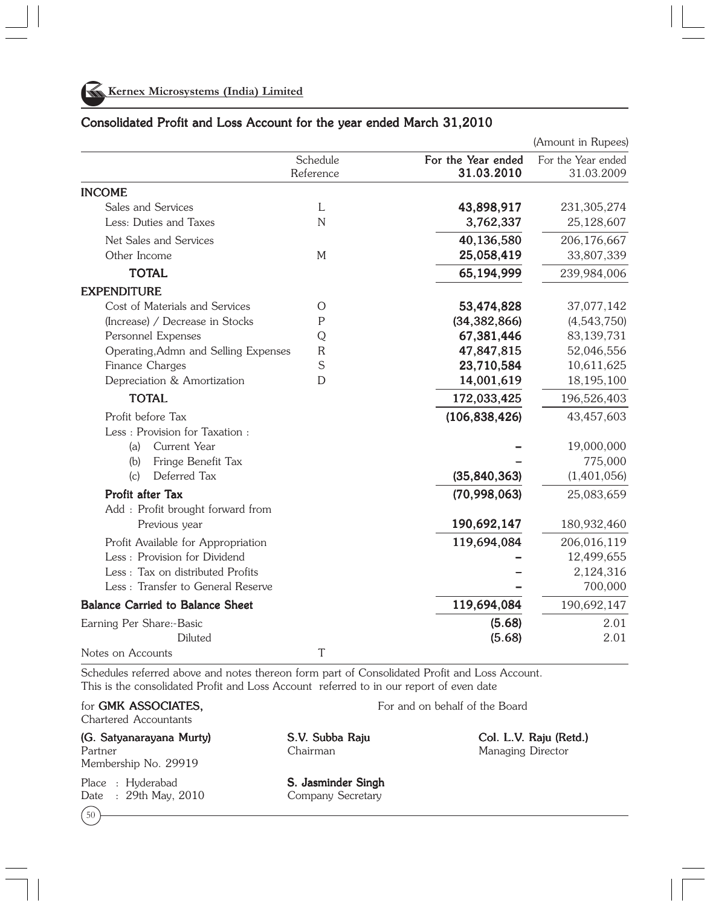Kernex Microsystems (India) Limited

## Consolidated Profit and Loss Account for the year ended March 31,2010

(Amount in Rupees)

| | Schedule Reference | For the Year ended 31.03.2010 | For the Year ended 31.03.2009 |
|---|---|---|---|
| **INCOME** | | | |
| Sales and Services | L | **43,898,917** | 231,305,274 |
| Less: Duties and Taxes | N | **3,762,337** | 25,128,607 |
| Net Sales and Services | | **40,136,580** | 206,176,667 |
| Other Income | M | **25,058,419** | 33,807,339 |
| **TOTAL** | | **65,194,999** | 239,984,006 |
| **EXPENDITURE** | | | |
| Cost of Materials and Services | O | **53,474,828** | 37,077,142 |
| (Increase) / Decrease in Stocks | P | **(34,382,866)** | (4,543,750) |
| Personnel Expenses | Q | **67,381,446** | 83,139,731 |
| Operating,Admn and Selling Expenses | R | **47,847,815** | 52,046,556 |
| Finance Charges | S | **23,710,584** | 10,611,625 |
| Depreciation & Amortization | D | **14,001,619** | 18,195,100 |
| **TOTAL** | | **172,033,425** | 196,526,403 |
| Profit before Tax | | **(106,838,426)** | 43,457,603 |
| Less : Provision for Taxation : | | | |
| (a) Current Year | | **–** | 19,000,000 |
| (b) Fringe Benefit Tax | | **–** | 775,000 |
| (c) Deferred Tax | | **(35,840,363)** | (1,401,056) |
| **Profit after Tax** | | **(70,998,063)** | 25,083,659 |
| Add : Profit brought forward from Previous year | | **190,692,147** | 180,932,460 |
| Profit Available for Appropriation | | **119,694,084** | 206,016,119 |
| Less : Provision for Dividend | | **–** | 12,499,655 |
| Less : Tax on distributed Profits | | **–** | 2,124,316 |
| Less : Transfer to General Reserve | | **–** | 700,000 |
| **Balance Carried to Balance Sheet** | | **119,694,084** | 190,692,147 |
| Earning Per Share:-Basic | | **(5.68)** | 2.01 |
| Diluted | | **(5.68)** | 2.01 |
| Notes on Accounts | T | | |

Schedules referred above and notes thereon form part of Consolidated Profit and Loss Account.
This is the consolidated Profit and Loss Account referred to in our report of even date

for **GMK ASSOCIATES,**
Chartered Accountants

**(G. Satyanarayana Murty)**
Partner
Membership No. 29919

Place : Hyderabad
Date : 29th May, 2010

For and on behalf of the Board

**S.V. Subba Raju**
Chairman

**Col. L.V. Raju (Retd.)**
Managing Director

**S. Jasminder Singh**
Company Secretary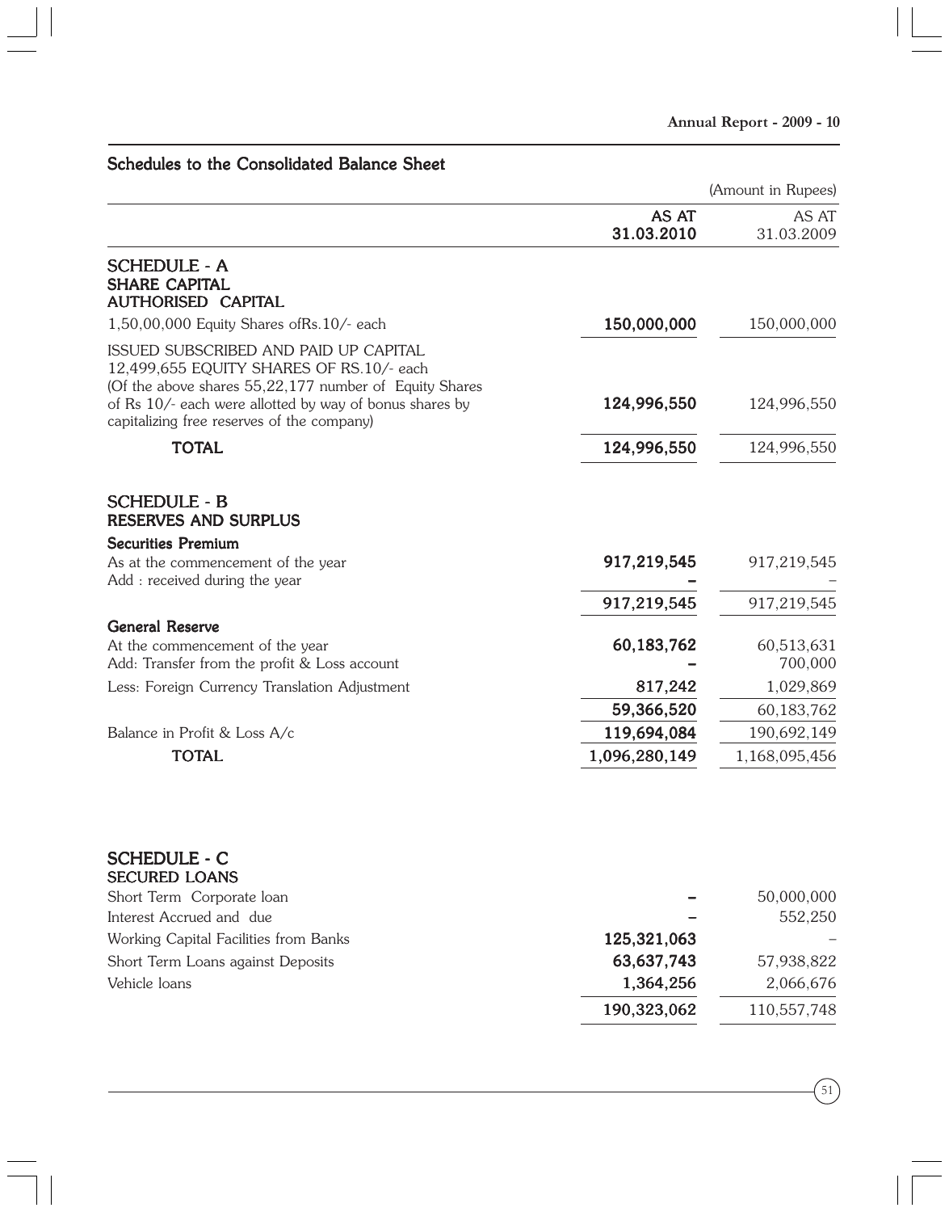## Schedules to the Consolidated Balance Sheet

(Amount in Rupees)

| | AS AT 31.03.2010 | AS AT 31.03.2009 |
|---|---|---|
| **SCHEDULE - A** | | |
| **SHARE CAPITAL** | | |
| **AUTHORISED CAPITAL** | | |
| 1,50,00,000 Equity Shares ofRs.10/- each | **150,000,000** | 150,000,000 |
| ISSUED SUBSCRIBED AND PAID UP CAPITAL 12,499,655 EQUITY SHARES OF RS.10/- each (Of the above shares 55,22,177 number of Equity Shares of Rs 10/- each were allotted by way of bonus shares by capitalizing free reserves of the company) | **124,996,550** | 124,996,550 |
| **TOTAL** | **124,996,550** | 124,996,550 |
| | | |
| **SCHEDULE - B** | | |
| **RESERVES AND SURPLUS** | | |
| **Securities Premium** | | |
| As at the commencement of the year | **917,219,545** | 917,219,545 |
| Add : received during the year | **–** | – |
| | **917,219,545** | 917,219,545 |
| **General Reserve** | | |
| At the commencement of the year | **60,183,762** | 60,513,631 |
| Add: Transfer from the profit & Loss account | **–** | 700,000 |
| Less: Foreign Currency Translation Adjustment | **817,242** | 1,029,869 |
| | **59,366,520** | 60,183,762 |
| Balance in Profit & Loss A/c | **119,694,084** | 190,692,149 |
| **TOTAL** | **1,096,280,149** | 1,168,095,456 |
| | | |
| **SCHEDULE - C** | | |
| **SECURED LOANS** | | |
| Short Term Corporate loan | **–** | 50,000,000 |
| Interest Accrued and due | **–** | 552,250 |
| Working Capital Facilities from Banks | **125,321,063** | – |
| Short Term Loans against Deposits | **63,637,743** | 57,938,822 |
| Vehicle loans | **1,364,256** | 2,066,676 |
| | **190,323,062** | 110,557,748 |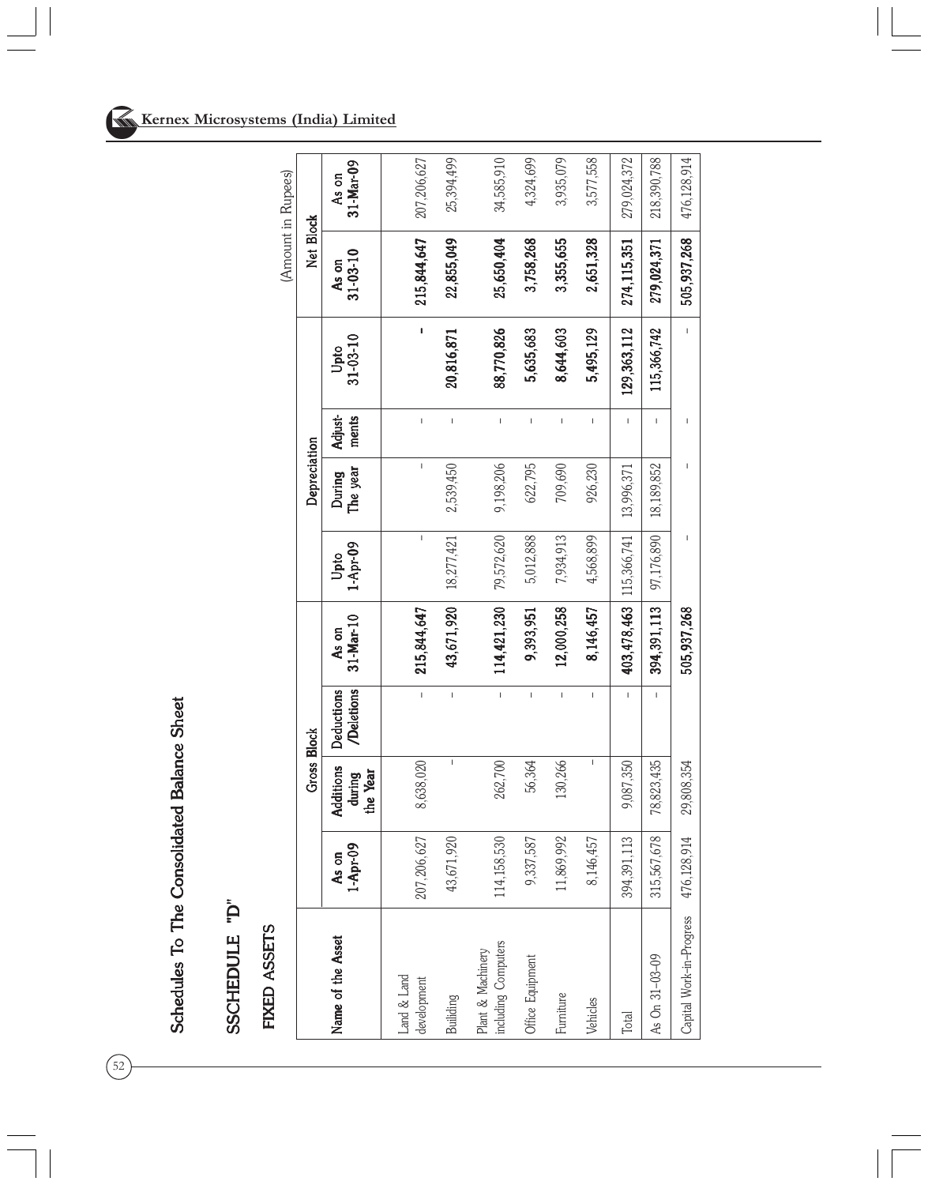# Schedules To The Consolidated Balance Sheet

## SSCHEDULE "D"

### FIXED ASSETS

(Amount in Rupees)

| Name of the Asset | Gross Block | | | | Depreciation | | | | Net Block | |
|---|---|---|---|---|---|---|---|---|---|---|
| | As on 1-Apr-09 | Additions during the Year | Deductions /Deletions | As on 31-Mar-10 | Upto 1-Apr-09 | During The year | Adjust-ments | Upto 31-03-10 | As on 31-03-10 | As on 31-Mar-09 |
| Land & Land development | 207,206,627 | 8,638,020 | - | **215,844,647** | - | - | - | - | **215,844,647** | 207,206,627 |
| Building | 43,671,920 | - | - | **43,671,920** | 18,277,421 | 2,539,450 | - | **20,816,871** | **22,855,049** | 25,394,499 |
| Plant & Machinery including Computers | 114,158,530 | 262,700 | - | **114,421,230** | 79,572,620 | 9,198,206 | - | **88,770,826** | **25,650,404** | 34,585,910 |
| Office Equipment | 9,337,587 | 56,364 | - | **9,393,951** | 5,012,888 | 622,795 | - | **5,635,683** | **3,758,268** | 4,324,699 |
| Furniture | 11,869,992 | 130,266 | - | **12,000,258** | 7,934,913 | 709,690 | - | **8,644,603** | **3,355,655** | 3,935,079 |
| Vehicles | 8,146,457 | - | - | **8,146,457** | 4,568,899 | 926,230 | - | **5,495,129** | **2,651,328** | 3,577,558 |
| Total | 394,391,113 | 9,087,350 | - | **403,478,463** | 115,366,741 | 13,996,371 | - | **129,363,112** | **274,115,351** | 279,024,372 |
| As On 31-03-09 | 315,567,678 | 78,823,435 | - | **394,391,113** | 97,176,890 | 18,189,852 | - | **115,366,742** | **279,024,371** | 218,390,788 |
| Capital Work-in-Progress | 476,128,914 | 29,808,354 | | **505,937,268** | - | - | - | - | **505,937,268** | 476,128,914 |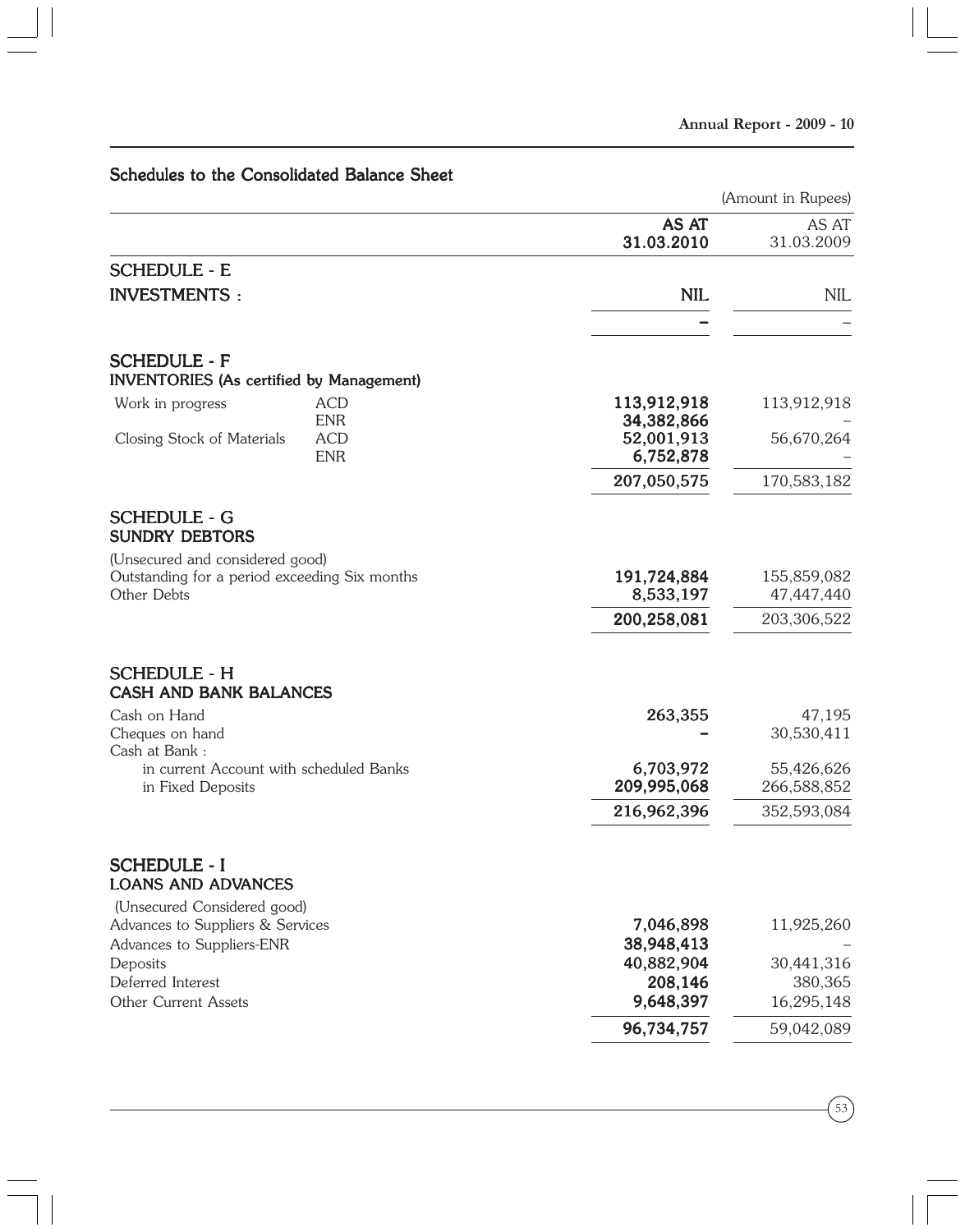## Schedules to the Consolidated Balance Sheet

(Amount in Rupees)

| | | AS AT 31.03.2010 | AS AT 31.03.2009 |
|---|---|---|---|
| **SCHEDULE - E** | | | |
| **INVESTMENTS :** | | **NIL** | NIL |
| | | **–** | – |
| **SCHEDULE - F** | | | |
| **INVENTORIES (As certified by Management)** | | | |
| Work in progress | ACD | **113,912,918** | 113,912,918 |
| | ENR | **34,382,866** | – |
| Closing Stock of Materials | ACD | **52,001,913** | 56,670,264 |
| | ENR | **6,752,878** | – |
| | | **207,050,575** | 170,583,182 |
| **SCHEDULE - G** | | | |
| **SUNDRY DEBTORS** | | | |
| (Unsecured and considered good) | | | |
| Outstanding for a period exceeding Six months | | **191,724,884** | 155,859,082 |
| Other Debts | | **8,533,197** | 47,447,440 |
| | | **200,258,081** | 203,306,522 |
| **SCHEDULE - H** | | | |
| **CASH AND BANK BALANCES** | | | |
| Cash on Hand | | **263,355** | 47,195 |
| Cheques on hand | | **–** | 30,530,411 |
| Cash at Bank : | | | |
| in current Account with scheduled Banks | | **6,703,972** | 55,426,626 |
| in Fixed Deposits | | **209,995,068** | 266,588,852 |
| | | **216,962,396** | 352,593,084 |
| **SCHEDULE - I** | | | |
| **LOANS AND ADVANCES** | | | |
| (Unsecured Considered good) | | | |
| Advances to Suppliers & Services | | **7,046,898** | 11,925,260 |
| Advances to Suppliers-ENR | | **38,948,413** | – |
| Deposits | | **40,882,904** | 30,441,316 |
| Deferred Interest | | **208,146** | 380,365 |
| Other Current Assets | | **9,648,397** | 16,295,148 |
| | | **96,734,757** | 59,042,089 |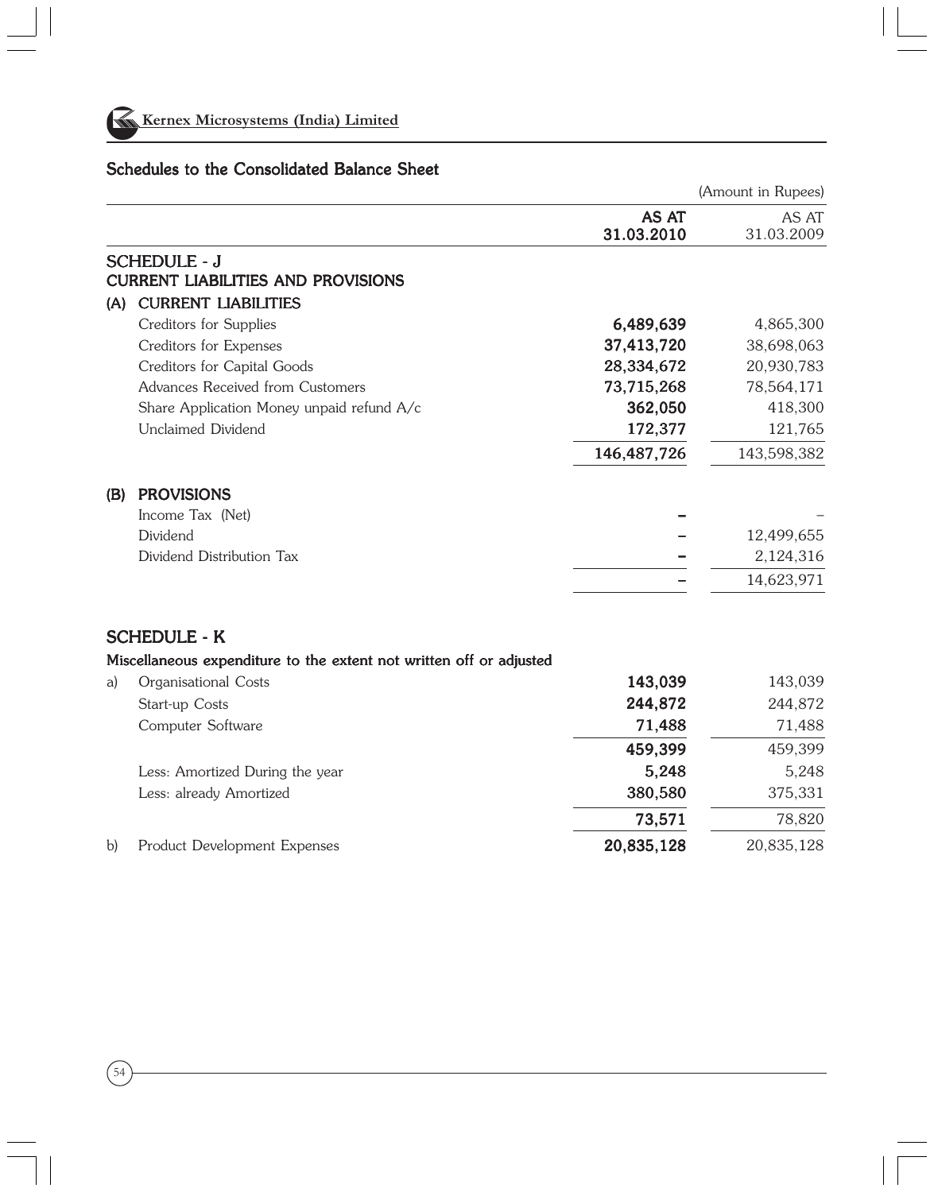## Schedules to the Consolidated Balance Sheet

(Amount in Rupees)

| | AS AT 31.03.2010 | AS AT 31.03.2009 |
|---|---|---|
| **SCHEDULE - J** | | |
| **CURRENT LIABILITIES AND PROVISIONS** | | |
| **(A) CURRENT LIABILITIES** | | |
| Creditors for Supplies | **6,489,639** | 4,865,300 |
| Creditors for Expenses | **37,413,720** | 38,698,063 |
| Creditors for Capital Goods | **28,334,672** | 20,930,783 |
| Advances Received from Customers | **73,715,268** | 78,564,171 |
| Share Application Money unpaid refund A/c | **362,050** | 418,300 |
| Unclaimed Dividend | **172,377** | 121,765 |
| | **146,487,726** | 143,598,382 |
| **(B) PROVISIONS** | | |
| Income Tax (Net) | **–** | – |
| Dividend | **–** | 12,499,655 |
| Dividend Distribution Tax | **–** | 2,124,316 |
| | **–** | 14,623,971 |

## SCHEDULE - K

**Miscellaneous expenditure to the extent not written off or adjusted**

| | AS AT 31.03.2010 | AS AT 31.03.2009 |
|---|---|---|
| a) Organisational Costs | **143,039** | 143,039 |
| Start-up Costs | **244,872** | 244,872 |
| Computer Software | **71,488** | 71,488 |
| | **459,399** | 459,399 |
| Less: Amortized During the year | **5,248** | 5,248 |
| Less: already Amortized | **380,580** | 375,331 |
| | **73,571** | 78,820 |
| b) Product Development Expenses | **20,835,128** | 20,835,128 |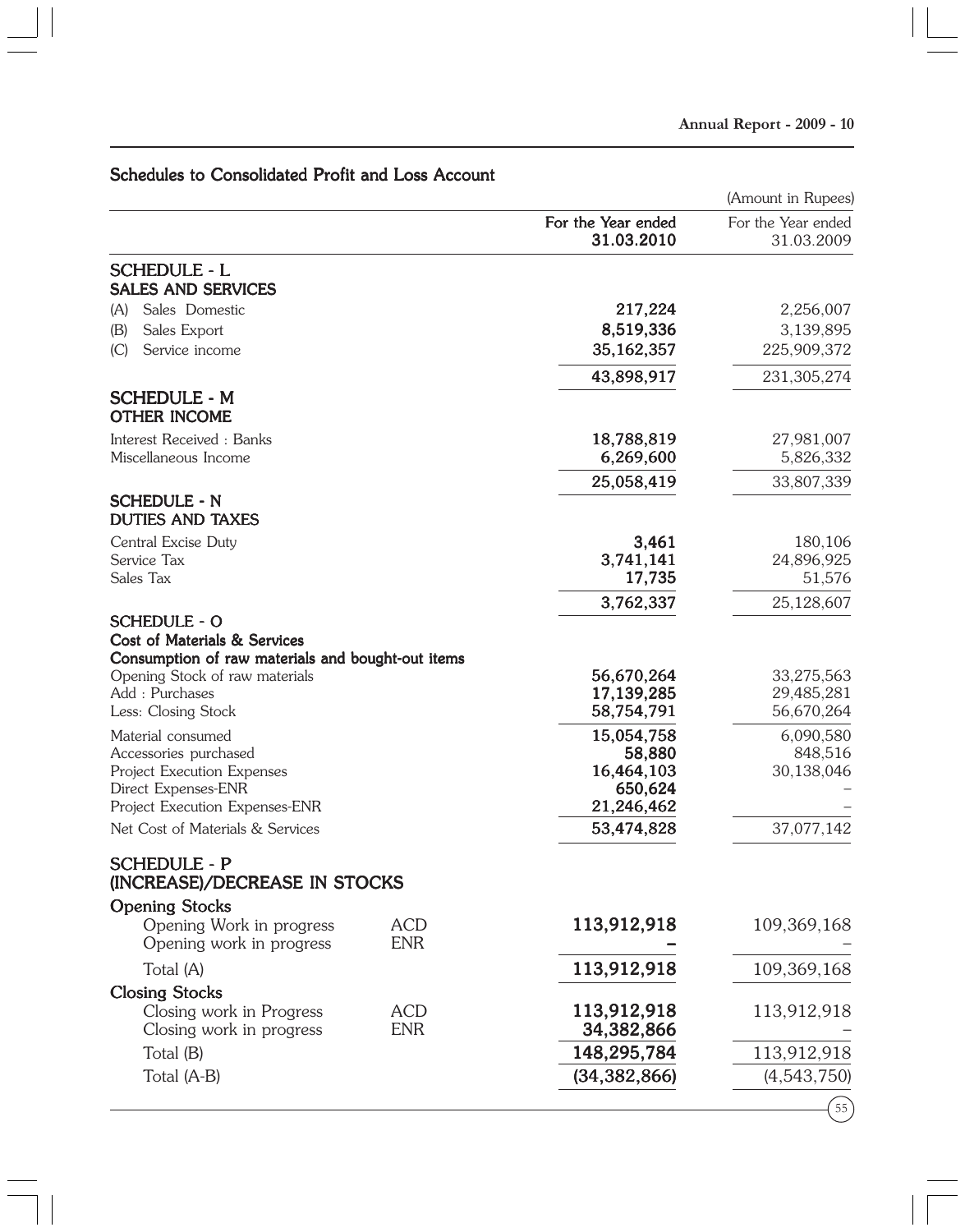## Schedules to Consolidated Profit and Loss Account

(Amount in Rupees)

| | | For the Year ended 31.03.2010 | For the Year ended 31.03.2009 |
|---|---|---|---|
| **SCHEDULE - L** | | | |
| **SALES AND SERVICES** | | | |
| (A) Sales Domestic | | 217,224 | 2,256,007 |
| (B) Sales Export | | 8,519,336 | 3,139,895 |
| (C) Service income | | 35,162,357 | 225,909,372 |
| | | 43,898,917 | 231,305,274 |
| **SCHEDULE - M** | | | |
| **OTHER INCOME** | | | |
| Interest Received : Banks | | 18,788,819 | 27,981,007 |
| Miscellaneous Income | | 6,269,600 | 5,826,332 |
| | | 25,058,419 | 33,807,339 |
| **SCHEDULE - N** | | | |
| **DUTIES AND TAXES** | | | |
| Central Excise Duty | | 3,461 | 180,106 |
| Service Tax | | 3,741,141 | 24,896,925 |
| Sales Tax | | 17,735 | 51,576 |
| | | 3,762,337 | 25,128,607 |
| **SCHEDULE - O** | | | |
| **Cost of Materials & Services** | | | |
| **Consumption of raw materials and bought-out items** | | | |
| Opening Stock of raw materials | | 56,670,264 | 33,275,563 |
| Add : Purchases | | 17,139,285 | 29,485,281 |
| Less: Closing Stock | | 58,754,791 | 56,670,264 |
| Material consumed | | 15,054,758 | 6,090,580 |
| Accessories purchased | | 58,880 | 848,516 |
| Project Execution Expenses | | 16,464,103 | 30,138,046 |
| Direct Expenses-ENR | | 650,624 | – |
| Project Execution Expenses-ENR | | 21,246,462 | – |
| Net Cost of Materials & Services | | 53,474,828 | 37,077,142 |
| **SCHEDULE - P** | | | |
| **(INCREASE)/DECREASE IN STOCKS** | | | |
| **Opening Stocks** | | | |
| Opening Work in progress | ACD | 113,912,918 | 109,369,168 |
| Opening work in progress | ENR | – | – |
| Total (A) | | 113,912,918 | 109,369,168 |
| **Closing Stocks** | | | |
| Closing work in Progress | ACD | 113,912,918 | 113,912,918 |
| Closing work in progress | ENR | 34,382,866 | – |
| Total (B) | | 148,295,784 | 113,912,918 |
| Total (A-B) | | (34,382,866) | (4,543,750) |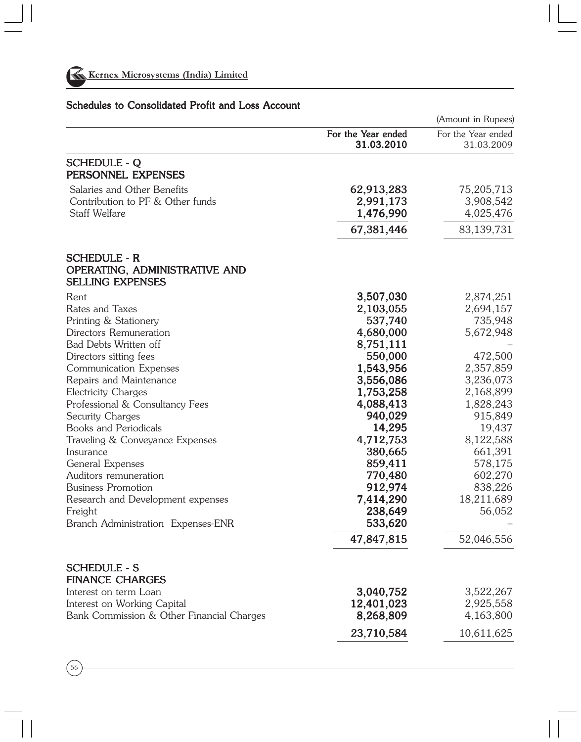## Schedules to Consolidated Profit and Loss Account

(Amount in Rupees)

| | For the Year ended 31.03.2010 | For the Year ended 31.03.2009 |
|---|---|---|
| **SCHEDULE - Q** | | |
| **PERSONNEL EXPENSES** | | |
| Salaries and Other Benefits | 62,913,283 | 75,205,713 |
| Contribution to PF & Other funds | 2,991,173 | 3,908,542 |
| Staff Welfare | 1,476,990 | 4,025,476 |
| | 67,381,446 | 83,139,731 |
| **SCHEDULE - R** | | |
| **OPERATING, ADMINISTRATIVE AND SELLING EXPENSES** | | |
| Rent | 3,507,030 | 2,874,251 |
| Rates and Taxes | 2,103,055 | 2,694,157 |
| Printing & Stationery | 537,740 | 735,948 |
| Directors Remuneration | 4,680,000 | 5,672,948 |
| Bad Debts Written off | 8,751,111 | – |
| Directors sitting fees | 550,000 | 472,500 |
| Communication Expenses | 1,543,956 | 2,357,859 |
| Repairs and Maintenance | 3,556,086 | 3,236,073 |
| Electricity Charges | 1,753,258 | 2,168,899 |
| Professional & Consultancy Fees | 4,088,413 | 1,828,243 |
| Security Charges | 940,029 | 915,849 |
| Books and Periodicals | 14,295 | 19,437 |
| Traveling & Conveyance Expenses | 4,712,753 | 8,122,588 |
| Insurance | 380,665 | 661,391 |
| General Expenses | 859,411 | 578,175 |
| Auditors remuneration | 770,480 | 602,270 |
| Business Promotion | 912,974 | 838,226 |
| Research and Development expenses | 7,414,290 | 18,211,689 |
| Freight | 238,649 | 56,052 |
| Branch Administration Expenses-ENR | 533,620 | – |
| | 47,847,815 | 52,046,556 |
| **SCHEDULE - S** | | |
| **FINANCE CHARGES** | | |
| Interest on term Loan | 3,040,752 | 3,522,267 |
| Interest on Working Capital | 12,401,023 | 2,925,558 |
| Bank Commission & Other Financial Charges | 8,268,809 | 4,163,800 |
| | 23,710,584 | 10,611,625 |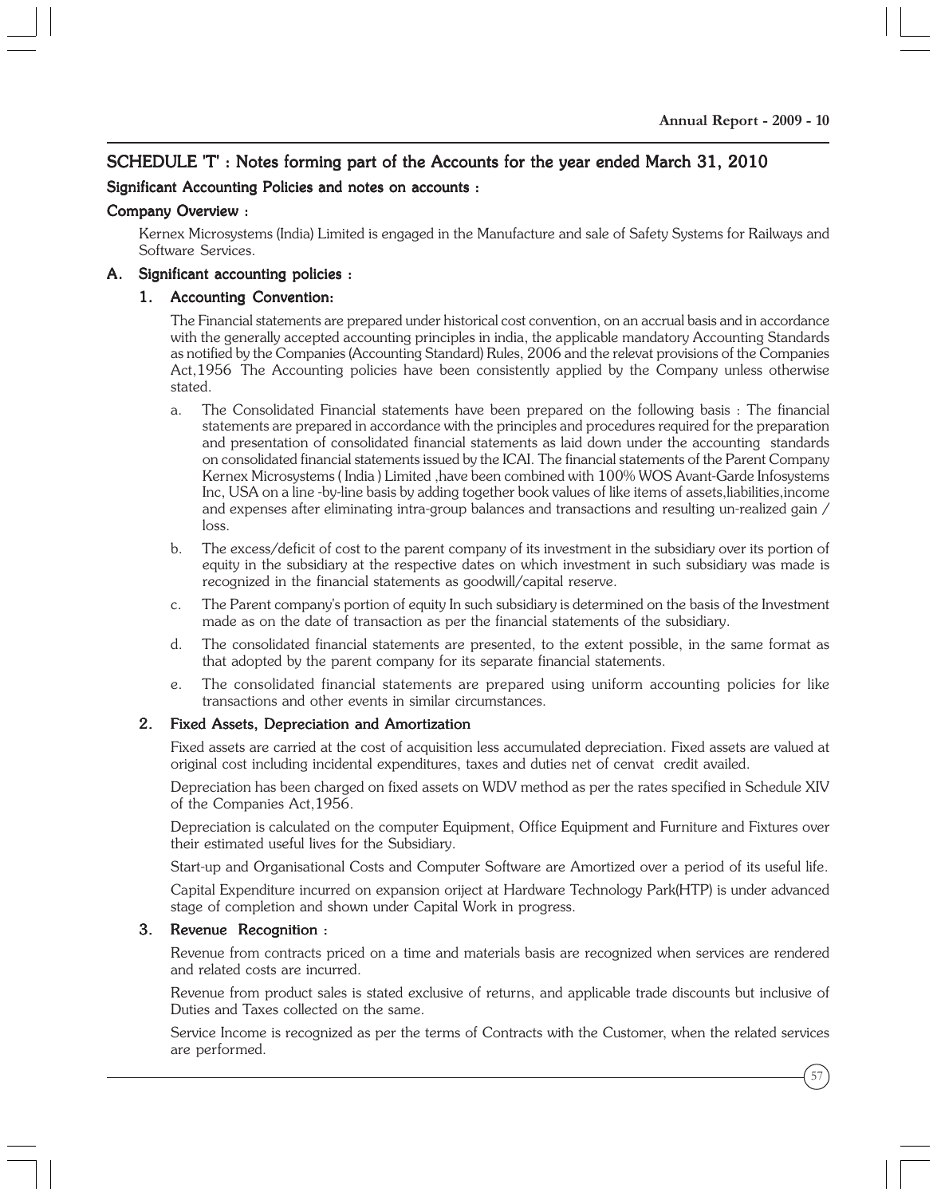## SCHEDULE 'T' : Notes forming part of the Accounts for the year ended March 31, 2010

### Significant Accounting Policies and notes on accounts :

### Company Overview :

Kernex Microsystems (India) Limited is engaged in the Manufacture and sale of Safety Systems for Railways and Software Services.

### A. Significant accounting policies :

#### 1. Accounting Convention:

The Financial statements are prepared under historical cost convention, on an accrual basis and in accordance with the generally accepted accounting principles in india, the applicable mandatory Accounting Standards as notified by the Companies (Accounting Standard) Rules, 2006 and the relevat provisions of the Companies Act,1956 The Accounting policies have been consistently applied by the Company unless otherwise stated.

a. The Consolidated Financial statements have been prepared on the following basis : The financial statements are prepared in accordance with the principles and procedures required for the preparation and presentation of consolidated financial statements as laid down under the accounting standards on consolidated financial statements issued by the ICAI. The financial statements of the Parent Company Kernex Microsystems ( India ) Limited ,have been combined with 100% WOS Avant-Garde Infosystems Inc, USA on a line -by-line basis by adding together book values of like items of assets,liabilities,income and expenses after eliminating intra-group balances and transactions and resulting un-realized gain / loss.

b. The excess/deficit of cost to the parent company of its investment in the subsidiary over its portion of equity in the subsidiary at the respective dates on which investment in such subsidiary was made is recognized in the financial statements as goodwill/capital reserve.

c. The Parent company's portion of equity In such subsidiary is determined on the basis of the Investment made as on the date of transaction as per the financial statements of the subsidiary.

d. The consolidated financial statements are presented, to the extent possible, in the same format as that adopted by the parent company for its separate financial statements.

e. The consolidated financial statements are prepared using uniform accounting policies for like transactions and other events in similar circumstances.

#### 2. Fixed Assets, Depreciation and Amortization

Fixed assets are carried at the cost of acquisition less accumulated depreciation. Fixed assets are valued at original cost including incidental expenditures, taxes and duties net of cenvat credit availed.

Depreciation has been charged on fixed assets on WDV method as per the rates specified in Schedule XIV of the Companies Act,1956.

Depreciation is calculated on the computer Equipment, Office Equipment and Furniture and Fixtures over their estimated useful lives for the Subsidiary.

Start-up and Organisational Costs and Computer Software are Amortized over a period of its useful life.

Capital Expenditure incurred on expansion oriject at Hardware Technology Park(HTP) is under advanced stage of completion and shown under Capital Work in progress.

#### 3. Revenue Recognition :

Revenue from contracts priced on a time and materials basis are recognized when services are rendered and related costs are incurred.

Revenue from product sales is stated exclusive of returns, and applicable trade discounts but inclusive of Duties and Taxes collected on the same.

Service Income is recognized as per the terms of Contracts with the Customer, when the related services are performed.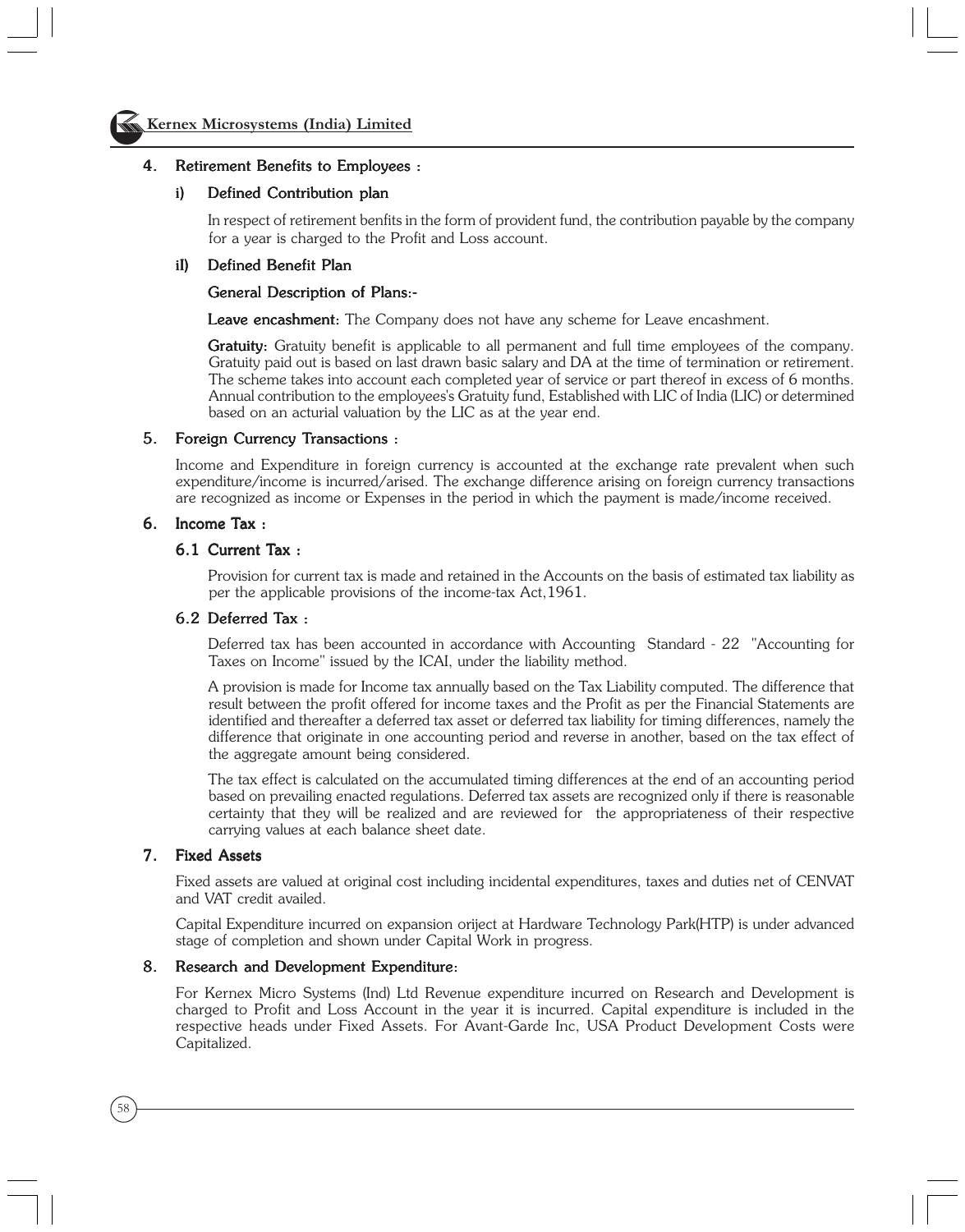## 4. Retirement Benefits to Employees :

### i) Defined Contribution plan

In respect of retirement benfits in the form of provident fund, the contribution payable by the company for a year is charged to the Profit and Loss account.

### iI) Defined Benefit Plan

**General Description of Plans:-**

**Leave encashment:** The Company does not have any scheme for Leave encashment.

**Gratuity:** Gratuity benefit is applicable to all permanent and full time employees of the company. Gratuity paid out is based on last drawn basic salary and DA at the time of termination or retirement. The scheme takes into account each completed year of service or part thereof in excess of 6 months. Annual contribution to the employees's Gratuity fund, Established with LIC of India (LIC) or determined based on an acturial valuation by the LIC as at the year end.

## 5. Foreign Currency Transactions :

Income and Expenditure in foreign currency is accounted at the exchange rate prevalent when such expenditure/income is incurred/arised. The exchange difference arising on foreign currency transactions are recognized as income or Expenses in the period in which the payment is made/income received.

## 6. Income Tax :

### 6.1 Current Tax :

Provision for current tax is made and retained in the Accounts on the basis of estimated tax liability as per the applicable provisions of the income-tax Act,1961.

### 6.2 Deferred Tax :

Deferred tax has been accounted in accordance with Accounting Standard - 22 "Accounting for Taxes on Income" issued by the ICAI, under the liability method.

A provision is made for Income tax annually based on the Tax Liability computed. The difference that result between the profit offered for income taxes and the Profit as per the Financial Statements are identified and thereafter a deferred tax asset or deferred tax liability for timing differences, namely the difference that originate in one accounting period and reverse in another, based on the tax effect of the aggregate amount being considered.

The tax effect is calculated on the accumulated timing differences at the end of an accounting period based on prevailing enacted regulations. Deferred tax assets are recognized only if there is reasonable certainty that they will be realized and are reviewed for the appropriateness of their respective carrying values at each balance sheet date.

## 7. Fixed Assets

Fixed assets are valued at original cost including incidental expenditures, taxes and duties net of CENVAT and VAT credit availed.

Capital Expenditure incurred on expansion oriject at Hardware Technology Park(HTP) is under advanced stage of completion and shown under Capital Work in progress.

## 8. Research and Development Expenditure:

For Kernex Micro Systems (Ind) Ltd Revenue expenditure incurred on Research and Development is charged to Profit and Loss Account in the year it is incurred. Capital expenditure is included in the respective heads under Fixed Assets. For Avant-Garde Inc, USA Product Development Costs were Capitalized.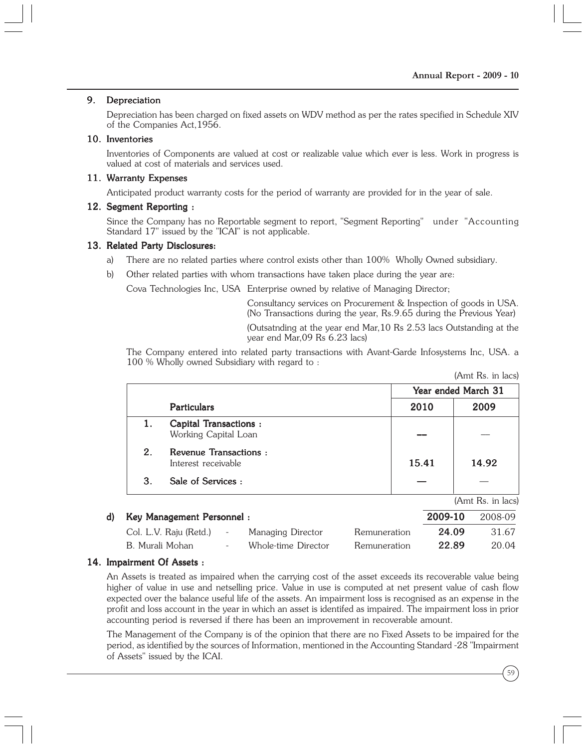## 9. Depreciation

Depreciation has been charged on fixed assets on WDV method as per the rates specified in Schedule XIV of the Companies Act,1956.

## 10. Inventories

Inventories of Components are valued at cost or realizable value which ever is less. Work in progress is valued at cost of materials and services used.

## 11. Warranty Expenses

Anticipated product warranty costs for the period of warranty are provided for in the year of sale.

## 12. Segment Reporting :

Since the Company has no Reportable segment to report, "Segment Reporting" under "Accounting Standard 17" issued by the "ICAI" is not applicable.

## 13. Related Party Disclosures:

a) There are no related parties where control exists other than 100% Wholly Owned subsidiary.

b) Other related parties with whom transactions have taken place during the year are:

Cova Technologies Inc, USA Enterprise owned by relative of Managing Director;

Consultancy services on Procurement & Inspection of goods in USA. (No Transactions during the year, Rs.9.65 during the Previous Year)

(Outsatnding at the year end Mar,10 Rs 2.53 lacs Outstanding at the year end Mar,09 Rs 6.23 lacs)

The Company entered into related party transactions with Avant-Garde Infosystems Inc, USA. a 100 % Wholly owned Subsidiary with regard to :

(Amt Rs. in lacs)

| | Particulars | Year ended March 31 | |
|---|---|---|---|
| | | **2010** | **2009** |
| 1. | **Capital Transactions :** Working Capital Loan | -- | — |
| 2. | **Revenue Transactions :** Interest receivable | **15.41** | **14.92** |
| 3. | **Sale of Services :** | — | — |

(Amt Rs. in lacs)

d) **Key Management Personnel :**

| | | | | **2009-10** | 2008-09 |
|---|---|---|---|---|---|
| Col. L.V. Raju (Retd.) | - | Managing Director | Remuneration | **24.09** | 31.67 |
| B. Murali Mohan | - | Whole-time Director | Remuneration | **22.89** | 20.04 |

## 14. Impairment Of Assets :

An Assets is treated as impaired when the carrying cost of the asset exceeds its recoverable value being higher of value in use and netselling price. Value in use is computed at net present value of cash flow expected over the balance useful life of the assets. An impairment loss is recognised as an expense in the profit and loss account in the year in which an asset is identifed as impaired. The impairment loss in prior accounting period is reversed if there has been an improvement in recoverable amount.

The Management of the Company is of the opinion that there are no Fixed Assets to be impaired for the period, as identified by the sources of Information, mentioned in the Accounting Standard -28 "Impairment of Assets" issued by the ICAI.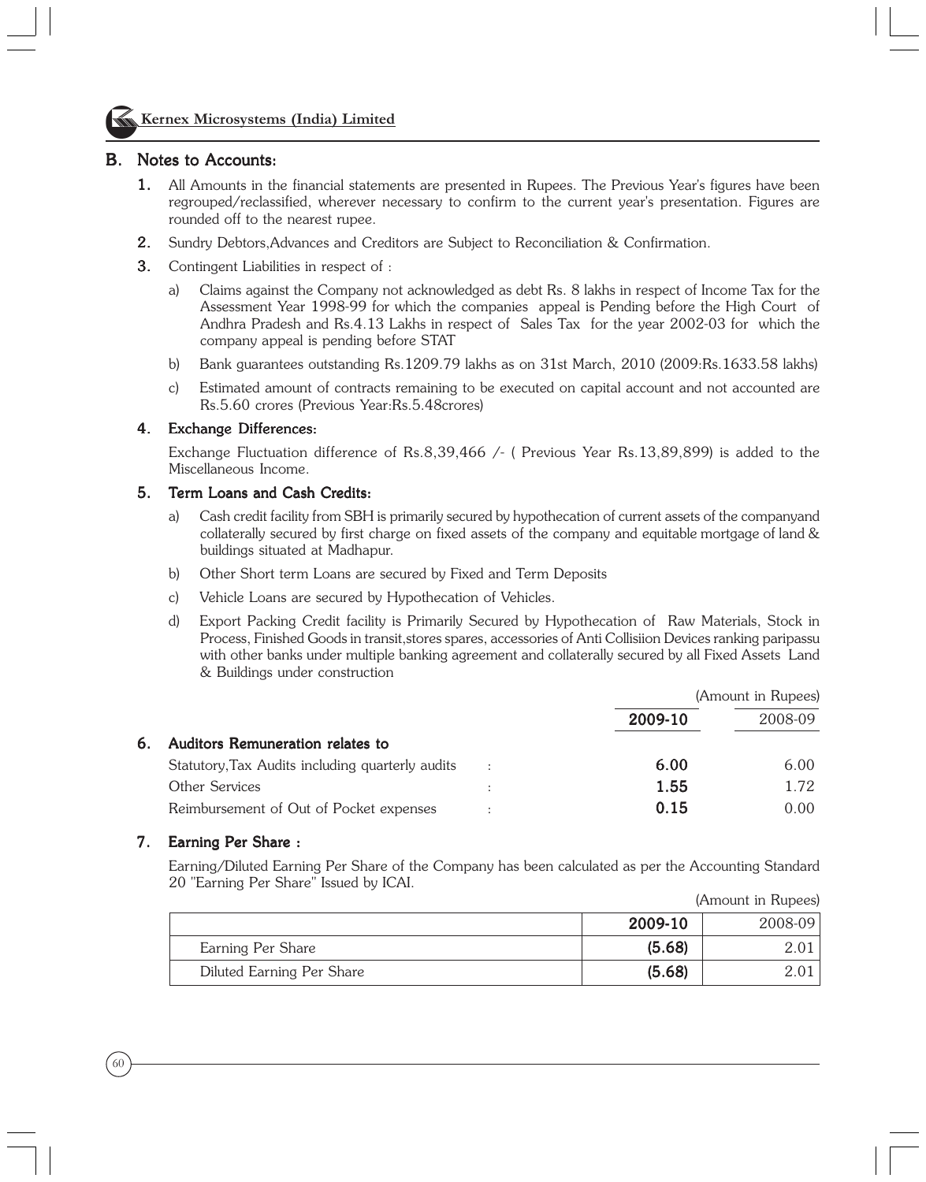## B. Notes to Accounts:

1. All Amounts in the financial statements are presented in Rupees. The Previous Year's figures have been regrouped/reclassified, wherever necessary to confirm to the current year's presentation. Figures are rounded off to the nearest rupee.
2. Sundry Debtors,Advances and Creditors are Subject to Reconciliation & Confirmation.
3. Contingent Liabilities in respect of :
   a) Claims against the Company not acknowledged as debt Rs. 8 lakhs in respect of Income Tax for the Assessment Year 1998-99 for which the companies appeal is Pending before the High Court of Andhra Pradesh and Rs.4.13 Lakhs in respect of Sales Tax for the year 2002-03 for which the company appeal is pending before STAT
   b) Bank guarantees outstanding Rs.1209.79 lakhs as on 31st March, 2010 (2009:Rs.1633.58 lakhs)
   c) Estimated amount of contracts remaining to be executed on capital account and not accounted are Rs.5.60 crores (Previous Year:Rs.5.48crores)

### 4. Exchange Differences:

Exchange Fluctuation difference of Rs.8,39,466 /- ( Previous Year Rs.13,89,899) is added to the Miscellaneous Income.

### 5. Term Loans and Cash Credits:

a) Cash credit facility from SBH is primarily secured by hypothecation of current assets of the companyand collaterally secured by first charge on fixed assets of the company and equitable mortgage of land & buildings situated at Madhapur.

b) Other Short term Loans are secured by Fixed and Term Deposits

c) Vehicle Loans are secured by Hypothecation of Vehicles.

d) Export Packing Credit facility is Primarily Secured by Hypothecation of Raw Materials, Stock in Process, Finished Goods in transit,stores spares, accessories of Anti Collisiion Devices ranking paripassu with other banks under multiple banking agreement and collaterally secured by all Fixed Assets Land & Buildings under construction

(Amount in Rupees)

### 6. Auditors Remuneration relates to

| | | **2009-10** | 2008-09 |
|---|---|---|---|
| Statutory,Tax Audits including quarterly audits | : | **6.00** | 6.00 |
| Other Services | : | **1.55** | 1.72 |
| Reimbursement of Out of Pocket expenses | : | **0.15** | 0.00 |

### 7. Earning Per Share :

Earning/Diluted Earning Per Share of the Company has been calculated as per the Accounting Standard 20 "Earning Per Share" Issued by ICAI.

(Amount in Rupees)

| | **2009-10** | 2008-09 |
|---|---|---|
| Earning Per Share | **(5.68)** | 2.01 |
| Diluted Earning Per Share | **(5.68)** | 2.01 |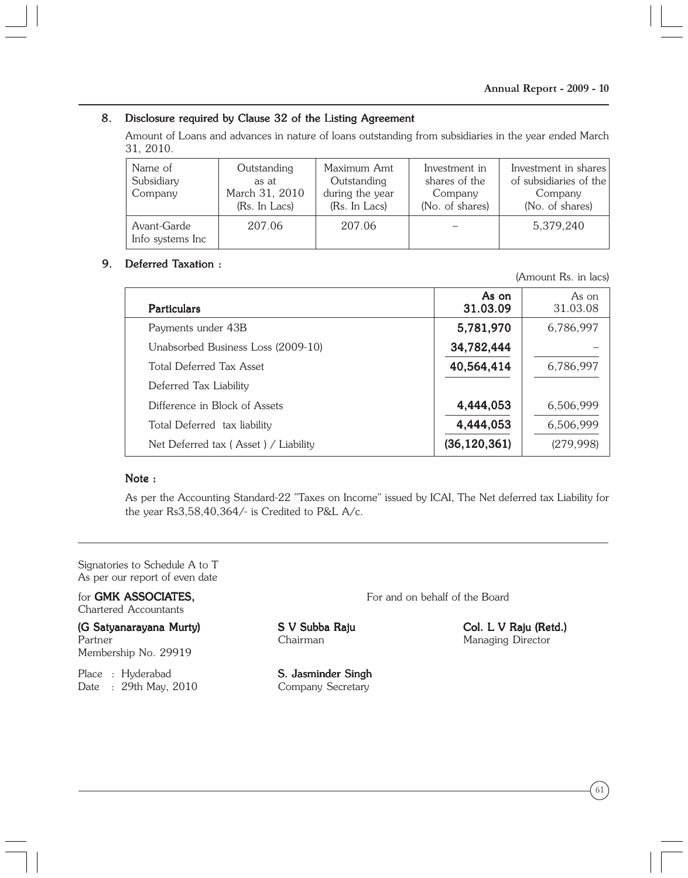## 8. Disclosure required by Clause 32 of the Listing Agreement

Amount of Loans and advances in nature of loans outstanding from subsidiaries in the year ended March 31, 2010.

| Name of Subsidiary Company | Outstanding as at March 31, 2010 (Rs. In Lacs) | Maximum Amt Outstanding during the year (Rs. In Lacs) | Investment in shares of the Company (No. of shares) | Investment in shares of subsidiaries of the Company (No. of shares) |
|---|---|---|---|---|
| Avant-Garde Info systems Inc | 207.06 | 207.06 | – | 5,379,240 |

## 9. Deferred Taxation :

(Amount Rs. in lacs)

| Particulars | As on 31.03.09 | As on 31.03.08 |
|---|---|---|
| Payments under 43B | **5,781,970** | 6,786,997 |
| Unabsorbed Business Loss (2009-10) | **34,782,444** | – |
| Total Deferred Tax Asset | **40,564,414** | 6,786,997 |
| Deferred Tax Liability | | |
| Difference in Block of Assets | **4,444,053** | 6,506,999 |
| Total Deferred tax liability | **4,444,053** | 6,506,999 |
| Net Deferred tax ( Asset ) / Liability | **(36,120,361)** | (279,998) |

**Note :**

As per the Accounting Standard-22 "Taxes on Income" issued by ICAI, The Net deferred tax Liability for the year Rs3,58,40,364/- is Credited to P&L A/c.

---

Signatories to Schedule A to T
As per our report of even date

for **GMK ASSOCIATES,**
Chartered Accountants

**(G Satyanarayana Murty)**
Partner
Membership No. 29919

Place : Hyderabad
Date : 29th May, 2010

For and on behalf of the Board

**S V Subba Raju**
Chairman

**Col. L V Raju (Retd.)**
Managing Director

**S. Jasminder Singh**
Company Secretary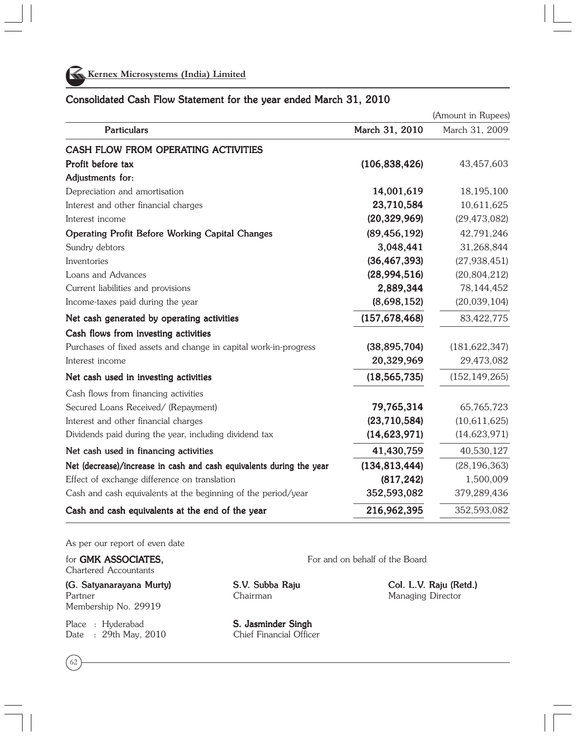Kernex Microsystems (India) Limited

## Consolidated Cash Flow Statement for the year ended March 31, 2010

(Amount in Rupees)

| Particulars | March 31, 2010 | March 31, 2009 |
|---|---|---|
| **CASH FLOW FROM OPERATING ACTIVITIES** | | |
| **Profit before tax** | **(106,838,426)** | 43,457,603 |
| **Adjustments for:** | | |
| Depreciation and amortisation | **14,001,619** | 18,195,100 |
| Interest and other financial charges | **23,710,584** | 10,611,625 |
| Interest income | **(20,329,969)** | (29,473,082) |
| **Operating Profit Before Working Capital Changes** | **(89,456,192)** | 42,791,246 |
| Sundry debtors | **3,048,441** | 31,268,844 |
| Inventories | **(36,467,393)** | (27,938,451) |
| Loans and Advances | **(28,994,516)** | (20,804,212) |
| Current liabilities and provisions | **2,889,344** | 78,144,452 |
| Income-taxes paid during the year | **(8,698,152)** | (20,039,104) |
| **Net cash generated by operating activities** | **(157,678,468)** | 83,422,775 |
| **Cash flows from investing activities** | | |
| Purchases of fixed assets and change in capital work-in-progress | **(38,895,704)** | (181,622,347) |
| Interest income | **20,329,969** | 29,473,082 |
| **Net cash used in investing activities** | **(18,565,735)** | (152,149,265) |
| Cash flows from financing activities | | |
| Secured Loans Received/ (Repayment) | **79,765,314** | 65,765,723 |
| Interest and other financial charges | **(23,710,584)** | (10,611,625) |
| Dividends paid during the year, including dividend tax | **(14,623,971)** | (14,623,971) |
| **Net cash used in financing activities** | **41,430,759** | 40,530,127 |
| **Net (decrease)/increase in cash and cash equivalents during the year** | **(134,813,444)** | (28,196,363) |
| Effect of exchange difference on translation | **(817,242)** | 1,500,009 |
| Cash and cash equivalents at the beginning of the period/year | **352,593,082** | 379,289,436 |
| **Cash and cash equivalents at the end of the year** | **216,962,395** | 352,593,082 |

As per our report of even date

for **GMK ASSOCIATES,**
Chartered Accountants

**(G. Satyanarayana Murty)**
Partner
Membership No. 29919

Place : Hyderabad
Date : 29th May, 2010

For and on behalf of the Board

**S.V. Subba Raju**
Chairman

**Col. L.V. Raju (Retd.)**
Managing Director

**S. Jasminder Singh**
Chief Financial Officer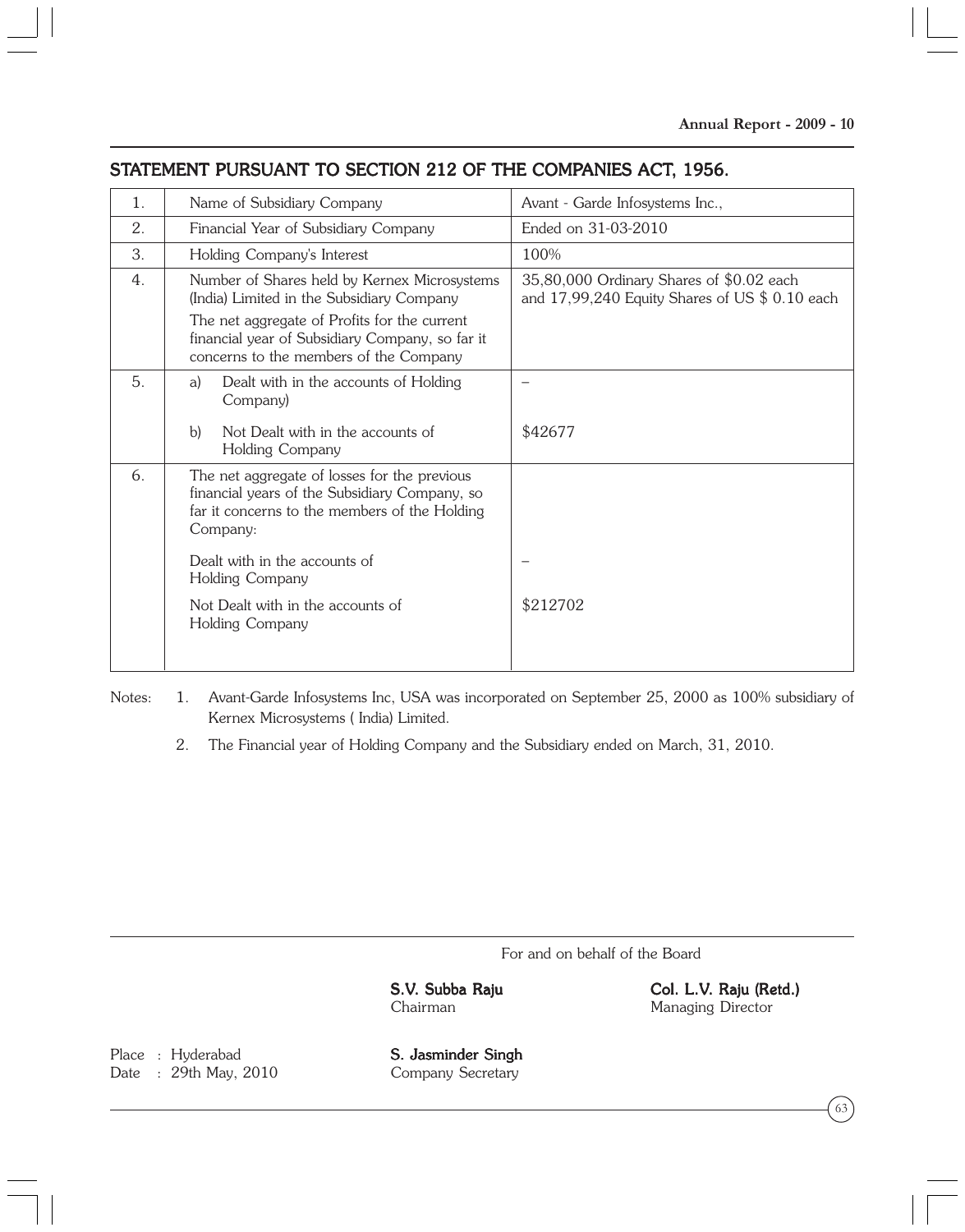## STATEMENT PURSUANT TO SECTION 212 OF THE COMPANIES ACT, 1956.

| | | |
|---|---|---|
| 1. | Name of Subsidiary Company | Avant - Garde Infosystems Inc., |
| 2. | Financial Year of Subsidiary Company | Ended on 31-03-2010 |
| 3. | Holding Company's Interest | 100% |
| 4. | Number of Shares held by Kernex Microsystems (India) Limited in the Subsidiary Company<br>The net aggregate of Profits for the current financial year of Subsidiary Company, so far it concerns to the members of the Company | 35,80,000 Ordinary Shares of $0.02 each and 17,99,240 Equity Shares of US $ 0.10 each |
| 5. | a) Dealt with in the accounts of Holding Company) | – |
| | b) Not Dealt with in the accounts of Holding Company | $42677 |
| 6. | The net aggregate of losses for the previous financial years of the Subsidiary Company, so far it concerns to the members of the Holding Company: | |
| | Dealt with in the accounts of Holding Company | – |
| | Not Dealt with in the accounts of Holding Company | $212702 |

Notes:
1. Avant-Garde Infosystems Inc, USA was incorporated on September 25, 2000 as 100% subsidiary of Kernex Microsystems ( India) Limited.
2. The Financial year of Holding Company and the Subsidiary ended on March, 31, 2010.

For and on behalf of the Board

**S.V. Subba Raju**
Chairman

**Col. L.V. Raju (Retd.)**
Managing Director

Place : Hyderabad
Date : 29th May, 2010

**S. Jasminder Singh**
Company Secretary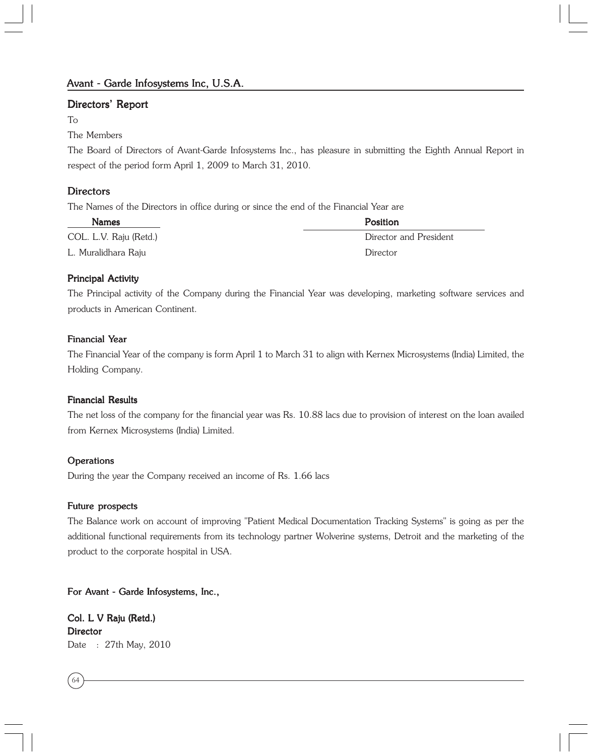## Avant - Garde Infosystems Inc, U.S.A.

### Directors' Report

To

The Members

The Board of Directors of Avant-Garde Infosystems Inc., has pleasure in submitting the Eighth Annual Report in respect of the period form April 1, 2009 to March 31, 2010.

### Directors

The Names of the Directors in office during or since the end of the Financial Year are

| Names | Position |
|---|---|
| COL. L.V. Raju (Retd.) | Director and President |
| L. Muralidhara Raju | Director |

#### Principal Activity

The Principal activity of the Company during the Financial Year was developing, marketing software services and products in American Continent.

#### Financial Year

The Financial Year of the company is form April 1 to March 31 to align with Kernex Microsystems (India) Limited, the Holding Company.

#### Financial Results

The net loss of the company for the financial year was Rs. 10.88 lacs due to provision of interest on the loan availed from Kernex Microsystems (India) Limited.

#### Operations

During the year the Company received an income of Rs. 1.66 lacs

#### Future prospects

The Balance work on account of improving "Patient Medical Documentation Tracking Systems" is going as per the additional functional requirements from its technology partner Wolverine systems, Detroit and the marketing of the product to the corporate hospital in USA.

**For Avant - Garde Infosystems, Inc.,**

**Col. L V Raju (Retd.)**
**Director**
Date : 27th May, 2010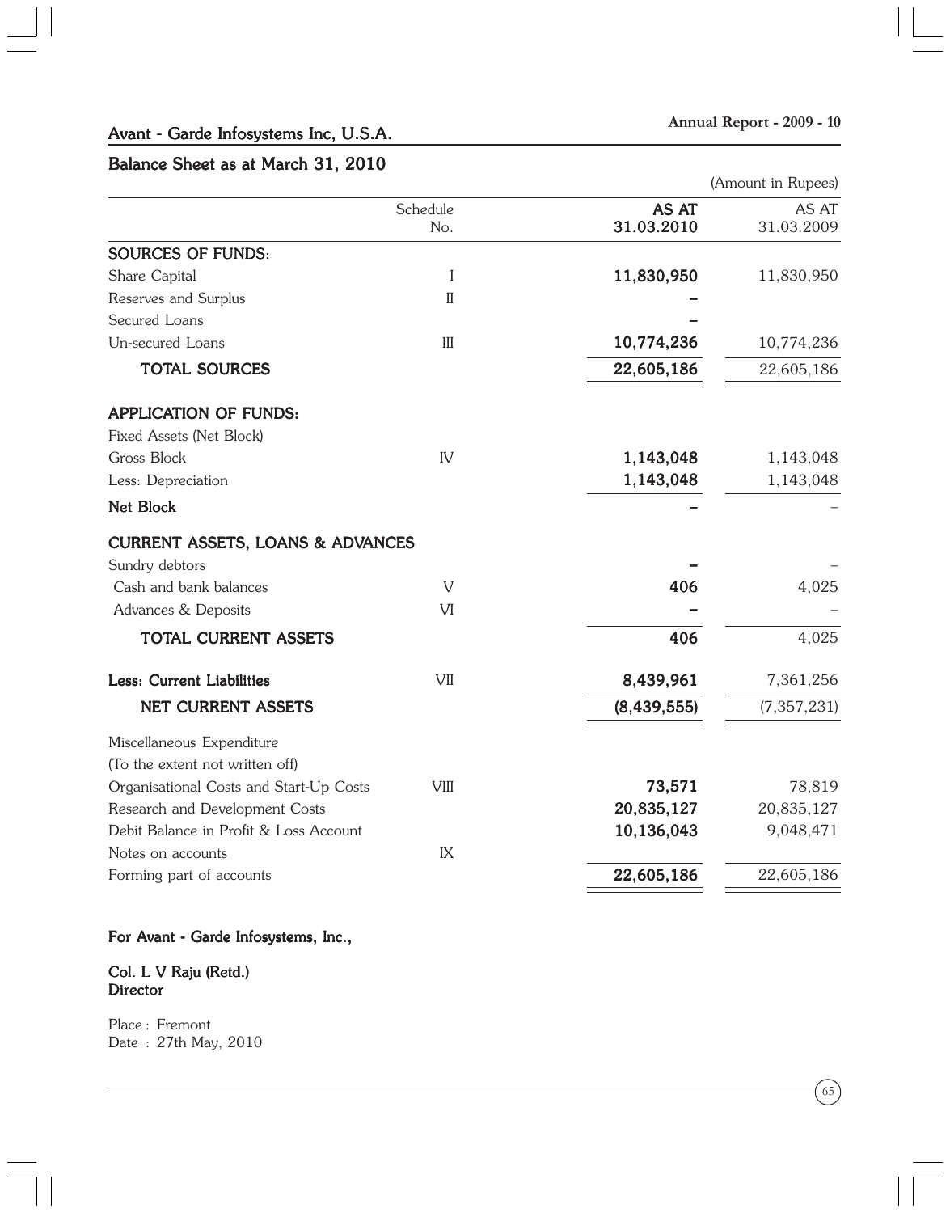## Avant - Garde Infosystems Inc, U.S.A.

## Balance Sheet as at March 31, 2010

(Amount in Rupees)

| | Schedule No. | AS AT 31.03.2010 | AS AT 31.03.2009 |
|---|---|---|---|
| **SOURCES OF FUNDS:** | | | |
| Share Capital | I | **11,830,950** | 11,830,950 |
| Reserves and Surplus | II | **–** | |
| Secured Loans | | **–** | |
| Un-secured Loans | III | **10,774,236** | 10,774,236 |
| **TOTAL SOURCES** | | **22,605,186** | 22,605,186 |
| **APPLICATION OF FUNDS:** | | | |
| Fixed Assets (Net Block) | | | |
| Gross Block | IV | **1,143,048** | 1,143,048 |
| Less: Depreciation | | **1,143,048** | 1,143,048 |
| **Net Block** | | **–** | – |
| **CURRENT ASSETS, LOANS & ADVANCES** | | | |
| Sundry debtors | | **–** | – |
| Cash and bank balances | V | **406** | 4,025 |
| Advances & Deposits | VI | **–** | – |
| **TOTAL CURRENT ASSETS** | | **406** | 4,025 |
| **Less: Current Liabilities** | VII | **8,439,961** | 7,361,256 |
| **NET CURRENT ASSETS** | | **(8,439,555)** | (7,357,231) |
| Miscellaneous Expenditure | | | |
| (To the extent not written off) | | | |
| Organisational Costs and Start-Up Costs | VIII | **73,571** | 78,819 |
| Research and Development Costs | | **20,835,127** | 20,835,127 |
| Debit Balance in Profit & Loss Account | | **10,136,043** | 9,048,471 |
| Notes on accounts | IX | | |
| Forming part of accounts | | **22,605,186** | 22,605,186 |

**For Avant - Garde Infosystems, Inc.,**

**Col. L V Raju (Retd.)**
**Director**

Place : Fremont
Date : 27th May, 2010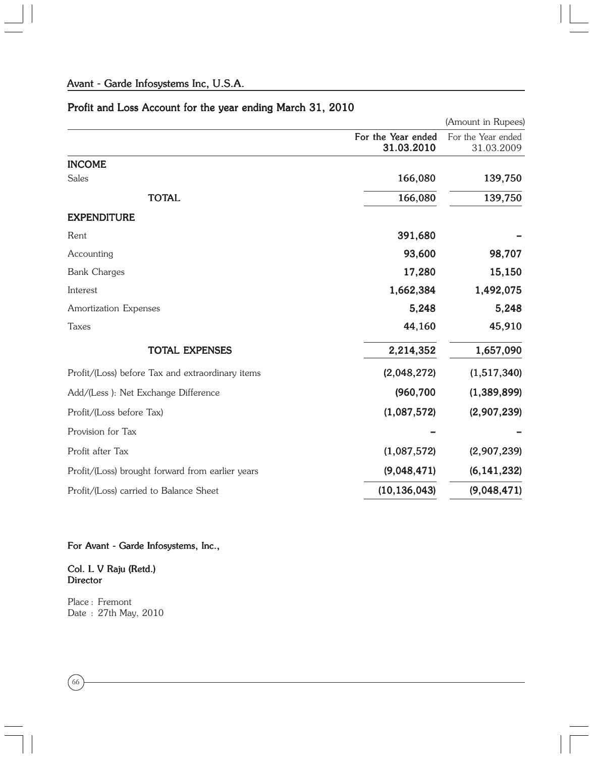## Avant - Garde Infosystems Inc, U.S.A.

### Profit and Loss Account for the year ending March 31, 2010

(Amount in Rupees)

| | For the Year ended 31.03.2010 | For the Year ended 31.03.2009 |
|---|---|---|
| **INCOME** | | |
| Sales | 166,080 | 139,750 |
| **TOTAL** | 166,080 | 139,750 |
| **EXPENDITURE** | | |
| Rent | 391,680 | – |
| Accounting | 93,600 | 98,707 |
| Bank Charges | 17,280 | 15,150 |
| Interest | 1,662,384 | 1,492,075 |
| Amortization Expenses | 5,248 | 5,248 |
| Taxes | 44,160 | 45,910 |
| **TOTAL EXPENSES** | 2,214,352 | 1,657,090 |
| Profit/(Loss) before Tax and extraordinary items | (2,048,272) | (1,517,340) |
| Add/(Less ): Net Exchange Difference | (960,700 | (1,389,899) |
| Profit/(Loss before Tax) | (1,087,572) | (2,907,239) |
| Provision for Tax | – | – |
| Profit after Tax | (1,087,572) | (2,907,239) |
| Profit/(Loss) brought forward from earlier years | (9,048,471) | (6,141,232) |
| Profit/(Loss) carried to Balance Sheet | (10,136,043) | (9,048,471) |

**For Avant - Garde Infosystems, Inc.,**

**Col. L V Raju (Retd.)**
**Director**

Place : Fremont
Date : 27th May, 2010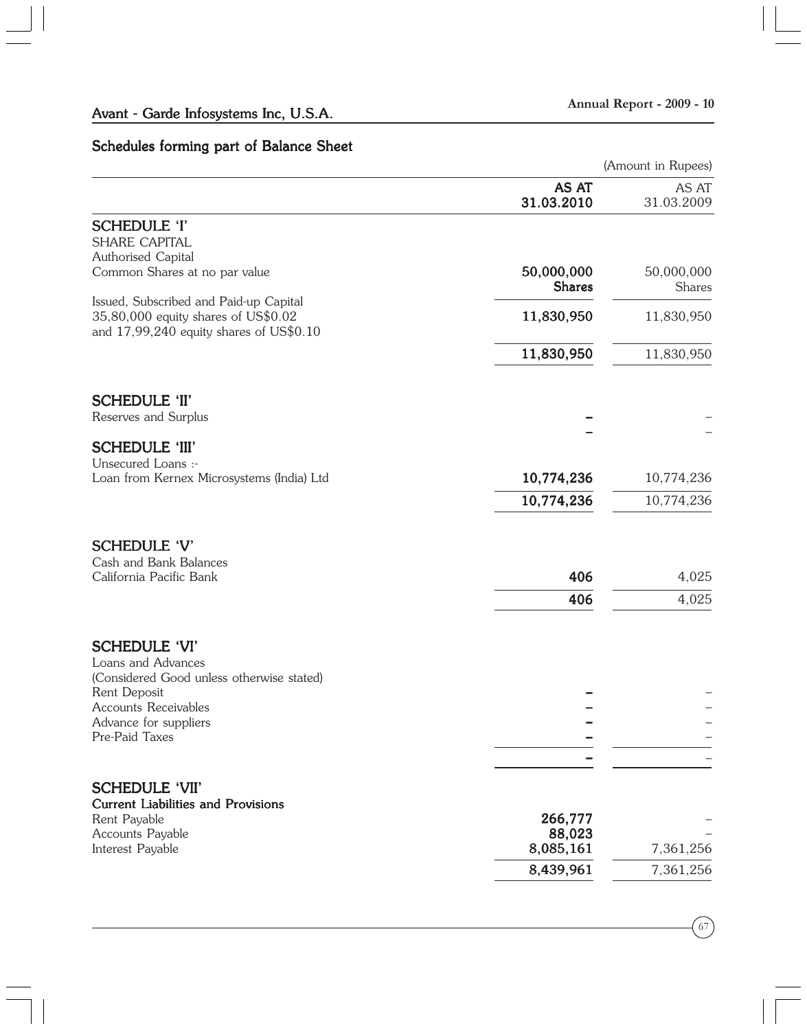## Schedules forming part of Balance Sheet

(Amount in Rupees)

| | AS AT 31.03.2010 | AS AT 31.03.2009 |
|---|---|---|
| **SCHEDULE 'I'** | | |
| SHARE CAPITAL | | |
| Authorised Capital | | |
| Common Shares at no par value | **50,000,000 Shares** | 50,000,000 Shares |
| Issued, Subscribed and Paid-up Capital | | |
| 35,80,000 equity shares of US$0.02 and 17,99,240 equity shares of US$0.10 | **11,830,950** | 11,830,950 |
| | **11,830,950** | 11,830,950 |
| **SCHEDULE 'II'** | | |
| Reserves and Surplus | **–** | – |
| | **–** | – |
| **SCHEDULE 'III'** | | |
| Unsecured Loans :- | | |
| Loan from Kernex Microsystems (India) Ltd | **10,774,236** | 10,774,236 |
| | **10,774,236** | 10,774,236 |
| **SCHEDULE 'V'** | | |
| Cash and Bank Balances | | |
| California Pacific Bank | **406** | 4,025 |
| | **406** | 4,025 |
| **SCHEDULE 'VI'** | | |
| Loans and Advances | | |
| (Considered Good unless otherwise stated) | | |
| Rent Deposit | **–** | – |
| Accounts Receivables | **–** | – |
| Advance for suppliers | **–** | – |
| Pre-Paid Taxes | **–** | – |
| | **–** | – |
| **SCHEDULE 'VII'** | | |
| **Current Liabilities and Provisions** | | |
| Rent Payable | **266,777** | – |
| Accounts Payable | **88,023** | – |
| Interest Payable | **8,085,161** | 7,361,256 |
| | **8,439,961** | 7,361,256 |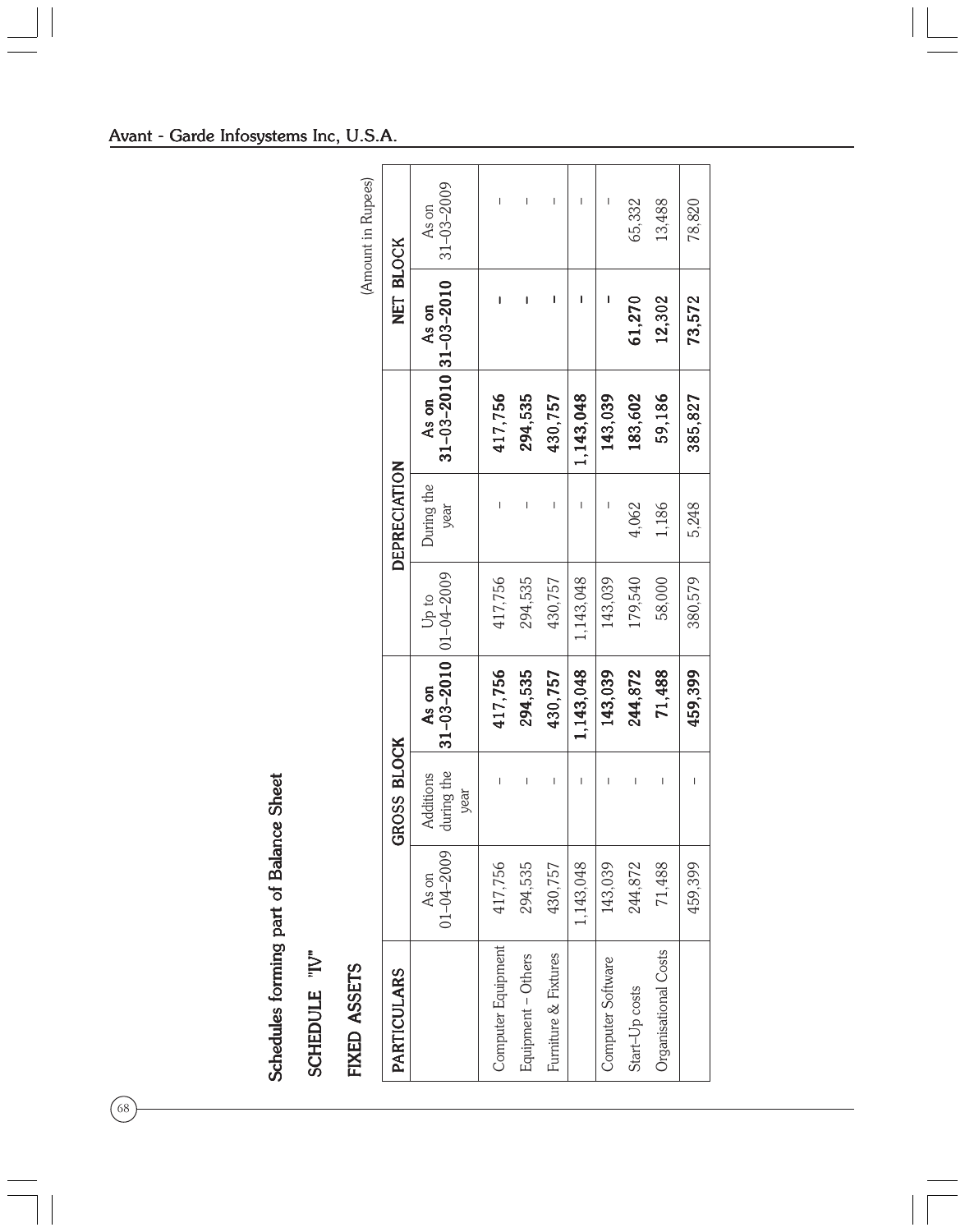## Schedules forming part of Balance Sheet

## SCHEDULE "IV"

## FIXED ASSETS

(Amount in Rupees)

| PARTICULARS | GROSS BLOCK | | | DEPRECIATION | | | NET BLOCK | |
|---|---|---|---|---|---|---|---|---|
| | As on 01-04-2009 | Additions during the year | **As on 31-03-2010** | Up to 01-04-2009 | During the year | **As on 31-03-2010** | **As on 31-03-2010** | As on 31-03-2009 |
| Computer Equipment | 417,756 | – | **417,756** | 417,756 | – | **417,756** | **–** | – |
| Equipment – Others | 294,535 | – | **294,535** | 294,535 | – | **294,535** | **–** | – |
| Furniture & Fixtures | 430,757 | – | **430,757** | 430,757 | – | **430,757** | **–** | – |
| | 1,143,048 | – | **1,143,048** | 1,143,048 | – | **1,143,048** | **–** | – |
| Computer Software | 143,039 | – | **143,039** | 143,039 | – | **143,039** | **–** | – |
| Start-Up costs | 244,872 | – | **244,872** | 179,540 | 4,062 | **183,602** | **61,270** | 65,332 |
| Organisational Costs | 71,488 | – | **71,488** | 58,000 | 1,186 | **59,186** | **12,302** | 13,488 |
| | 459,399 | – | **459,399** | 380,579 | 5,248 | **385,827** | **73,572** | 78,820 |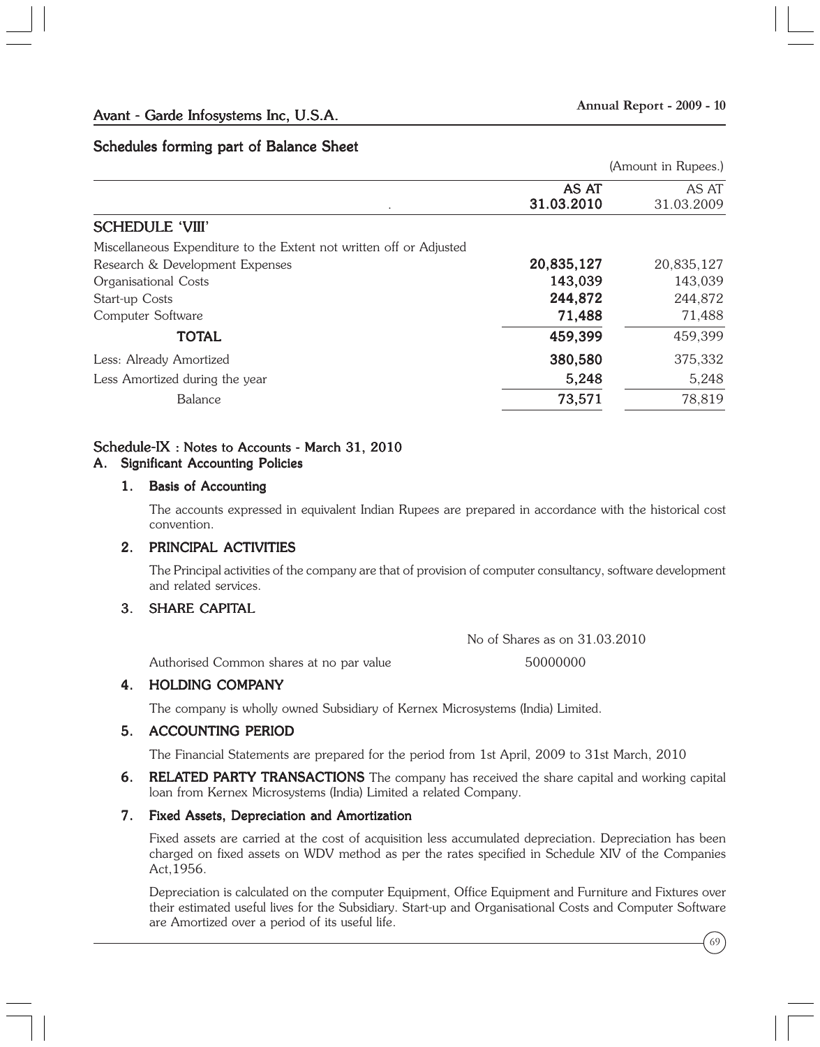## Schedules forming part of Balance Sheet

(Amount in Rupees.)

| | AS AT 31.03.2010 | AS AT 31.03.2009 |
|---|---|---|
| **SCHEDULE 'VIII'** | | |
| Miscellaneous Expenditure to the Extent not written off or Adjusted | | |
| Research & Development Expenses | **20,835,127** | 20,835,127 |
| Organisational Costs | **143,039** | 143,039 |
| Start-up Costs | **244,872** | 244,872 |
| Computer Software | **71,488** | 71,488 |
| **TOTAL** | **459,399** | 459,399 |
| Less: Already Amortized | **380,580** | 375,332 |
| Less Amortized during the year | **5,248** | 5,248 |
| Balance | **73,571** | 78,819 |

## Schedule-IX : Notes to Accounts - March 31, 2010

### A. Significant Accounting Policies

**1. Basis of Accounting**

The accounts expressed in equivalent Indian Rupees are prepared in accordance with the historical cost convention.

**2. PRINCIPAL ACTIVITIES**

The Principal activities of the company are that of provision of computer consultancy, software development and related services.

**3. SHARE CAPITAL**

| | No of Shares as on 31.03.2010 |
|---|---|
| Authorised Common shares at no par value | 50000000 |

**4. HOLDING COMPANY**

The company is wholly owned Subsidiary of Kernex Microsystems (India) Limited.

**5. ACCOUNTING PERIOD**

The Financial Statements are prepared for the period from 1st April, 2009 to 31st March, 2010

**6. RELATED PARTY TRANSACTIONS** The company has received the share capital and working capital loan from Kernex Microsystems (India) Limited a related Company.

**7. Fixed Assets, Depreciation and Amortization**

Fixed assets are carried at the cost of acquisition less accumulated depreciation. Depreciation has been charged on fixed assets on WDV method as per the rates specified in Schedule XIV of the Companies Act,1956.

Depreciation is calculated on the computer Equipment, Office Equipment and Furniture and Fixtures over their estimated useful lives for the Subsidiary. Start-up and Organisational Costs and Computer Software are Amortized over a period of its useful life.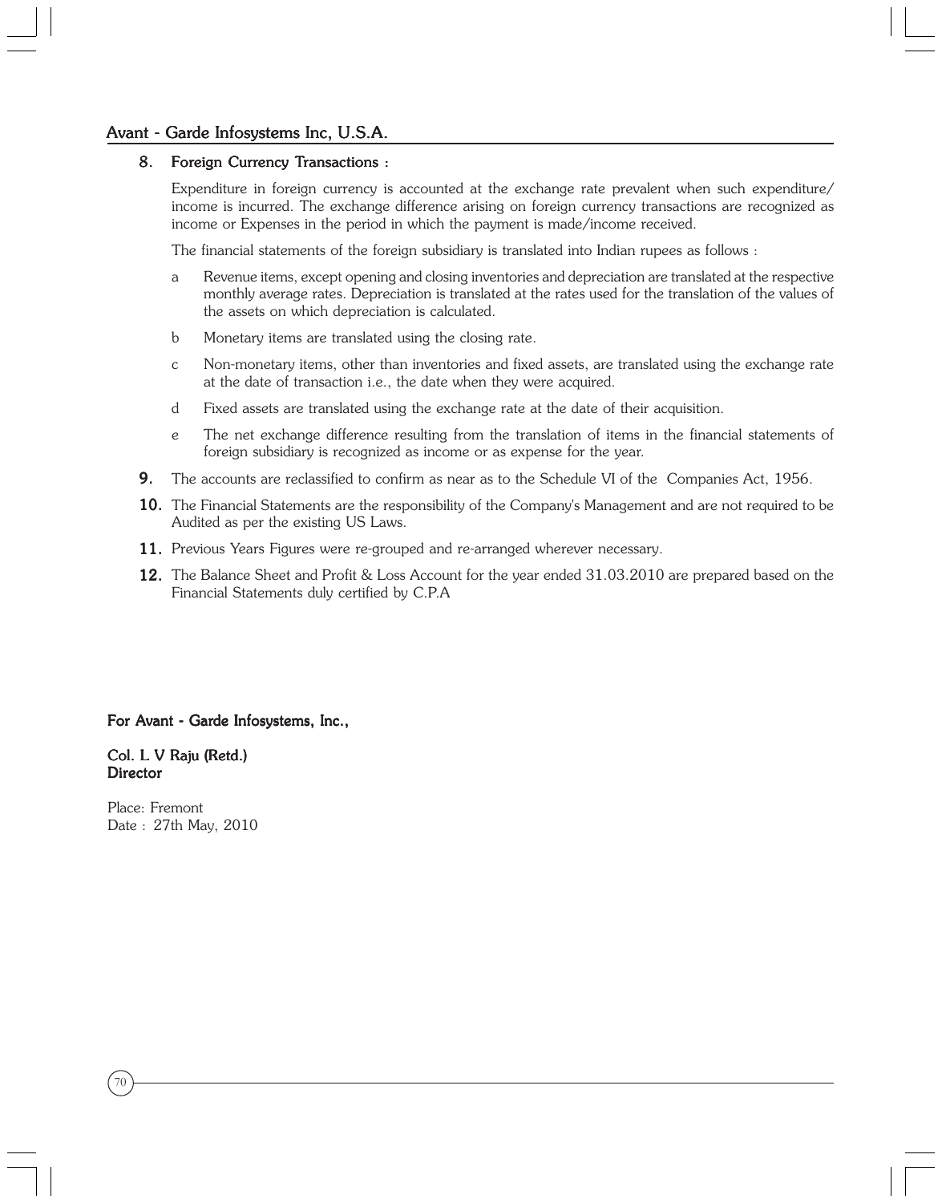## 8. Foreign Currency Transactions :

Expenditure in foreign currency is accounted at the exchange rate prevalent when such expenditure/ income is incurred. The exchange difference arising on foreign currency transactions are recognized as income or Expenses in the period in which the payment is made/income received.

The financial statements of the foreign subsidiary is translated into Indian rupees as follows :

a Revenue items, except opening and closing inventories and depreciation are translated at the respective monthly average rates. Depreciation is translated at the rates used for the translation of the values of the assets on which depreciation is calculated.

b Monetary items are translated using the closing rate.

c Non-monetary items, other than inventories and fixed assets, are translated using the exchange rate at the date of transaction i.e., the date when they were acquired.

d Fixed assets are translated using the exchange rate at the date of their acquisition.

e The net exchange difference resulting from the translation of items in the financial statements of foreign subsidiary is recognized as income or as expense for the year.

**9.** The accounts are reclassified to confirm as near as to the Schedule VI of the Companies Act, 1956.

**10.** The Financial Statements are the responsibility of the Company's Management and are not required to be Audited as per the existing US Laws.

**11.** Previous Years Figures were re-grouped and re-arranged wherever necessary.

**12.** The Balance Sheet and Profit & Loss Account for the year ended 31.03.2010 are prepared based on the Financial Statements duly certified by C.P.A

**For Avant - Garde Infosystems, Inc.,**

**Col. L V Raju (Retd.)**
**Director**

Place: Fremont
Date : 27th May, 2010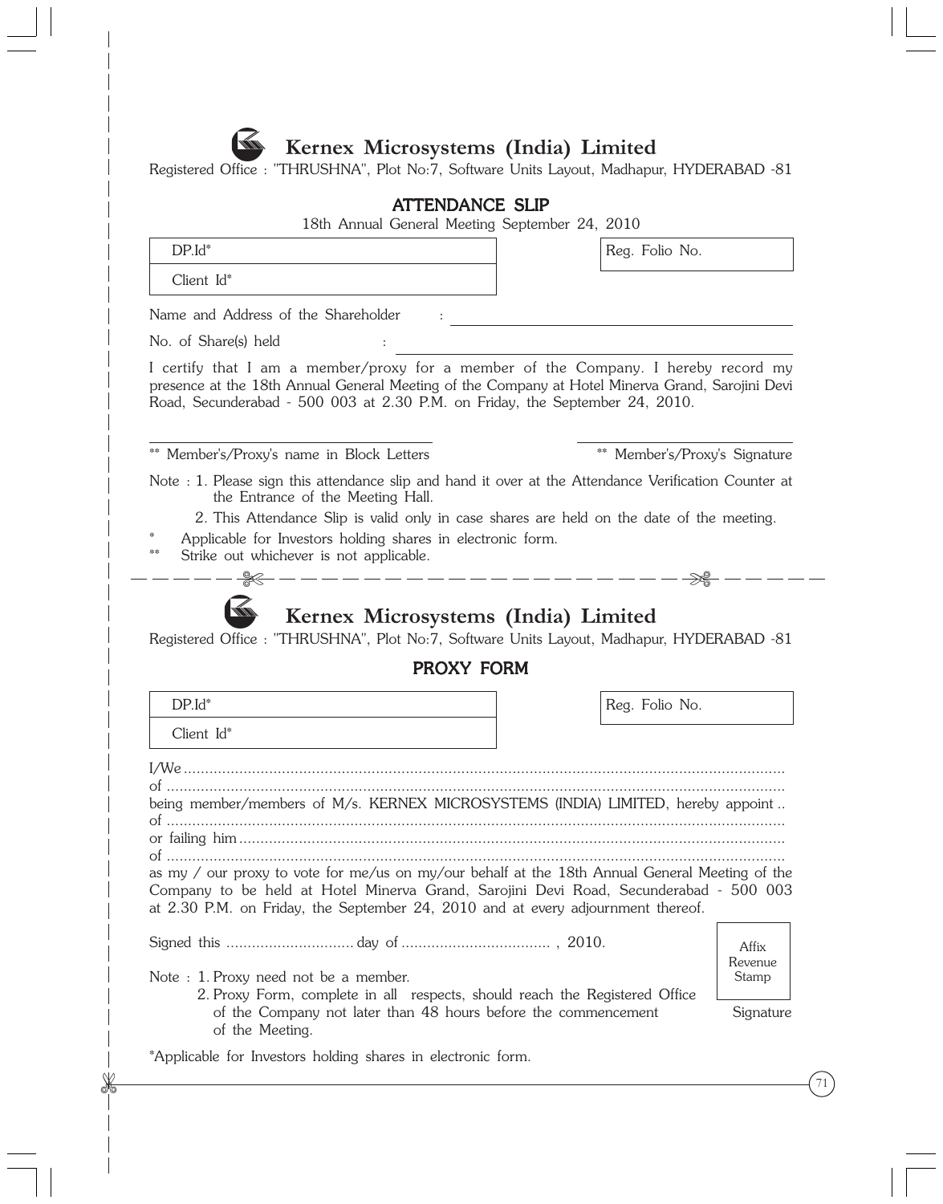# Kernex Microsystems (India) Limited

Registered Office : "THRUSHNA", Plot No:7, Software Units Layout, Madhapur, HYDERABAD -81

## ATTENDANCE SLIP

18th Annual General Meeting September 24, 2010

| | |
|---|---|
| DP.Id* | Reg. Folio No. |
| Client Id* | |

Name and Address of the Shareholder : ______________________

No. of Share(s) held : ______________________

I certify that I am a member/proxy for a member of the Company. I hereby record my presence at the 18th Annual General Meeting of the Company at Hotel Minerva Grand, Sarojini Devi Road, Secunderabad - 500 003 at 2.30 P.M. on Friday, the September 24, 2010.

** Member's/Proxy's name in Block Letters ** Member's/Proxy's Signature

Note : 1. Please sign this attendance slip and hand it over at the Attendance Verification Counter at the Entrance of the Meeting Hall.

2. This Attendance Slip is valid only in case shares are held on the date of the meeting.

* Applicable for Investors holding shares in electronic form.

** Strike out whichever is not applicable.

---

# Kernex Microsystems (India) Limited

Registered Office : "THRUSHNA", Plot No:7, Software Units Layout, Madhapur, HYDERABAD -81

## PROXY FORM

| | |
|---|---|
| DP.Id* | Reg. Folio No. |
| Client Id* | |

I/We ..................................................................................................................................

of ......................................................................................................................................

being member/members of M/s. KERNEX MICROSYSTEMS (INDIA) LIMITED, hereby appoint ..

of ......................................................................................................................................

or failing him .....................................................................................................................

of ......................................................................................................................................

as my / our proxy to vote for me/us on my/our behalf at the 18th Annual General Meeting of the Company to be held at Hotel Minerva Grand, Sarojini Devi Road, Secunderabad - 500 003 at 2.30 P.M. on Friday, the September 24, 2010 and at every adjournment thereof.

Signed this ............................. day of .................................. , 2010.

Affix Revenue Stamp

Signature

Note : 1. Proxy need not be a member.

2. Proxy Form, complete in all respects, should reach the Registered Office of the Company not later than 48 hours before the commencement of the Meeting.

*Applicable for Investors holding shares in electronic form.